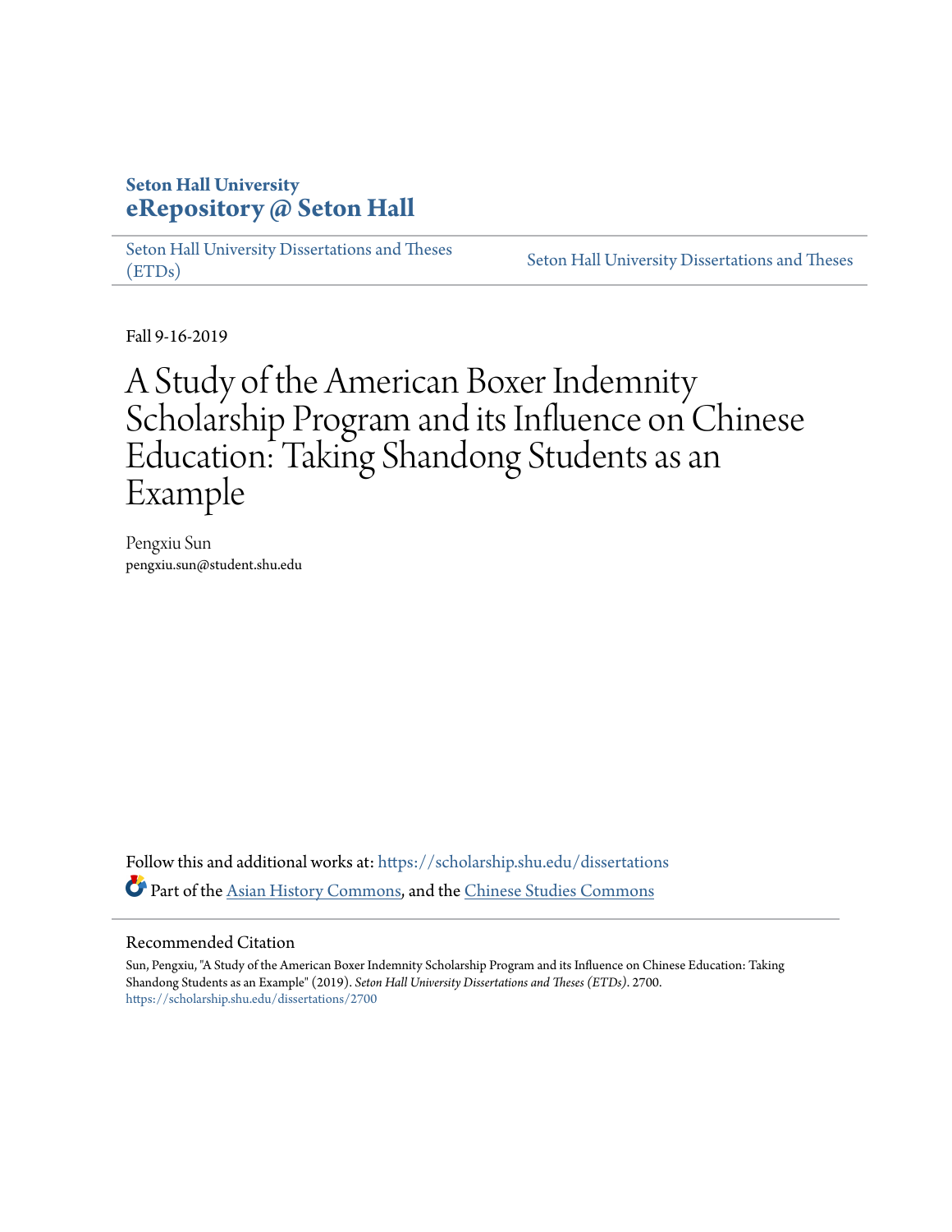**Seton Hall University**
**eRepository @ Seton Hall**

Seton Hall University Dissertations and Theses (ETDs) | Seton Hall University Dissertations and Theses

Fall 9-16-2019

# A Study of the American Boxer Indemnity Scholarship Program and its Influence on Chinese Education: Taking Shandong Students as an Example

Pengxiu Sun
pengxiu.sun@student.shu.edu

Follow this and additional works at: https://scholarship.shu.edu/dissertations

Part of the Asian History Commons, and the Chinese Studies Commons

## Recommended Citation

Sun, Pengxiu, "A Study of the American Boxer Indemnity Scholarship Program and its Influence on Chinese Education: Taking Shandong Students as an Example" (2019). *Seton Hall University Dissertations and Theses (ETDs)*. 2700.
https://scholarship.shu.edu/dissertations/2700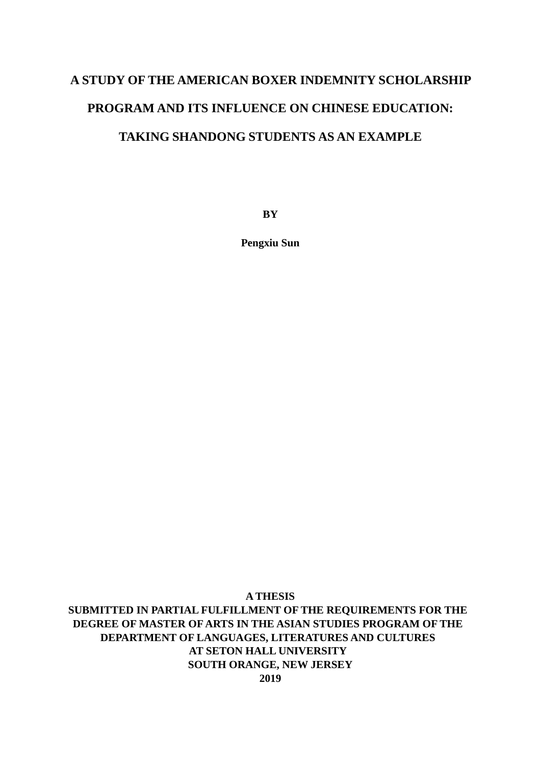# A STUDY OF THE AMERICAN BOXER INDEMNITY SCHOLARSHIP PROGRAM AND ITS INFLUENCE ON CHINESE EDUCATION: TAKING SHANDONG STUDENTS AS AN EXAMPLE

**BY**

**Pengxiu Sun**

**A THESIS**
**SUBMITTED IN PARTIAL FULFILLMENT OF THE REQUIREMENTS FOR THE DEGREE OF MASTER OF ARTS IN THE ASIAN STUDIES PROGRAM OF THE DEPARTMENT OF LANGUAGES, LITERATURES AND CULTURES**
**AT SETON HALL UNIVERSITY**
**SOUTH ORANGE, NEW JERSEY**
**2019**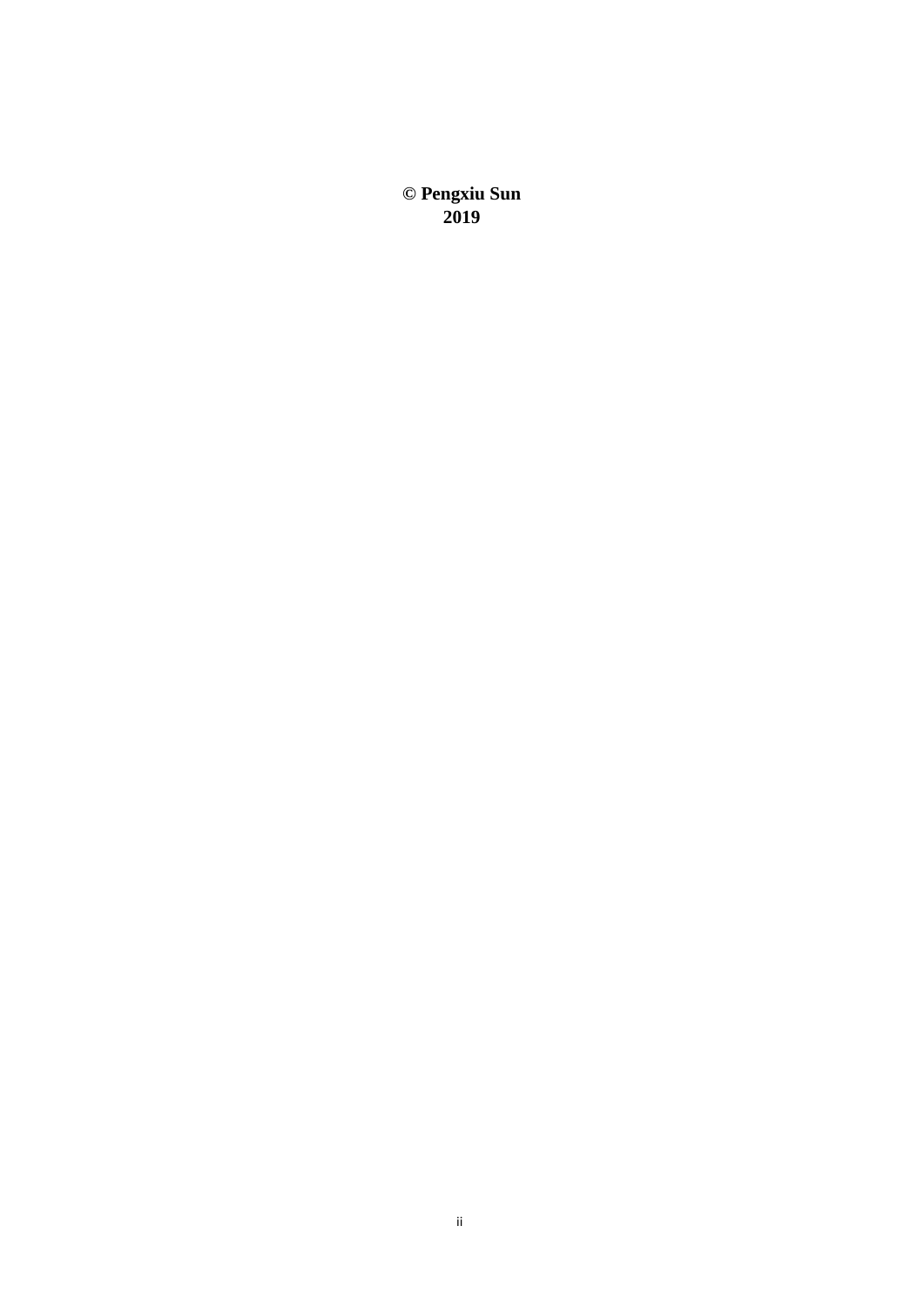**© Pengxiu Sun**
**2019**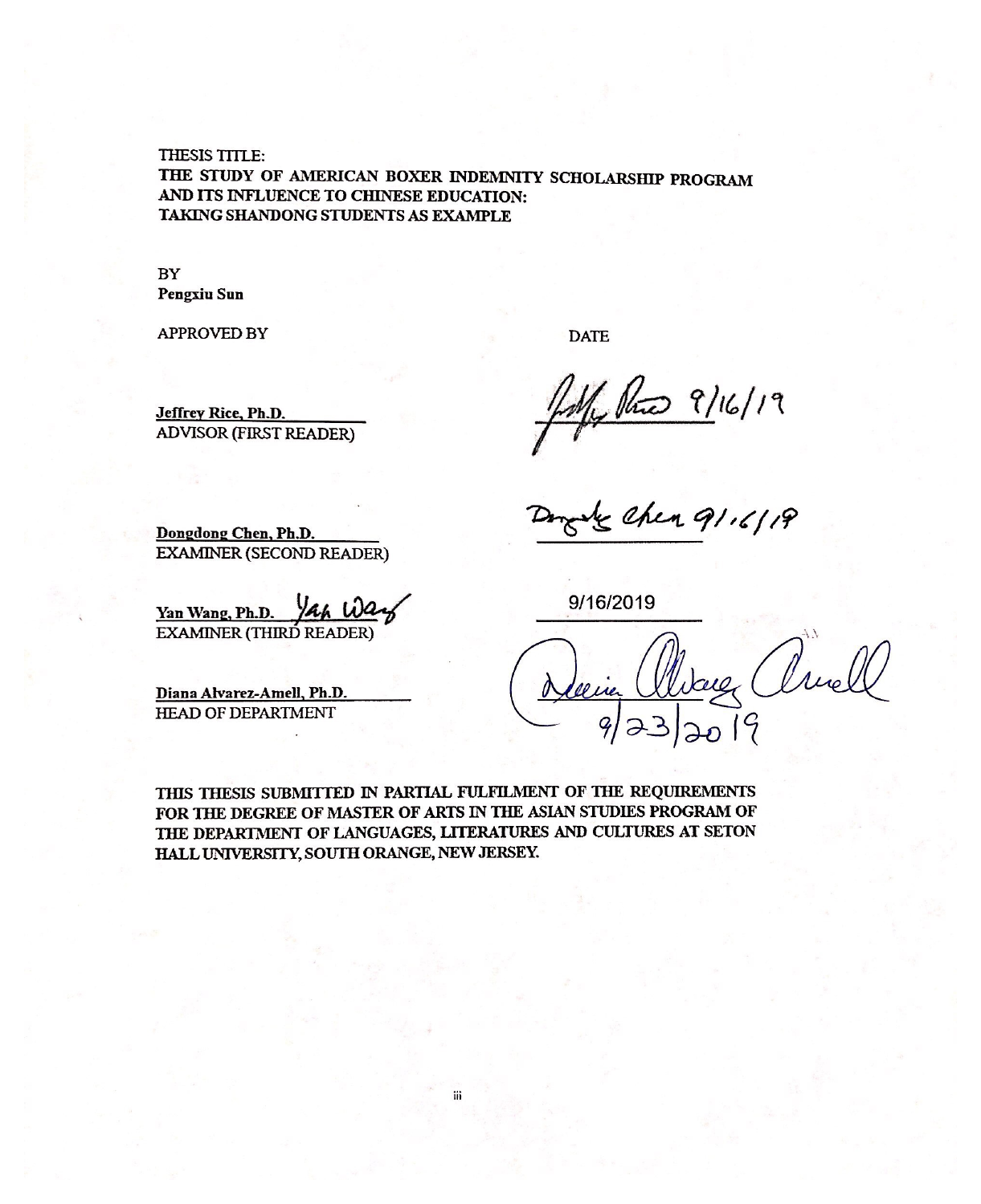THESIS TITLE:

**THE STUDY OF AMERICAN BOXER INDEMNITY SCHOLARSHIP PROGRAM AND ITS INFLUENCE TO CHINESE EDUCATION: TAKING SHANDONG STUDENTS AS EXAMPLE**

BY

**Pengxiu Sun**

| APPROVED BY | DATE |
|---|---|
| **Jeffrey Rice, Ph.D.**<br>ADVISOR (FIRST READER) | 9/16/19 |
| **Dongdong Chen, Ph.D.**<br>EXAMINER (SECOND READER) | 9/16/19 |
| **Yan Wang, Ph.D.**<br>EXAMINER (THIRD READER) | 9/16/2019 |
| **Diana Alvarez-Amell, Ph.D.**<br>HEAD OF DEPARTMENT | 9/23/2019 |

**THIS THESIS SUBMITTED IN PARTIAL FULFILMENT OF THE REQUIREMENTS FOR THE DEGREE OF MASTER OF ARTS IN THE ASIAN STUDIES PROGRAM OF THE DEPARTMENT OF LANGUAGES, LITERATURES AND CULTURES AT SETON HALL UNIVERSITY, SOUTH ORANGE, NEW JERSEY.**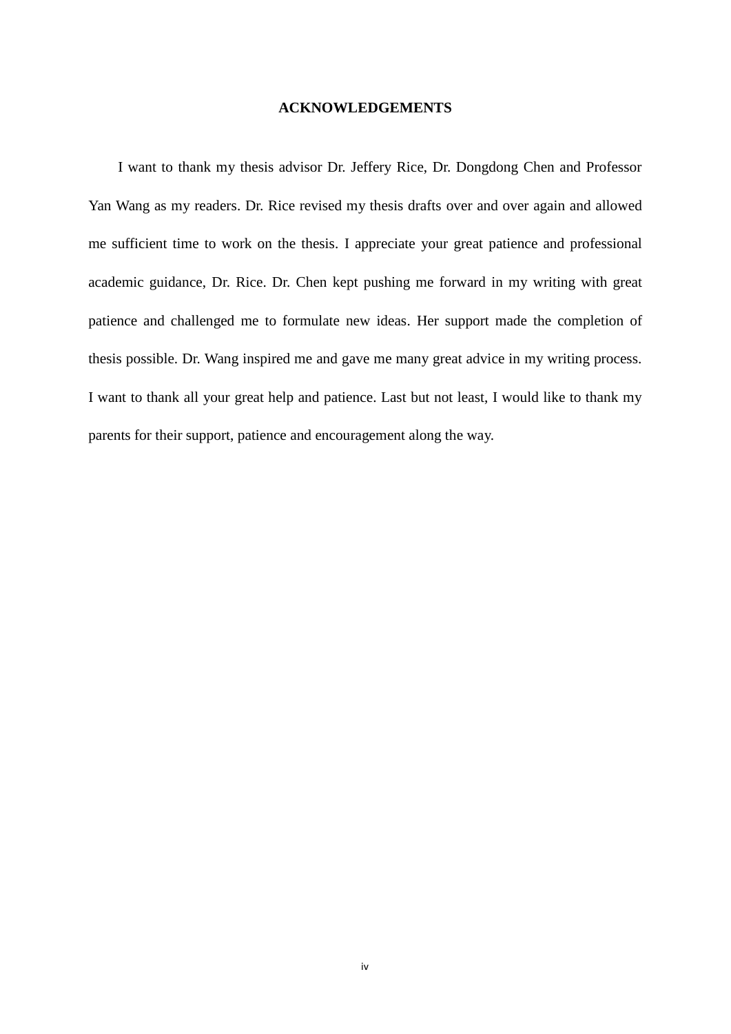# ACKNOWLEDGEMENTS

I want to thank my thesis advisor Dr. Jeffery Rice, Dr. Dongdong Chen and Professor Yan Wang as my readers. Dr. Rice revised my thesis drafts over and over again and allowed me sufficient time to work on the thesis. I appreciate your great patience and professional academic guidance, Dr. Rice. Dr. Chen kept pushing me forward in my writing with great patience and challenged me to formulate new ideas. Her support made the completion of thesis possible. Dr. Wang inspired me and gave me many great advice in my writing process. I want to thank all your great help and patience. Last but not least, I would like to thank my parents for their support, patience and encouragement along the way.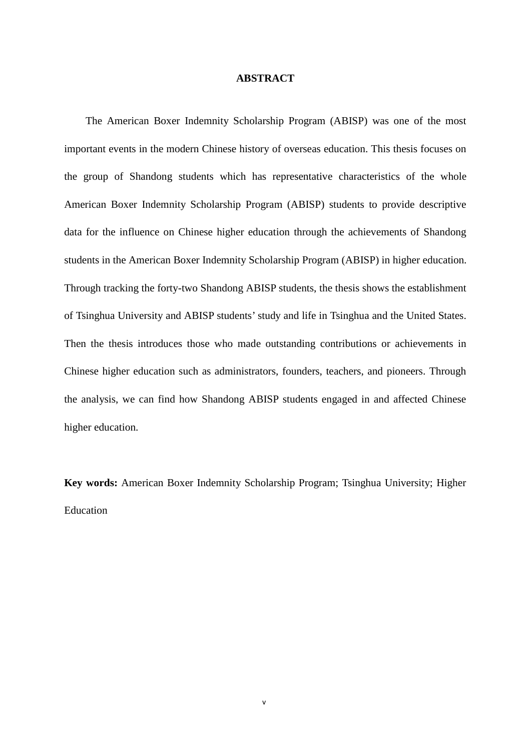# ABSTRACT

The American Boxer Indemnity Scholarship Program (ABISP) was one of the most important events in the modern Chinese history of overseas education. This thesis focuses on the group of Shandong students which has representative characteristics of the whole American Boxer Indemnity Scholarship Program (ABISP) students to provide descriptive data for the influence on Chinese higher education through the achievements of Shandong students in the American Boxer Indemnity Scholarship Program (ABISP) in higher education. Through tracking the forty-two Shandong ABISP students, the thesis shows the establishment of Tsinghua University and ABISP students' study and life in Tsinghua and the United States. Then the thesis introduces those who made outstanding contributions or achievements in Chinese higher education such as administrators, founders, teachers, and pioneers. Through the analysis, we can find how Shandong ABISP students engaged in and affected Chinese higher education.

**Key words:** American Boxer Indemnity Scholarship Program; Tsinghua University; Higher Education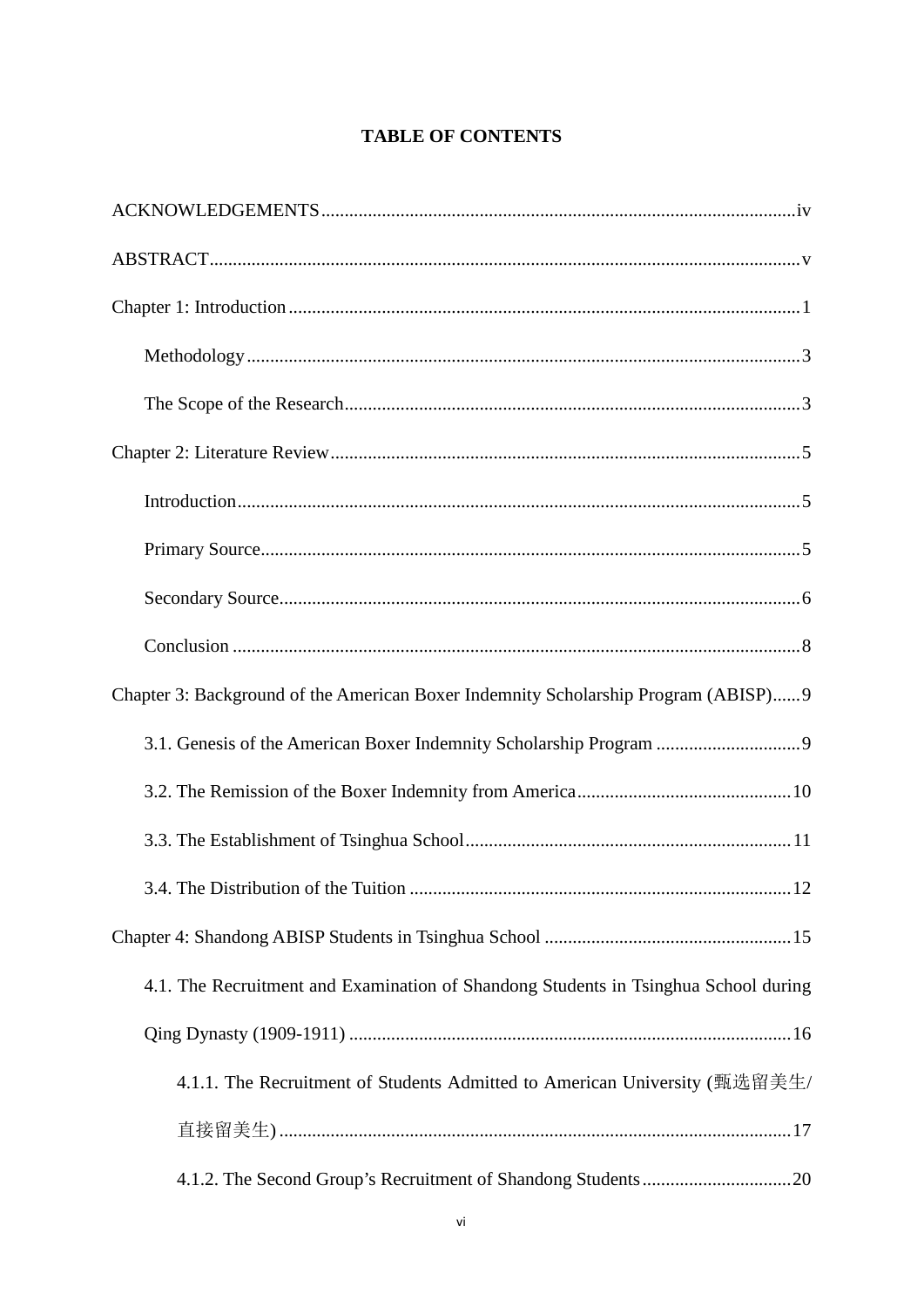**TABLE OF CONTENTS**

ACKNOWLEDGEMENTS .......... iv

ABSTRACT .......... v

Chapter 1: Introduction .......... 1

- Methodology .......... 3
- The Scope of the Research .......... 3

Chapter 2: Literature Review .......... 5

- Introduction .......... 5
- Primary Source .......... 5
- Secondary Source .......... 6
- Conclusion .......... 8

Chapter 3: Background of the American Boxer Indemnity Scholarship Program (ABISP) .......... 9

- 3.1. Genesis of the American Boxer Indemnity Scholarship Program .......... 9
- 3.2. The Remission of the Boxer Indemnity from America .......... 10
- 3.3. The Establishment of Tsinghua School .......... 11
- 3.4. The Distribution of the Tuition .......... 12

Chapter 4: Shandong ABISP Students in Tsinghua School .......... 15

- 4.1. The Recruitment and Examination of Shandong Students in Tsinghua School during Qing Dynasty (1909-1911) .......... 16
  - 4.1.1. The Recruitment of Students Admitted to American University (甄选留美生/直接留美生) .......... 17
  - 4.1.2. The Second Group’s Recruitment of Shandong Students .......... 20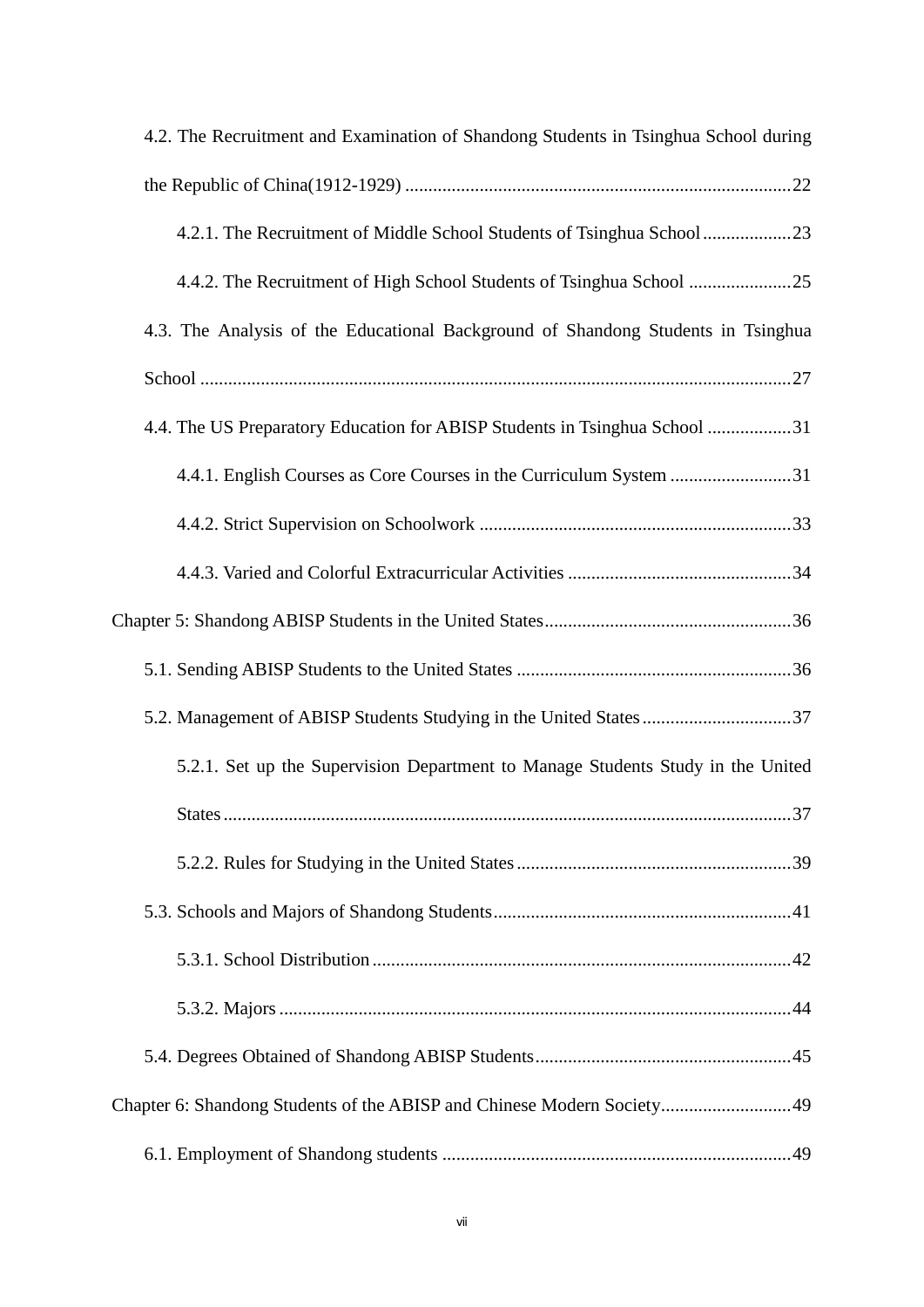4.2. The Recruitment and Examination of Shandong Students in Tsinghua School during the Republic of China(1912-1929) ..................................................................................22

4.2.1. The Recruitment of Middle School Students of Tsinghua School ...................23

4.4.2. The Recruitment of High School Students of Tsinghua School ......................25

4.3. The Analysis of the Educational Background of Shandong Students in Tsinghua School .............................................................................................................................27

4.4. The US Preparatory Education for ABISP Students in Tsinghua School ..................31

4.4.1. English Courses as Core Courses in the Curriculum System ..........................31

4.4.2. Strict Supervision on Schoolwork ..................................................................33

4.4.3. Varied and Colorful Extracurricular Activities ................................................34

Chapter 5: Shandong ABISP Students in the United States.....................................................36

5.1. Sending ABISP Students to the United States ...........................................................36

5.2. Management of ABISP Students Studying in the United States................................37

5.2.1. Set up the Supervision Department to Manage Students Study in the United States.........................................................................................................................37

5.2.2. Rules for Studying in the United States...........................................................39

5.3. Schools and Majors of Shandong Students................................................................41

5.3.1. School Distribution..........................................................................................42

5.3.2. Majors .............................................................................................................44

5.4. Degrees Obtained of Shandong ABISP Students.......................................................45

Chapter 6: Shandong Students of the ABISP and Chinese Modern Society............................49

6.1. Employment of Shandong students ...........................................................................49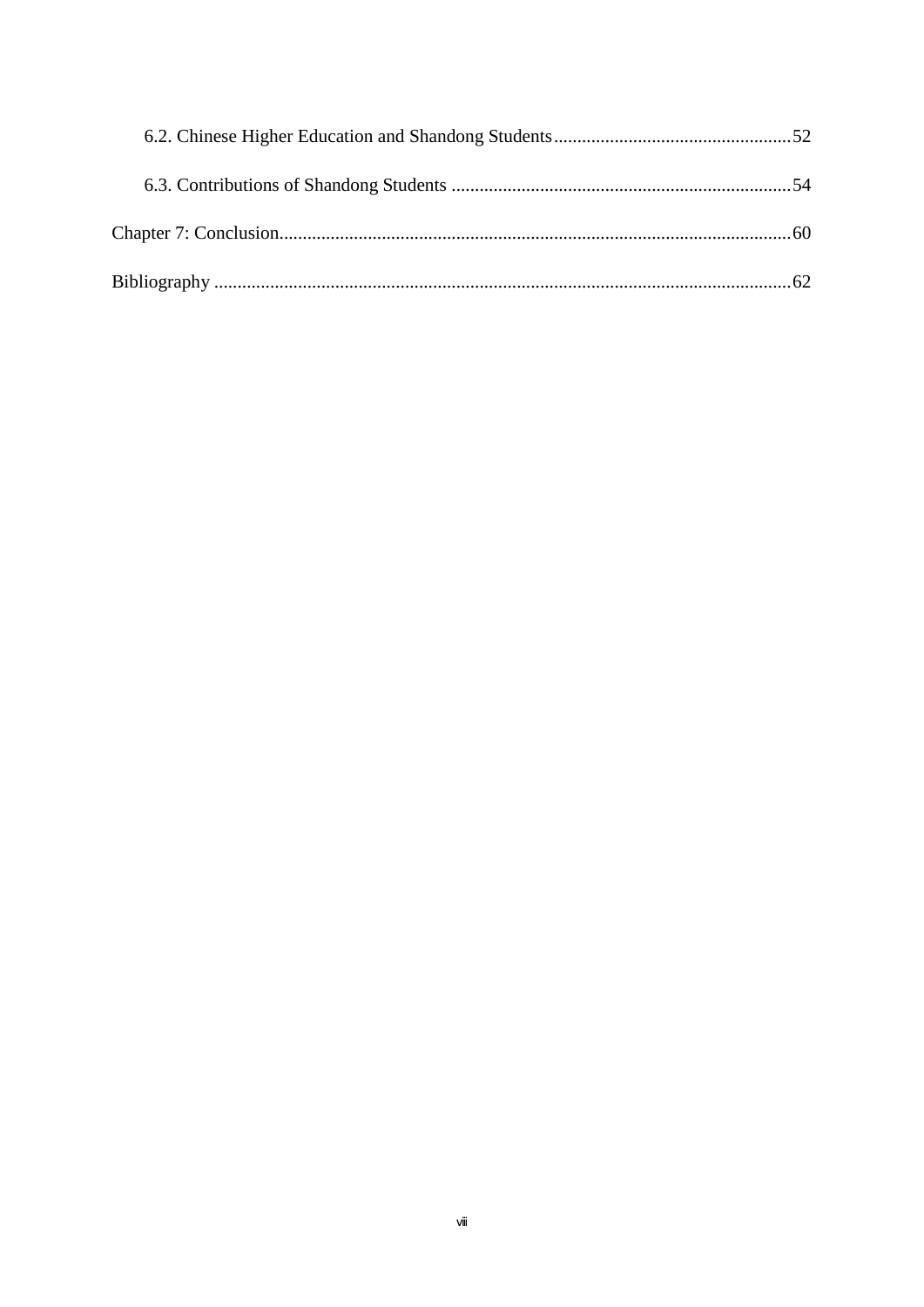6.2. Chinese Higher Education and Shandong Students .................................................. 52

6.3. Contributions of Shandong Students ........................................................................ 54

Chapter 7: Conclusion ............................................................................................................ 60

Bibliography .......................................................................................................................... 62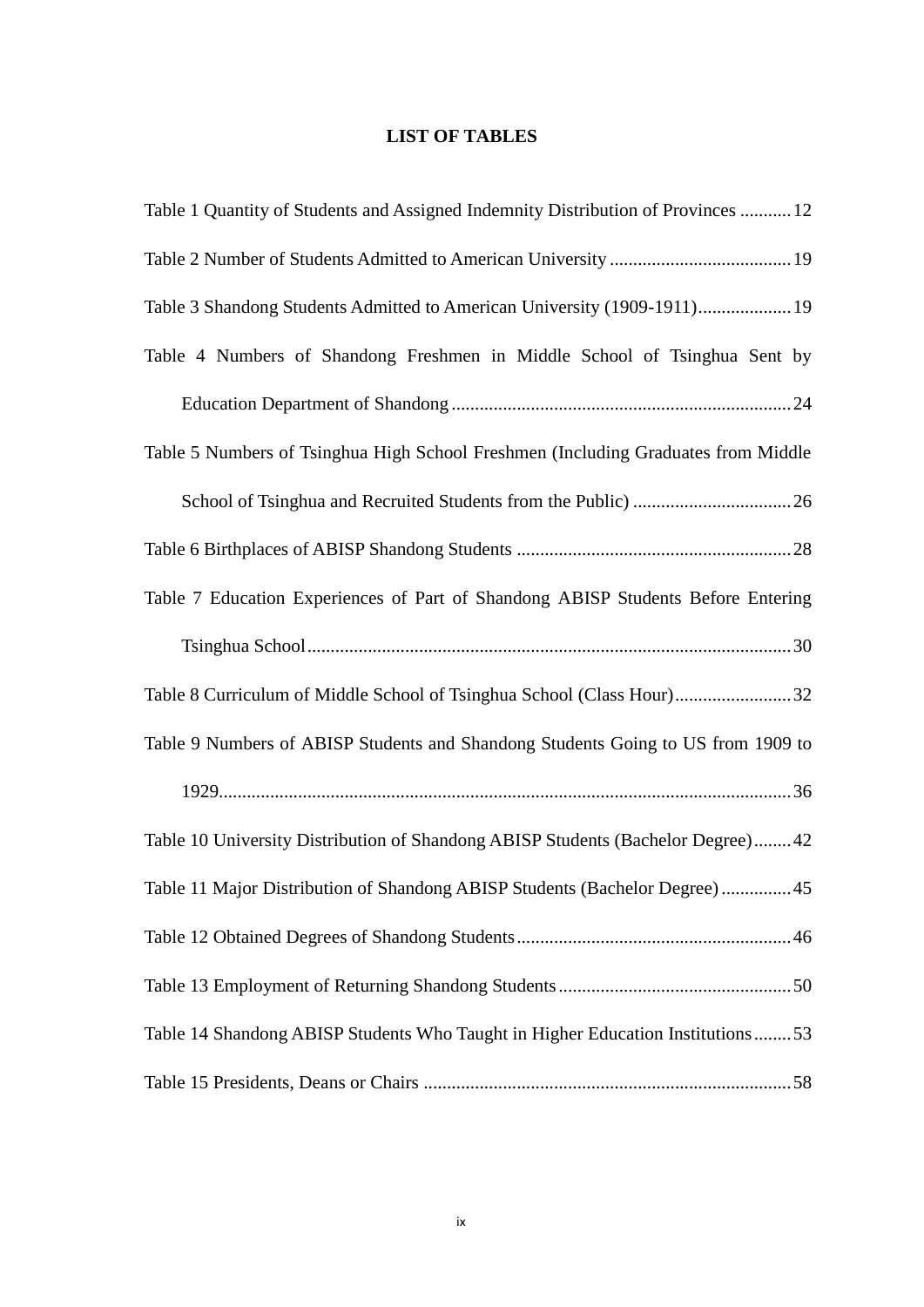# LIST OF TABLES

Table 1 Quantity of Students and Assigned Indemnity Distribution of Provinces ........... 12

Table 2 Number of Students Admitted to American University ....................................... 19

Table 3 Shandong Students Admitted to American University (1909-1911).................... 19

Table 4 Numbers of Shandong Freshmen in Middle School of Tsinghua Sent by Education Department of Shandong ........................................................................ 24

Table 5 Numbers of Tsinghua High School Freshmen (Including Graduates from Middle School of Tsinghua and Recruited Students from the Public) .................................. 26

Table 6 Birthplaces of ABISP Shandong Students ........................................................... 28

Table 7 Education Experiences of Part of Shandong ABISP Students Before Entering Tsinghua School ....................................................................................................... 30

Table 8 Curriculum of Middle School of Tsinghua School (Class Hour) ......................... 32

Table 9 Numbers of ABISP Students and Shandong Students Going to US from 1909 to 1929.......................................................................................................................... 36

Table 10 University Distribution of Shandong ABISP Students (Bachelor Degree)........ 42

Table 11 Major Distribution of Shandong ABISP Students (Bachelor Degree) ............... 45

Table 12 Obtained Degrees of Shandong Students ........................................................... 46

Table 13 Employment of Returning Shandong Students .................................................. 50

Table 14 Shandong ABISP Students Who Taught in Higher Education Institutions ........ 53

Table 15 Presidents, Deans or Chairs ............................................................................... 58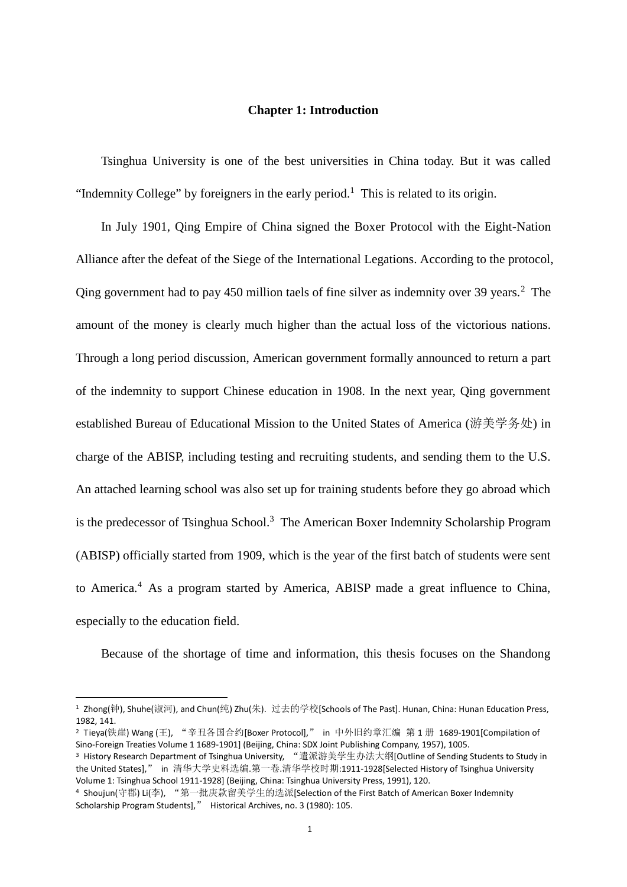## Chapter 1: Introduction

Tsinghua University is one of the best universities in China today. But it was called "Indemnity College" by foreigners in the early period.[1] This is related to its origin.

In July 1901, Qing Empire of China signed the Boxer Protocol with the Eight-Nation Alliance after the defeat of the Siege of the International Legations. According to the protocol, Qing government had to pay 450 million taels of fine silver as indemnity over 39 years.[2] The amount of the money is clearly much higher than the actual loss of the victorious nations. Through a long period discussion, American government formally announced to return a part of the indemnity to support Chinese education in 1908. In the next year, Qing government established Bureau of Educational Mission to the United States of America (游美学务处) in charge of the ABISP, including testing and recruiting students, and sending them to the U.S. An attached learning school was also set up for training students before they go abroad which is the predecessor of Tsinghua School.[3] The American Boxer Indemnity Scholarship Program (ABISP) officially started from 1909, which is the year of the first batch of students were sent to America.[4] As a program started by America, ABISP made a great influence to China, especially to the education field.

Because of the shortage of time and information, this thesis focuses on the Shandong

---

[1] Zhong(钟), Shuhe(淑河), and Chun(纯) Zhu(朱). 过去的学校[Schools of The Past]. Hunan, China: Hunan Education Press, 1982, 141.

[2] Tieya(铁崖) Wang (王), "辛丑各国合约[Boxer Protocol]," in 中外旧约章汇编 第 1 册 1689-1901[Compilation of Sino-Foreign Treaties Volume 1 1689-1901] (Beijing, China: SDX Joint Publishing Company, 1957), 1005.

[3] History Research Department of Tsinghua University, "遣派游美学生办法大纲[Outline of Sending Students to Study in the United States]," in 清华大学史料选编.第一卷.清华学校时期:1911-1928[Selected History of Tsinghua University Volume 1: Tsinghua School 1911-1928] (Beijing, China: Tsinghua University Press, 1991), 120.

[4] Shoujun(守郡) Li(李), "第一批庚款留美学生的选派[Selection of the First Batch of American Boxer Indemnity Scholarship Program Students]," Historical Archives, no. 3 (1980): 105.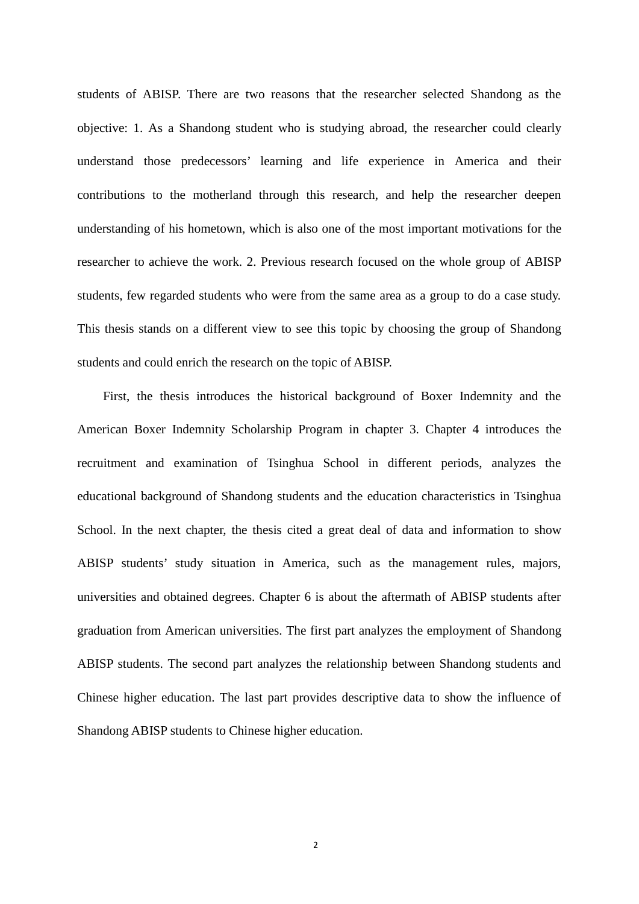students of ABISP. There are two reasons that the researcher selected Shandong as the objective: 1. As a Shandong student who is studying abroad, the researcher could clearly understand those predecessors' learning and life experience in America and their contributions to the motherland through this research, and help the researcher deepen understanding of his hometown, which is also one of the most important motivations for the researcher to achieve the work. 2. Previous research focused on the whole group of ABISP students, few regarded students who were from the same area as a group to do a case study. This thesis stands on a different view to see this topic by choosing the group of Shandong students and could enrich the research on the topic of ABISP.

First, the thesis introduces the historical background of Boxer Indemnity and the American Boxer Indemnity Scholarship Program in chapter 3. Chapter 4 introduces the recruitment and examination of Tsinghua School in different periods, analyzes the educational background of Shandong students and the education characteristics in Tsinghua School. In the next chapter, the thesis cited a great deal of data and information to show ABISP students' study situation in America, such as the management rules, majors, universities and obtained degrees. Chapter 6 is about the aftermath of ABISP students after graduation from American universities. The first part analyzes the employment of Shandong ABISP students. The second part analyzes the relationship between Shandong students and Chinese higher education. The last part provides descriptive data to show the influence of Shandong ABISP students to Chinese higher education.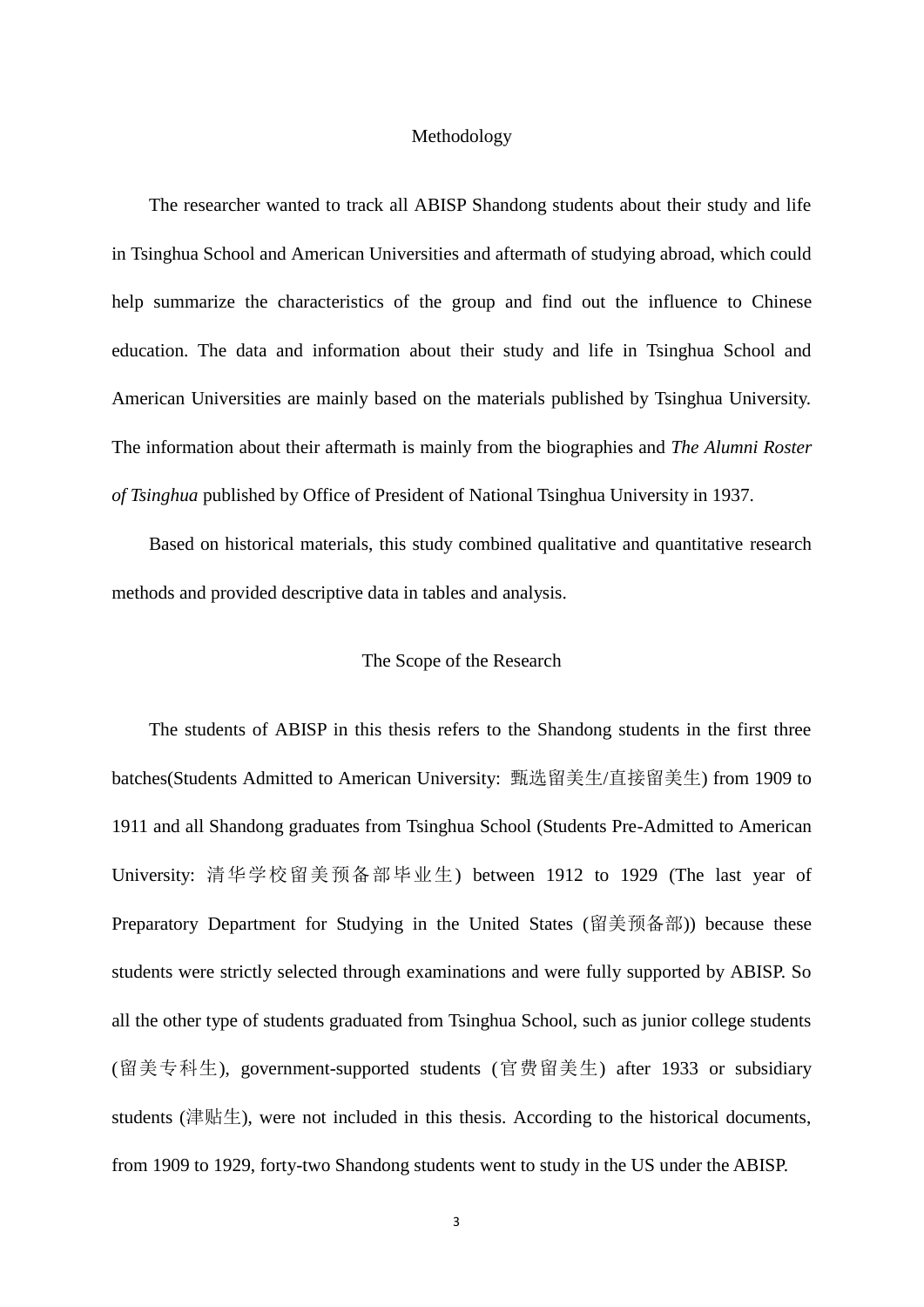## Methodology

The researcher wanted to track all ABISP Shandong students about their study and life in Tsinghua School and American Universities and aftermath of studying abroad, which could help summarize the characteristics of the group and find out the influence to Chinese education. The data and information about their study and life in Tsinghua School and American Universities are mainly based on the materials published by Tsinghua University. The information about their aftermath is mainly from the biographies and *The Alumni Roster of Tsinghua* published by Office of President of National Tsinghua University in 1937.

Based on historical materials, this study combined qualitative and quantitative research methods and provided descriptive data in tables and analysis.

## The Scope of the Research

The students of ABISP in this thesis refers to the Shandong students in the first three batches(Students Admitted to American University: 甄选留美生/直接留美生) from 1909 to 1911 and all Shandong graduates from Tsinghua School (Students Pre-Admitted to American University: 清华学校留美预备部毕业生) between 1912 to 1929 (The last year of Preparatory Department for Studying in the United States (留美预备部)) because these students were strictly selected through examinations and were fully supported by ABISP. So all the other type of students graduated from Tsinghua School, such as junior college students (留美专科生), government-supported students (官费留美生) after 1933 or subsidiary students (津贴生), were not included in this thesis. According to the historical documents, from 1909 to 1929, forty-two Shandong students went to study in the US under the ABISP.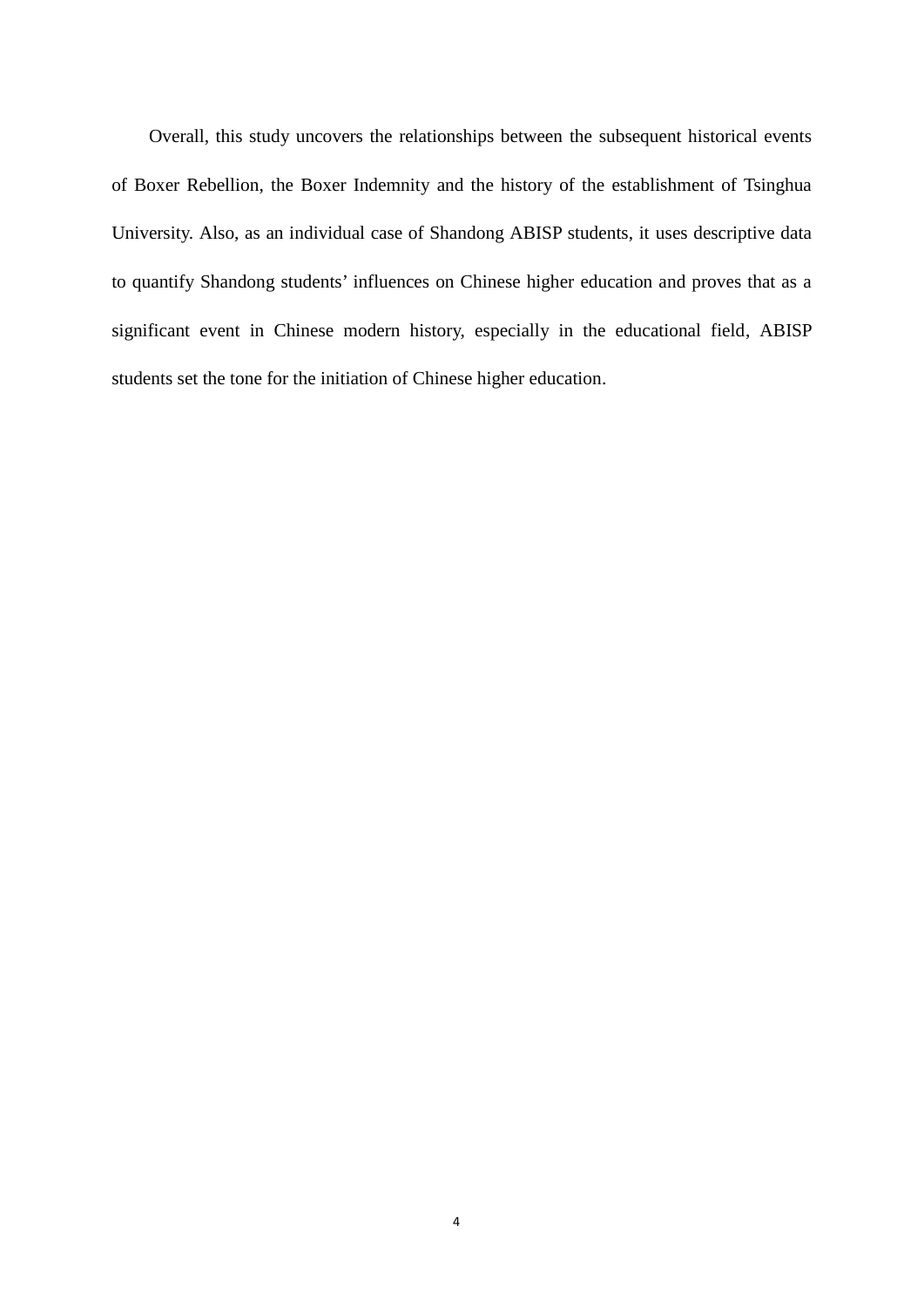Overall, this study uncovers the relationships between the subsequent historical events of Boxer Rebellion, the Boxer Indemnity and the history of the establishment of Tsinghua University. Also, as an individual case of Shandong ABISP students, it uses descriptive data to quantify Shandong students' influences on Chinese higher education and proves that as a significant event in Chinese modern history, especially in the educational field, ABISP students set the tone for the initiation of Chinese higher education.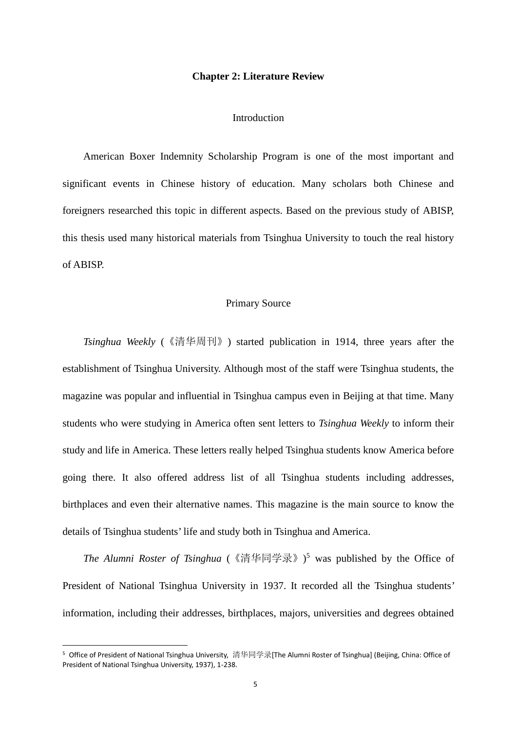# Chapter 2: Literature Review

## Introduction

American Boxer Indemnity Scholarship Program is one of the most important and significant events in Chinese history of education. Many scholars both Chinese and foreigners researched this topic in different aspects. Based on the previous study of ABISP, this thesis used many historical materials from Tsinghua University to touch the real history of ABISP.

## Primary Source

*Tsinghua Weekly* (《清华周刊》) started publication in 1914, three years after the establishment of Tsinghua University. Although most of the staff were Tsinghua students, the magazine was popular and influential in Tsinghua campus even in Beijing at that time. Many students who were studying in America often sent letters to *Tsinghua Weekly* to inform their study and life in America. These letters really helped Tsinghua students know America before going there. It also offered address list of all Tsinghua students including addresses, birthplaces and even their alternative names. This magazine is the main source to know the details of Tsinghua students' life and study both in Tsinghua and America.

*The Alumni Roster of Tsinghua* (《清华同学录》)[5] was published by the Office of President of National Tsinghua University in 1937. It recorded all the Tsinghua students' information, including their addresses, birthplaces, majors, universities and degrees obtained

---

[5] Office of President of National Tsinghua University, 清华同学录[The Alumni Roster of Tsinghua] (Beijing, China: Office of President of National Tsinghua University, 1937), 1-238.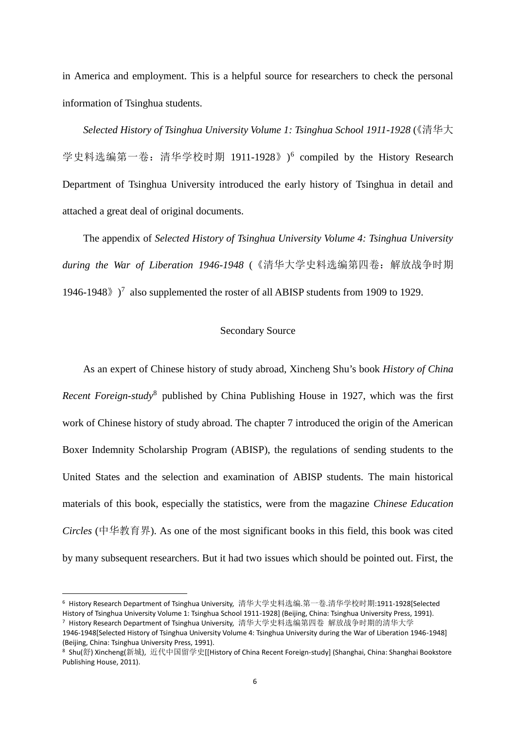in America and employment. This is a helpful source for researchers to check the personal information of Tsinghua students.

*Selected History of Tsinghua University Volume 1: Tsinghua School 1911-1928* (《清华大学史料选编第一卷：清华学校时期 1911-1928》)[6] compiled by the History Research Department of Tsinghua University introduced the early history of Tsinghua in detail and attached a great deal of original documents.

The appendix of *Selected History of Tsinghua University Volume 4: Tsinghua University during the War of Liberation 1946-1948* (《清华大学史料选编第四卷：解放战争时期 1946-1948》)[7] also supplemented the roster of all ABISP students from 1909 to 1929.

## Secondary Source

As an expert of Chinese history of study abroad, Xincheng Shu's book *History of China Recent Foreign-study*[8] published by China Publishing House in 1927, which was the first work of Chinese history of study abroad. The chapter 7 introduced the origin of the American Boxer Indemnity Scholarship Program (ABISP), the regulations of sending students to the United States and the selection and examination of ABISP students. The main historical materials of this book, especially the statistics, were from the magazine *Chinese Education Circles* (中华教育界). As one of the most significant books in this field, this book was cited by many subsequent researchers. But it had two issues which should be pointed out. First, the

---

[6] History Research Department of Tsinghua University, 清华大学史料选编.第一卷.清华学校时期:1911-1928[Selected History of Tsinghua University Volume 1: Tsinghua School 1911-1928] (Beijing, China: Tsinghua University Press, 1991).

[7] History Research Department of Tsinghua University, 清华大学史料选编第四卷 解放战争时期的清华大学 1946-1948[Selected History of Tsinghua University Volume 4: Tsinghua University during the War of Liberation 1946-1948] (Beijing, China: Tsinghua University Press, 1991).

[8] Shu(舒) Xincheng(新城), 近代中国留学史[[History of China Recent Foreign-study] (Shanghai, China: Shanghai Bookstore Publishing House, 2011).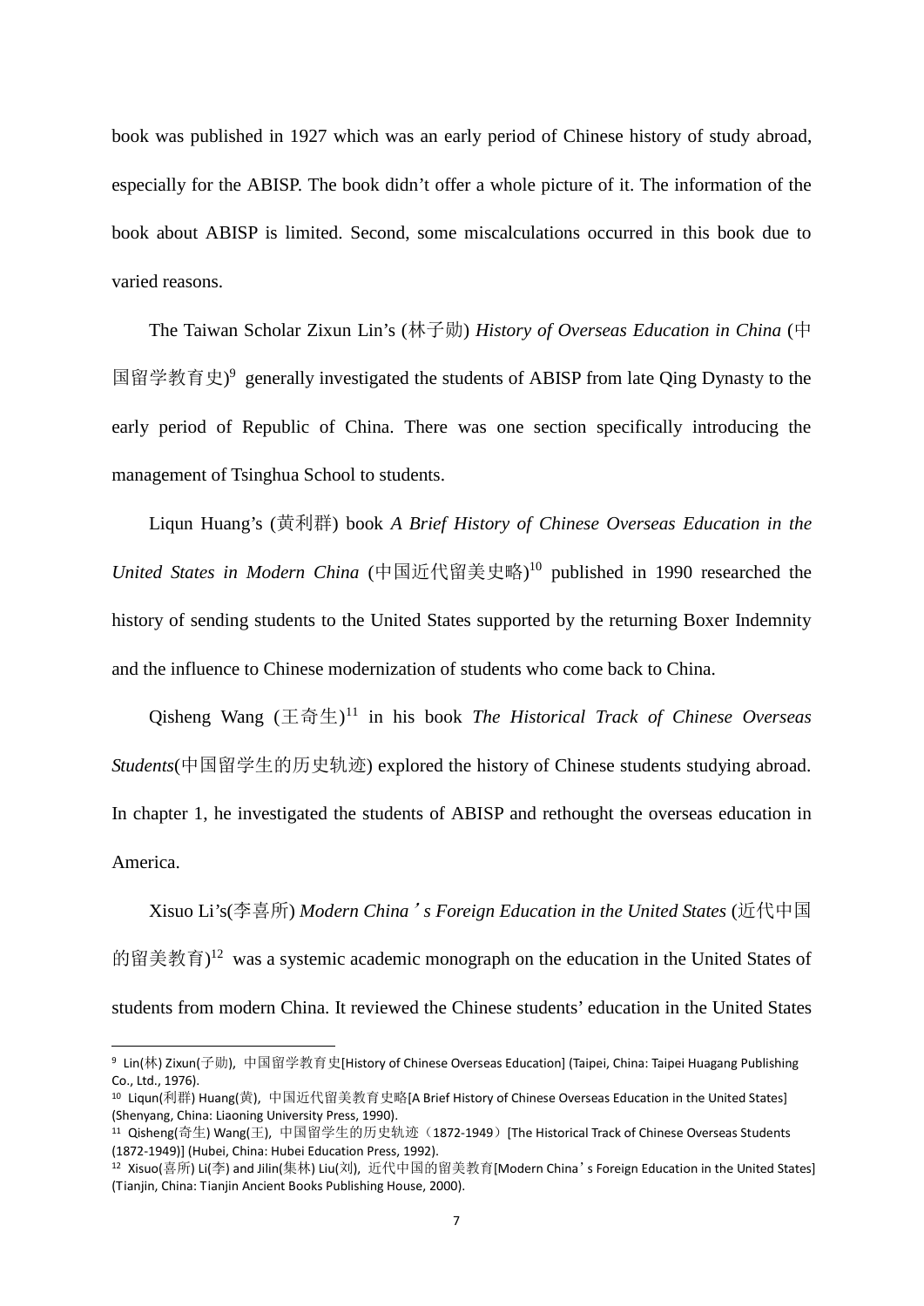book was published in 1927 which was an early period of Chinese history of study abroad, especially for the ABISP. The book didn't offer a whole picture of it. The information of the book about ABISP is limited. Second, some miscalculations occurred in this book due to varied reasons.

The Taiwan Scholar Zixun Lin's (林子勋) *History of Overseas Education in China* (中国留学教育史)[9] generally investigated the students of ABISP from late Qing Dynasty to the early period of Republic of China. There was one section specifically introducing the management of Tsinghua School to students.

Liqun Huang's (黄利群) book *A Brief History of Chinese Overseas Education in the United States in Modern China* (中国近代留美史略)[10] published in 1990 researched the history of sending students to the United States supported by the returning Boxer Indemnity and the influence to Chinese modernization of students who come back to China.

Qisheng Wang (王奇生)[11] in his book *The Historical Track of Chinese Overseas Students*(中国留学生的历史轨迹) explored the history of Chinese students studying abroad. In chapter 1, he investigated the students of ABISP and rethought the overseas education in America.

Xisuo Li's(李喜所) *Modern China's Foreign Education in the United States* (近代中国的留美教育)[12] was a systemic academic monograph on the education in the United States of students from modern China. It reviewed the Chinese students' education in the United States

---

[9] Lin(林) Zixun(子勋), 中国留学教育史[History of Chinese Overseas Education] (Taipei, China: Taipei Huagang Publishing Co., Ltd., 1976).

[10] Liqun(利群) Huang(黄), 中国近代留美教育史略[A Brief History of Chinese Overseas Education in the United States] (Shenyang, China: Liaoning University Press, 1990).

[11] Qisheng(奇生) Wang(王), 中国留学生的历史轨迹（1872-1949）[The Historical Track of Chinese Overseas Students (1872-1949)] (Hubei, China: Hubei Education Press, 1992).

[12] Xisuo(喜所) Li(李) and Jilin(集林) Liu(刘), 近代中国的留美教育[Modern China's Foreign Education in the United States] (Tianjin, China: Tianjin Ancient Books Publishing House, 2000).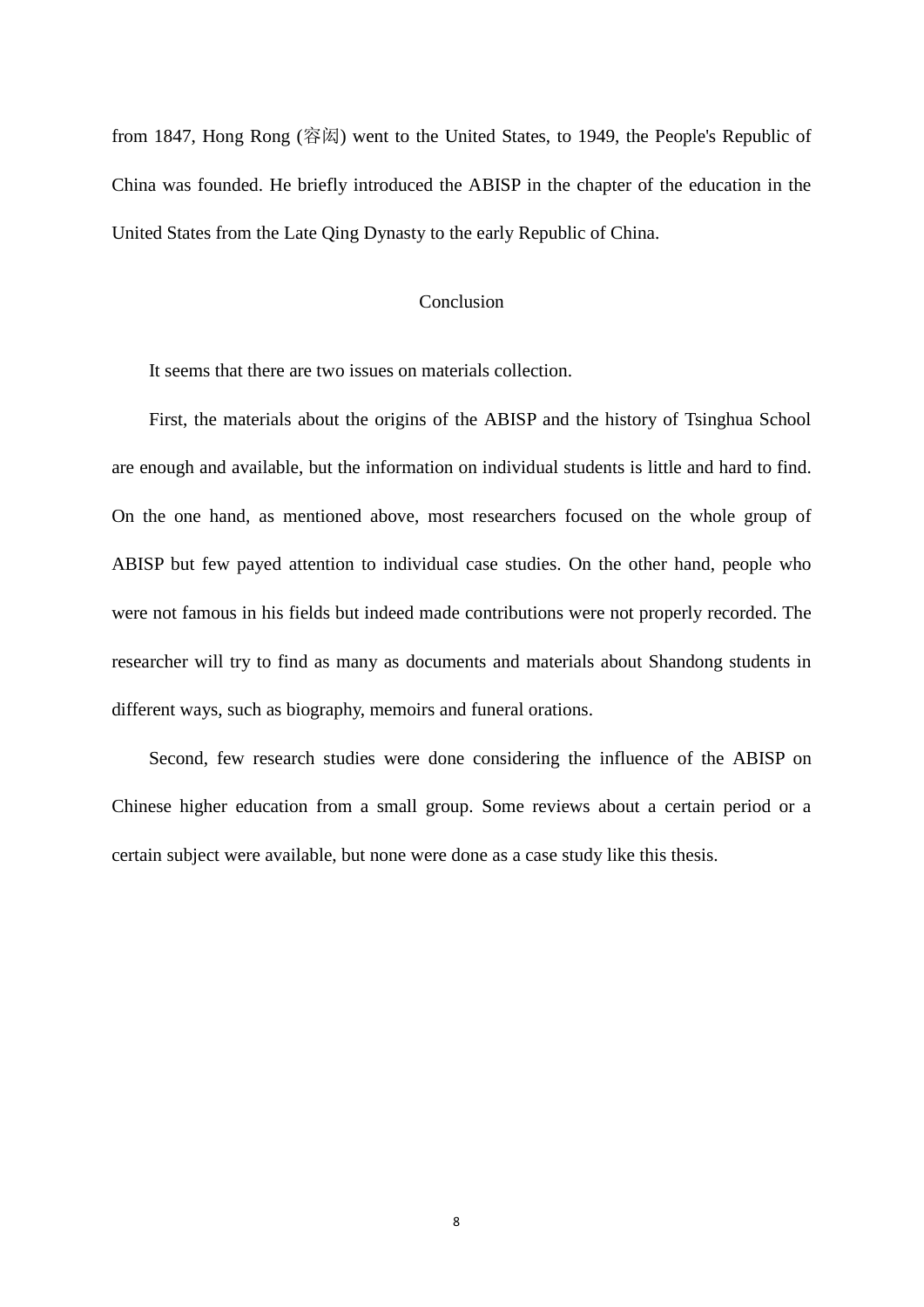from 1847, Hong Rong (容闳) went to the United States, to 1949, the People's Republic of China was founded. He briefly introduced the ABISP in the chapter of the education in the United States from the Late Qing Dynasty to the early Republic of China.

## Conclusion

It seems that there are two issues on materials collection.

First, the materials about the origins of the ABISP and the history of Tsinghua School are enough and available, but the information on individual students is little and hard to find. On the one hand, as mentioned above, most researchers focused on the whole group of ABISP but few payed attention to individual case studies. On the other hand, people who were not famous in his fields but indeed made contributions were not properly recorded. The researcher will try to find as many as documents and materials about Shandong students in different ways, such as biography, memoirs and funeral orations.

Second, few research studies were done considering the influence of the ABISP on Chinese higher education from a small group. Some reviews about a certain period or a certain subject were available, but none were done as a case study like this thesis.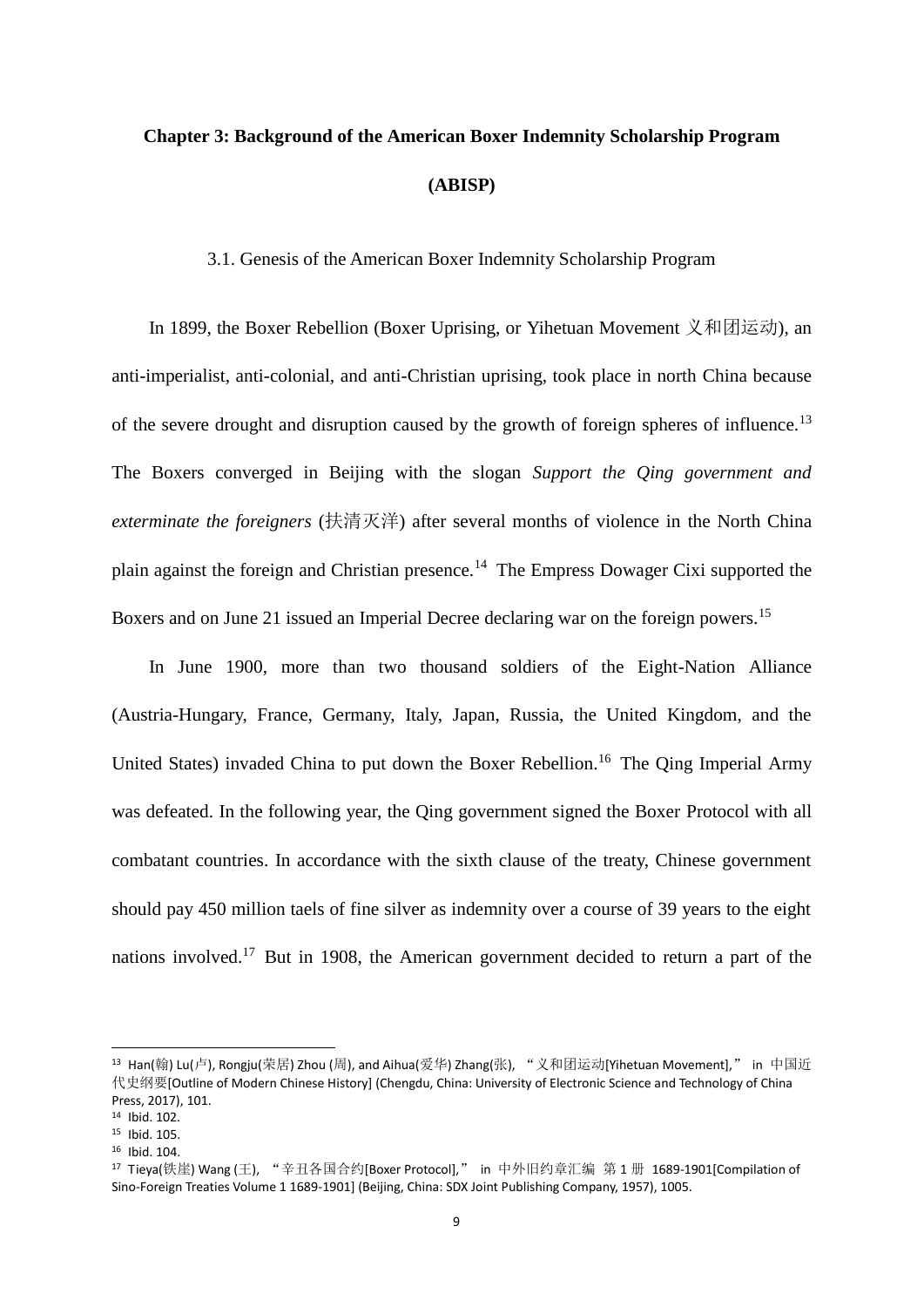## Chapter 3: Background of the American Boxer Indemnity Scholarship Program (ABISP)

### 3.1. Genesis of the American Boxer Indemnity Scholarship Program

In 1899, the Boxer Rebellion (Boxer Uprising, or Yihetuan Movement 义和团运动), an anti-imperialist, anti-colonial, and anti-Christian uprising, took place in north China because of the severe drought and disruption caused by the growth of foreign spheres of influence.[13] The Boxers converged in Beijing with the slogan *Support the Qing government and exterminate the foreigners* (扶清灭洋) after several months of violence in the North China plain against the foreign and Christian presence.[14] The Empress Dowager Cixi supported the Boxers and on June 21 issued an Imperial Decree declaring war on the foreign powers.[15]

In June 1900, more than two thousand soldiers of the Eight-Nation Alliance (Austria-Hungary, France, Germany, Italy, Japan, Russia, the United Kingdom, and the United States) invaded China to put down the Boxer Rebellion.[16] The Qing Imperial Army was defeated. In the following year, the Qing government signed the Boxer Protocol with all combatant countries. In accordance with the sixth clause of the treaty, Chinese government should pay 450 million taels of fine silver as indemnity over a course of 39 years to the eight nations involved.[17] But in 1908, the American government decided to return a part of the

---

[13] Han(翰) Lu(卢), Rongju(荣居) Zhou (周), and Aihua(爱华) Zhang(张), "义和团运动[Yihetuan Movement]," in 中国近代史纲要[Outline of Modern Chinese History] (Chengdu, China: University of Electronic Science and Technology of China Press, 2017), 101.

[14] Ibid. 102.

[15] Ibid. 105.

[16] Ibid. 104.

[17] Tieya(铁崖) Wang (王), "辛丑各国合约[Boxer Protocol]," in 中外旧约章汇编 第 1 册 1689-1901[Compilation of Sino-Foreign Treaties Volume 1 1689-1901] (Beijing, China: SDX Joint Publishing Company, 1957), 1005.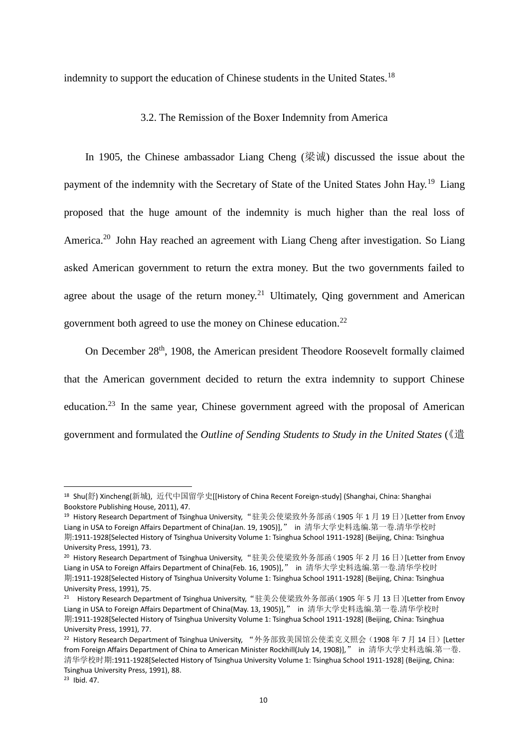indemnity to support the education of Chinese students in the United States.[18]

### 3.2. The Remission of the Boxer Indemnity from America

In 1905, the Chinese ambassador Liang Cheng (梁诚) discussed the issue about the payment of the indemnity with the Secretary of State of the United States John Hay.[19] Liang proposed that the huge amount of the indemnity is much higher than the real loss of America.[20] John Hay reached an agreement with Liang Cheng after investigation. So Liang asked American government to return the extra money. But the two governments failed to agree about the usage of the return money.[21] Ultimately, Qing government and American government both agreed to use the money on Chinese education.[22]

On December 28th, 1908, the American president Theodore Roosevelt formally claimed that the American government decided to return the extra indemnity to support Chinese education.[23] In the same year, Chinese government agreed with the proposal of American government and formulated the *Outline of Sending Students to Study in the United States* (《遣

---

[18] Shu(舒) Xincheng(新城), 近代中国留学史[[History of China Recent Foreign-study] (Shanghai, China: Shanghai Bookstore Publishing House, 2011), 47.

[19] History Research Department of Tsinghua University, "驻美公使梁致外务部函（1905 年 1 月 19 日）[Letter from Envoy Liang in USA to Foreign Affairs Department of China(Jan. 19, 1905)]," in 清华大学史料选编.第一卷.清华学校时期:1911-1928[Selected History of Tsinghua University Volume 1: Tsinghua School 1911-1928] (Beijing, China: Tsinghua University Press, 1991), 73.

[20] History Research Department of Tsinghua University, "驻美公使梁致外务部函（1905 年 2 月 16 日）[Letter from Envoy Liang in USA to Foreign Affairs Department of China(Feb. 16, 1905)]," in 清华大学史料选编.第一卷.清华学校时期:1911-1928[Selected History of Tsinghua University Volume 1: Tsinghua School 1911-1928] (Beijing, China: Tsinghua University Press, 1991), 75.

[21] History Research Department of Tsinghua University, "驻美公使梁致外务部函（1905 年 5 月 13 日）[Letter from Envoy Liang in USA to Foreign Affairs Department of China(May. 13, 1905)]," in 清华大学史料选编.第一卷.清华学校时期:1911-1928[Selected History of Tsinghua University Volume 1: Tsinghua School 1911-1928] (Beijing, China: Tsinghua University Press, 1991), 77.

[22] History Research Department of Tsinghua University, "外务部致美国馆公使柔克义照会（1908 年 7 月 14 日）[Letter from Foreign Affairs Department of China to American Minister Rockhill(July 14, 1908)]," in 清华大学史料选编.第一卷.清华学校时期:1911-1928[Selected History of Tsinghua University Volume 1: Tsinghua School 1911-1928] (Beijing, China: Tsinghua University Press, 1991), 88.

[23] Ibid. 47.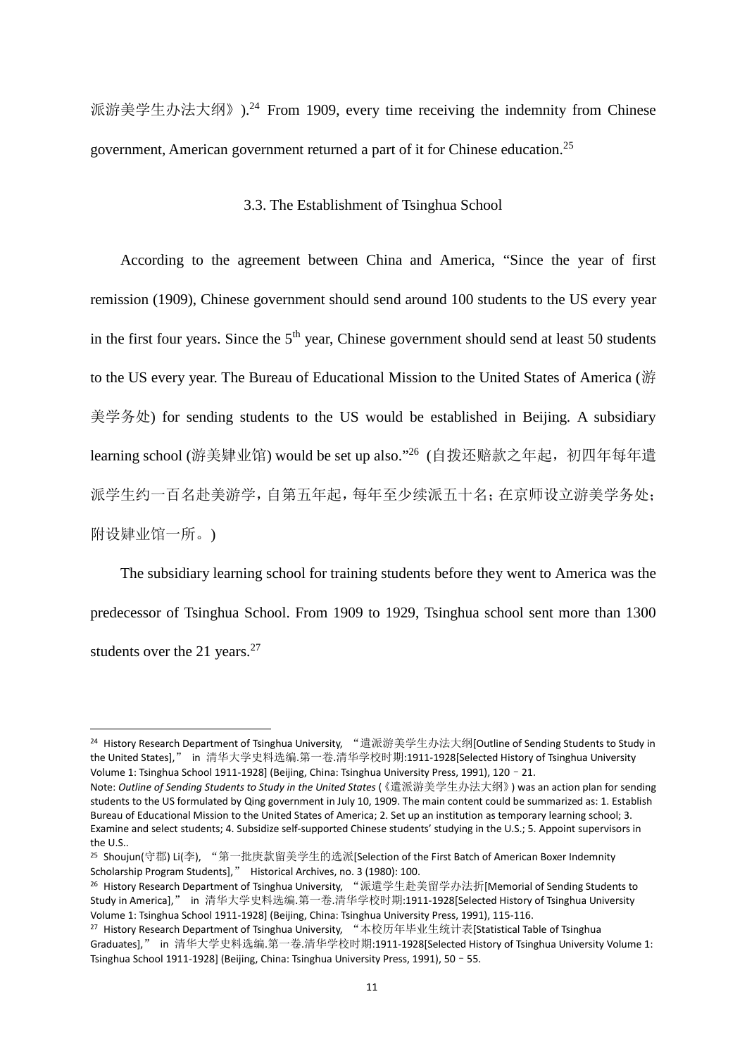派游美学生办法大纲》).[24] From 1909, every time receiving the indemnity from Chinese government, American government returned a part of it for Chinese education.[25]

### 3.3. The Establishment of Tsinghua School

According to the agreement between China and America, "Since the year of first remission (1909), Chinese government should send around 100 students to the US every year in the first four years. Since the 5th year, Chinese government should send at least 50 students to the US every year. The Bureau of Educational Mission to the United States of America (游美学务处) for sending students to the US would be established in Beijing. A subsidiary learning school (游美肄业馆) would be set up also."[26] (自拨还赔款之年起，初四年每年遣派学生约一百名赴美游学，自第五年起，每年至少续派五十名；在京师设立游美学务处；附设肄业馆一所。)

The subsidiary learning school for training students before they went to America was the predecessor of Tsinghua School. From 1909 to 1929, Tsinghua school sent more than 1300 students over the 21 years.[27]

---

[24] History Research Department of Tsinghua University, "遣派游美学生办法大纲[Outline of Sending Students to Study in the United States]," in 清华大学史料选编.第一卷.清华学校时期:1911-1928[Selected History of Tsinghua University Volume 1: Tsinghua School 1911-1928] (Beijing, China: Tsinghua University Press, 1991), 120–21.

Note: *Outline of Sending Students to Study in the United States* (《遣派游美学生办法大纲》) was an action plan for sending students to the US formulated by Qing government in July 10, 1909. The main content could be summarized as: 1. Establish Bureau of Educational Mission to the United States of America; 2. Set up an institution as temporary learning school; 3. Examine and select students; 4. Subsidize self-supported Chinese students' studying in the U.S.; 5. Appoint supervisors in the U.S..

[25] Shoujun(守郡) Li(李), "第一批庚款留美学生的选派[Selection of the First Batch of American Boxer Indemnity Scholarship Program Students]," Historical Archives, no. 3 (1980): 100.

[26] History Research Department of Tsinghua University, "派遣学生赴美留学办法折[Memorial of Sending Students to Study in America]," in 清华大学史料选编.第一卷.清华学校时期:1911-1928[Selected History of Tsinghua University Volume 1: Tsinghua School 1911-1928] (Beijing, China: Tsinghua University Press, 1991), 115-116.

[27] History Research Department of Tsinghua University, "本校历年毕业生统计表[Statistical Table of Tsinghua Graduates]," in 清华大学史料选编.第一卷.清华学校时期:1911-1928[Selected History of Tsinghua University Volume 1: Tsinghua School 1911-1928] (Beijing, China: Tsinghua University Press, 1991), 50–55.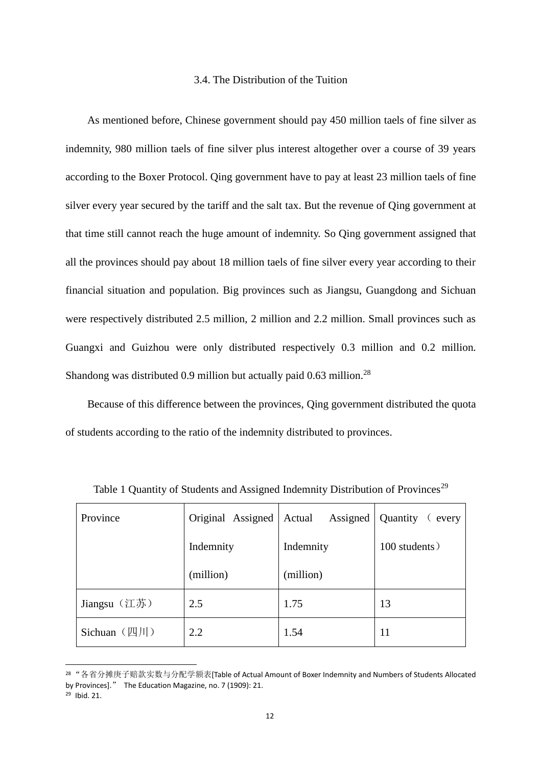### 3.4. The Distribution of the Tuition

As mentioned before, Chinese government should pay 450 million taels of fine silver as indemnity, 980 million taels of fine silver plus interest altogether over a course of 39 years according to the Boxer Protocol. Qing government have to pay at least 23 million taels of fine silver every year secured by the tariff and the salt tax. But the revenue of Qing government at that time still cannot reach the huge amount of indemnity. So Qing government assigned that all the provinces should pay about 18 million taels of fine silver every year according to their financial situation and population. Big provinces such as Jiangsu, Guangdong and Sichuan were respectively distributed 2.5 million, 2 million and 2.2 million. Small provinces such as Guangxi and Guizhou were only distributed respectively 0.3 million and 0.2 million. Shandong was distributed 0.9 million but actually paid 0.63 million.[28]

Because of this difference between the provinces, Qing government distributed the quota of students according to the ratio of the indemnity distributed to provinces.

Table 1 Quantity of Students and Assigned Indemnity Distribution of Provinces[29]

| Province | Original Assigned Indemnity (million) | Actual Assigned Indemnity (million) | Quantity（every 100 students） |
|---|---|---|---|
| Jiangsu（江苏） | 2.5 | 1.75 | 13 |
| Sichuan（四川） | 2.2 | 1.54 | 11 |

[28] "各省分摊庚子赔款实数与分配学额表[Table of Actual Amount of Boxer Indemnity and Numbers of Students Allocated by Provinces]." The Education Magazine, no. 7 (1909): 21.

[29] Ibid. 21.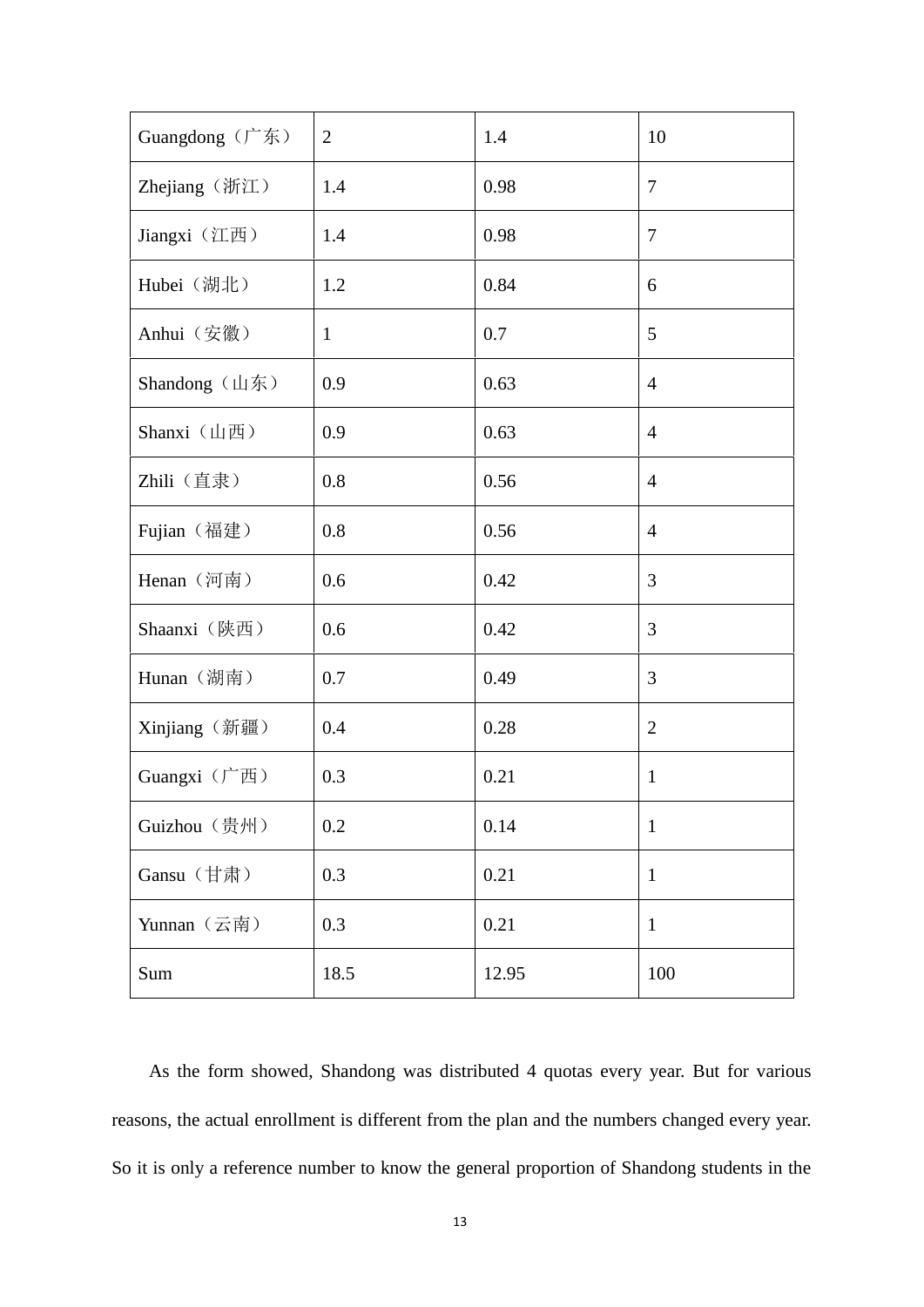| Guangdong（广东） | 2 | 1.4 | 10 |
|---|---|---|---|
| Zhejiang（浙江） | 1.4 | 0.98 | 7 |
| Jiangxi（江西） | 1.4 | 0.98 | 7 |
| Hubei（湖北） | 1.2 | 0.84 | 6 |
| Anhui（安徽） | 1 | 0.7 | 5 |
| Shandong（山东） | 0.9 | 0.63 | 4 |
| Shanxi（山西） | 0.9 | 0.63 | 4 |
| Zhili（直隶） | 0.8 | 0.56 | 4 |
| Fujian（福建） | 0.8 | 0.56 | 4 |
| Henan（河南） | 0.6 | 0.42 | 3 |
| Shaanxi（陕西） | 0.6 | 0.42 | 3 |
| Hunan（湖南） | 0.7 | 0.49 | 3 |
| Xinjiang（新疆） | 0.4 | 0.28 | 2 |
| Guangxi（广西） | 0.3 | 0.21 | 1 |
| Guizhou（贵州） | 0.2 | 0.14 | 1 |
| Gansu（甘肃） | 0.3 | 0.21 | 1 |
| Yunnan（云南） | 0.3 | 0.21 | 1 |
| Sum | 18.5 | 12.95 | 100 |

As the form showed, Shandong was distributed 4 quotas every year. But for various reasons, the actual enrollment is different from the plan and the numbers changed every year. So it is only a reference number to know the general proportion of Shandong students in the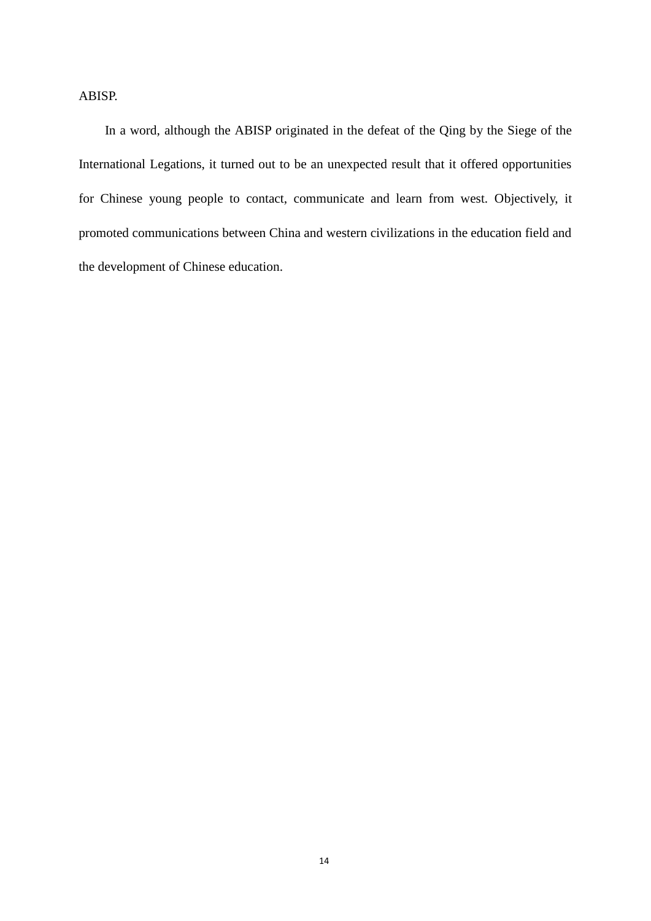ABISP.

In a word, although the ABISP originated in the defeat of the Qing by the Siege of the International Legations, it turned out to be an unexpected result that it offered opportunities for Chinese young people to contact, communicate and learn from west. Objectively, it promoted communications between China and western civilizations in the education field and the development of Chinese education.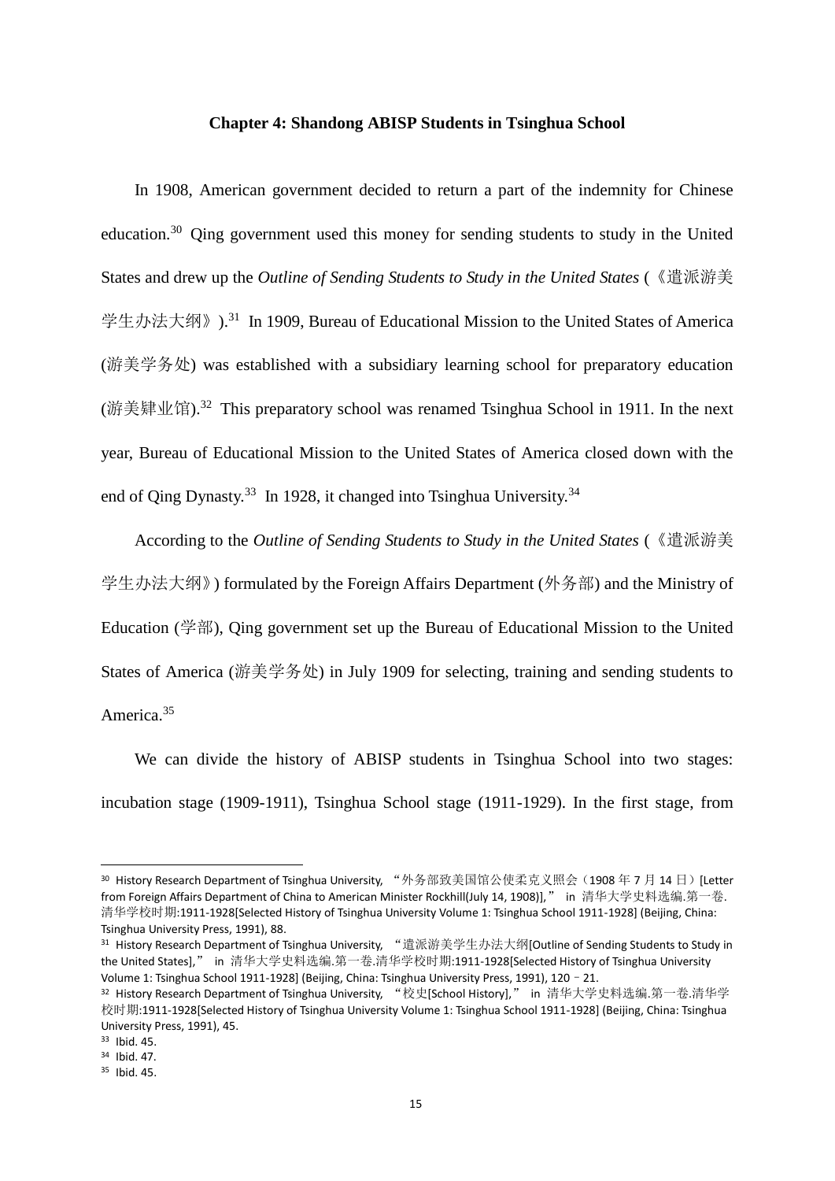### Chapter 4: Shandong ABISP Students in Tsinghua School

In 1908, American government decided to return a part of the indemnity for Chinese education.[30] Qing government used this money for sending students to study in the United States and drew up the *Outline of Sending Students to Study in the United States* (《遣派游美学生办法大纲》).[31] In 1909, Bureau of Educational Mission to the United States of America (游美学务处) was established with a subsidiary learning school for preparatory education (游美肄业馆).[32] This preparatory school was renamed Tsinghua School in 1911. In the next year, Bureau of Educational Mission to the United States of America closed down with the end of Qing Dynasty.[33] In 1928, it changed into Tsinghua University.[34]

According to the *Outline of Sending Students to Study in the United States* (《遣派游美学生办法大纲》) formulated by the Foreign Affairs Department (外务部) and the Ministry of Education (学部), Qing government set up the Bureau of Educational Mission to the United States of America (游美学务处) in July 1909 for selecting, training and sending students to America.[35]

We can divide the history of ABISP students in Tsinghua School into two stages: incubation stage (1909-1911), Tsinghua School stage (1911-1929). In the first stage, from

---

[30] History Research Department of Tsinghua University, "外务部致美国馆公使柔克义照会（1908 年 7 月 14 日）[Letter from Foreign Affairs Department of China to American Minister Rockhill(July 14, 1908)]," in 清华大学史料选编.第一卷.清华学校时期:1911-1928[Selected History of Tsinghua University Volume 1: Tsinghua School 1911-1928] (Beijing, China: Tsinghua University Press, 1991), 88.

[31] History Research Department of Tsinghua University, "遣派游美学生办法大纲[Outline of Sending Students to Study in the United States]," in 清华大学史料选编.第一卷.清华学校时期:1911-1928[Selected History of Tsinghua University Volume 1: Tsinghua School 1911-1928] (Beijing, China: Tsinghua University Press, 1991), 120 - 21.

[32] History Research Department of Tsinghua University, "校史[School History]," in 清华大学史料选编.第一卷.清华学校时期:1911-1928[Selected History of Tsinghua University Volume 1: Tsinghua School 1911-1928] (Beijing, China: Tsinghua University Press, 1991), 45.

[33] Ibid. 45.

[34] Ibid. 47.

[35] Ibid. 45.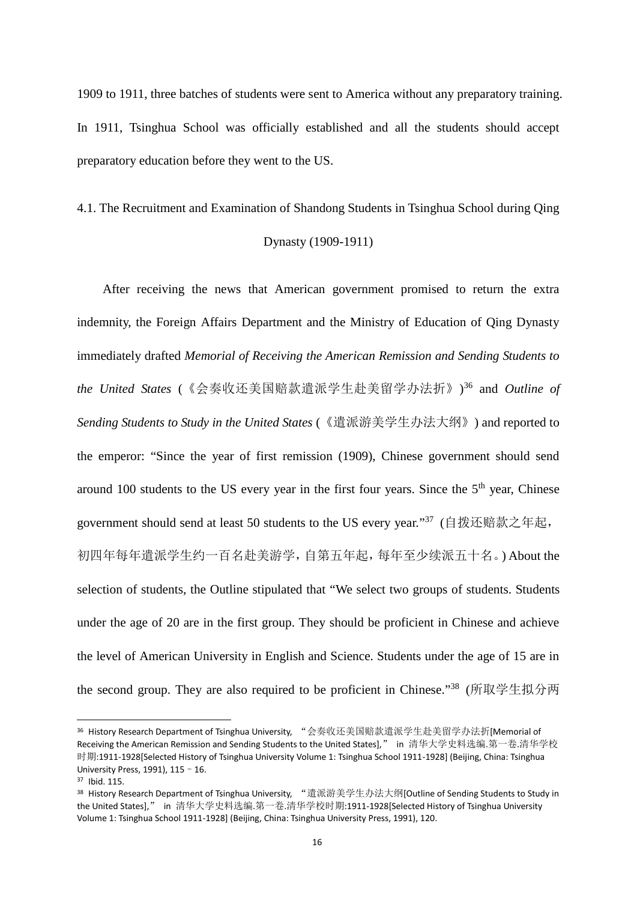1909 to 1911, three batches of students were sent to America without any preparatory training. In 1911, Tsinghua School was officially established and all the students should accept preparatory education before they went to the US.

### 4.1. The Recruitment and Examination of Shandong Students in Tsinghua School during Qing Dynasty (1909-1911)

After receiving the news that American government promised to return the extra indemnity, the Foreign Affairs Department and the Ministry of Education of Qing Dynasty immediately drafted *Memorial of Receiving the American Remission and Sending Students to the United States* (《会奏收还美国赔款遣派学生赴美留学办法折》)[36] and *Outline of Sending Students to Study in the United States* (《遣派游美学生办法大纲》) and reported to the emperor: "Since the year of first remission (1909), Chinese government should send around 100 students to the US every year in the first four years. Since the 5th year, Chinese government should send at least 50 students to the US every year."[37] (自拨还赔款之年起，初四年每年遣派学生约一百名赴美游学，自第五年起，每年至少续派五十名。) About the selection of students, the Outline stipulated that "We select two groups of students. Students under the age of 20 are in the first group. They should be proficient in Chinese and achieve the level of American University in English and Science. Students under the age of 15 are in the second group. They are also required to be proficient in Chinese."[38] (所取学生拟分两

---

[36] History Research Department of Tsinghua University, "会奏收还美国赔款遣派学生赴美留学办法折[Memorial of Receiving the American Remission and Sending Students to the United States]," in 清华大学史料选编.第一卷.清华学校时期:1911-1928[Selected History of Tsinghua University Volume 1: Tsinghua School 1911-1928] (Beijing, China: Tsinghua University Press, 1991), 115–16.

[37] Ibid. 115.

[38] History Research Department of Tsinghua University, "遣派游美学生办法大纲[Outline of Sending Students to Study in the United States]," in 清华大学史料选编.第一卷.清华学校时期:1911-1928[Selected History of Tsinghua University Volume 1: Tsinghua School 1911-1928] (Beijing, China: Tsinghua University Press, 1991), 120.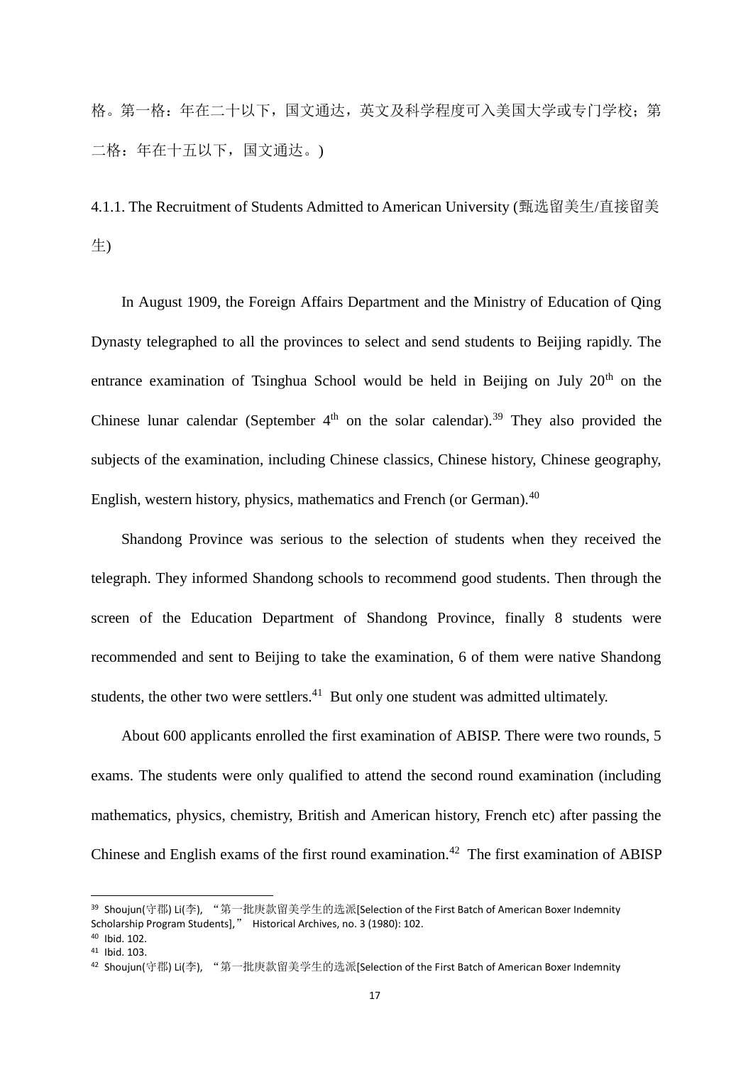格。第一格：年在二十以下，国文通达，英文及科学程度可入美国大学或专门学校；第二格：年在十五以下，国文通达。)

#### 4.1.1. The Recruitment of Students Admitted to American University (甄选留美生/直接留美生)

In August 1909, the Foreign Affairs Department and the Ministry of Education of Qing Dynasty telegraphed to all the provinces to select and send students to Beijing rapidly. The entrance examination of Tsinghua School would be held in Beijing on July 20th on the Chinese lunar calendar (September 4th on the solar calendar).[39] They also provided the subjects of the examination, including Chinese classics, Chinese history, Chinese geography, English, western history, physics, mathematics and French (or German).[40]

Shandong Province was serious to the selection of students when they received the telegraph. They informed Shandong schools to recommend good students. Then through the screen of the Education Department of Shandong Province, finally 8 students were recommended and sent to Beijing to take the examination, 6 of them were native Shandong students, the other two were settlers.[41] But only one student was admitted ultimately.

About 600 applicants enrolled the first examination of ABISP. There were two rounds, 5 exams. The students were only qualified to attend the second round examination (including mathematics, physics, chemistry, British and American history, French etc) after passing the Chinese and English exams of the first round examination.[42] The first examination of ABISP

---

[39] Shoujun(守郡) Li(李), "第一批庚款留美学生的选派[Selection of the First Batch of American Boxer Indemnity Scholarship Program Students]," Historical Archives, no. 3 (1980): 102.

[40] Ibid. 102.

[41] Ibid. 103.

[42] Shoujun(守郡) Li(李), "第一批庚款留美学生的选派[Selection of the First Batch of American Boxer Indemnity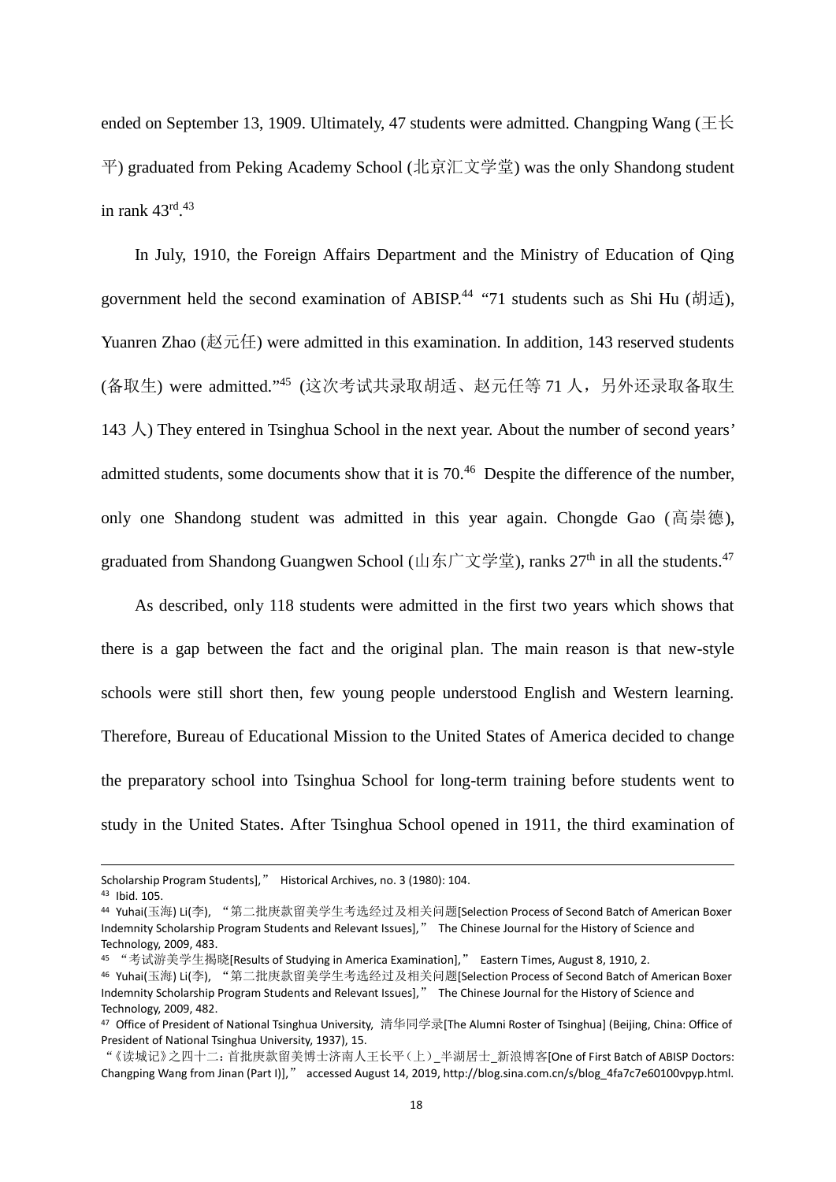ended on September 13, 1909. Ultimately, 47 students were admitted. Changping Wang (王长平) graduated from Peking Academy School (北京汇文学堂) was the only Shandong student in rank 43rd.[43]

In July, 1910, the Foreign Affairs Department and the Ministry of Education of Qing government held the second examination of ABISP.[44] "71 students such as Shi Hu (胡适), Yuanren Zhao (赵元任) were admitted in this examination. In addition, 143 reserved students (备取生) were admitted."[45] (这次考试共录取胡适、赵元任等 71 人，另外还录取备取生 143 人) They entered in Tsinghua School in the next year. About the number of second years' admitted students, some documents show that it is 70.[46] Despite the difference of the number, only one Shandong student was admitted in this year again. Chongde Gao (高崇德), graduated from Shandong Guangwen School (山东广文学堂), ranks 27th in all the students.[47]

As described, only 118 students were admitted in the first two years which shows that there is a gap between the fact and the original plan. The main reason is that new-style schools were still short then, few young people understood English and Western learning. Therefore, Bureau of Educational Mission to the United States of America decided to change the preparatory school into Tsinghua School for long-term training before students went to study in the United States. After Tsinghua School opened in 1911, the third examination of

---

Scholarship Program Students]," Historical Archives, no. 3 (1980): 104.

43 Ibid. 105.

44 Yuhai(玉海) Li(李), "第二批庚款留美学生考选经过及相关问题[Selection Process of Second Batch of American Boxer Indemnity Scholarship Program Students and Relevant Issues]," The Chinese Journal for the History of Science and Technology, 2009, 483.

45 "考试游美学生揭晓[Results of Studying in America Examination]," Eastern Times, August 8, 1910, 2.

46 Yuhai(玉海) Li(李), "第二批庚款留美学生考选经过及相关问题[Selection Process of Second Batch of American Boxer Indemnity Scholarship Program Students and Relevant Issues]," The Chinese Journal for the History of Science and Technology, 2009, 482.

47 Office of President of National Tsinghua University, 清华同学录[The Alumni Roster of Tsinghua] (Beijing, China: Office of President of National Tsinghua University, 1937), 15.

"《读城记》之四十二：首批庚款留美博士济南人王长平（上）_半湖居士_新浪博客[One of First Batch of ABISP Doctors: Changping Wang from Jinan (Part I)]," accessed August 14, 2019, http://blog.sina.com.cn/s/blog_4fa7c7e60100vpyp.html.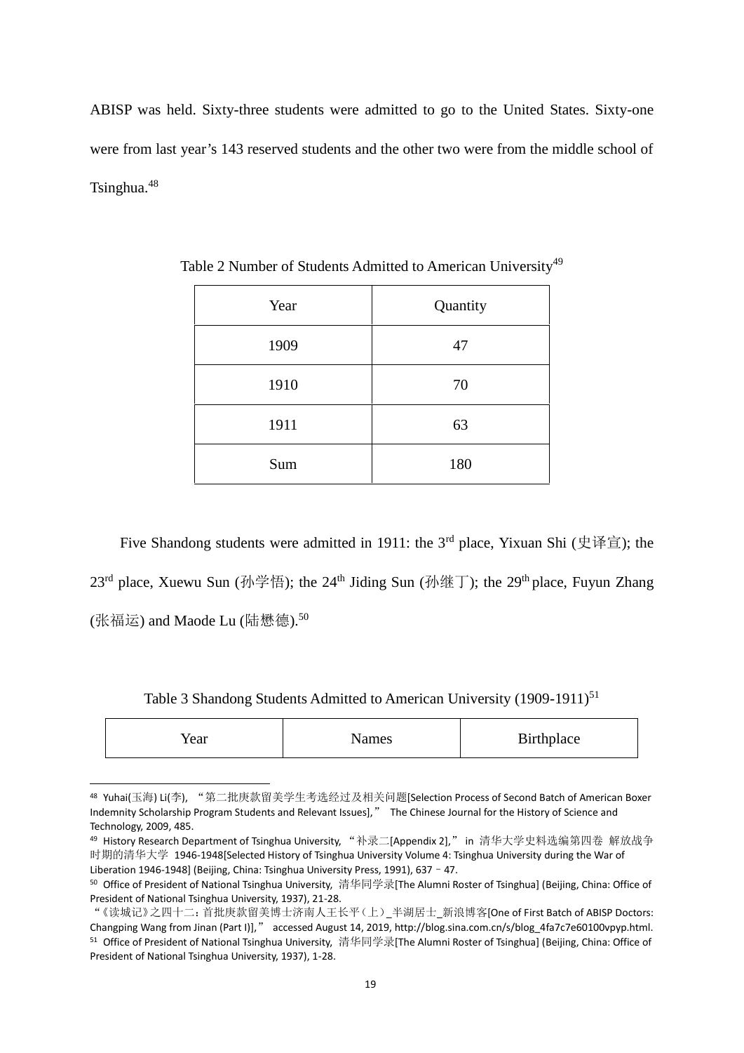ABISP was held. Sixty-three students were admitted to go to the United States. Sixty-one were from last year's 143 reserved students and the other two were from the middle school of Tsinghua.[48]

Table 2 Number of Students Admitted to American University[49]

| Year | Quantity |
|---|---|
| 1909 | 47 |
| 1910 | 70 |
| 1911 | 63 |
| Sum | 180 |

Five Shandong students were admitted in 1911: the 3rd place, Yixuan Shi (史译宣); the 23rd place, Xuewu Sun (孙学悟); the 24th Jiding Sun (孙继丁); the 29th place, Fuyun Zhang (张福运) and Maode Lu (陆懋德).[50]

Table 3 Shandong Students Admitted to American University (1909-1911)[51]

| Year | Names | Birthplace |
|---|---|---|

---

[48] Yuhai(玉海) Li(李), "第二批庚款留美学生考选经过及相关问题[Selection Process of Second Batch of American Boxer Indemnity Scholarship Program Students and Relevant Issues]," The Chinese Journal for the History of Science and Technology, 2009, 485.

[49] History Research Department of Tsinghua University, "补录二[Appendix 2]," in 清华大学史料选编第四卷 解放战争时期的清华大学 1946-1948[Selected History of Tsinghua University Volume 4: Tsinghua University during the War of Liberation 1946-1948] (Beijing, China: Tsinghua University Press, 1991), 637–47.

[50] Office of President of National Tsinghua University, 清华同学录[The Alumni Roster of Tsinghua] (Beijing, China: Office of President of National Tsinghua University, 1937), 21-28.
"《读城记》之四十二：首批庚款留美博士济南人王长平（上）_半湖居士_新浪博客[One of First Batch of ABISP Doctors: Changping Wang from Jinan (Part I)]," accessed August 14, 2019, http://blog.sina.com.cn/s/blog_4fa7c7e60100vpyp.html.

[51] Office of President of National Tsinghua University, 清华同学录[The Alumni Roster of Tsinghua] (Beijing, China: Office of President of National Tsinghua University, 1937), 1-28.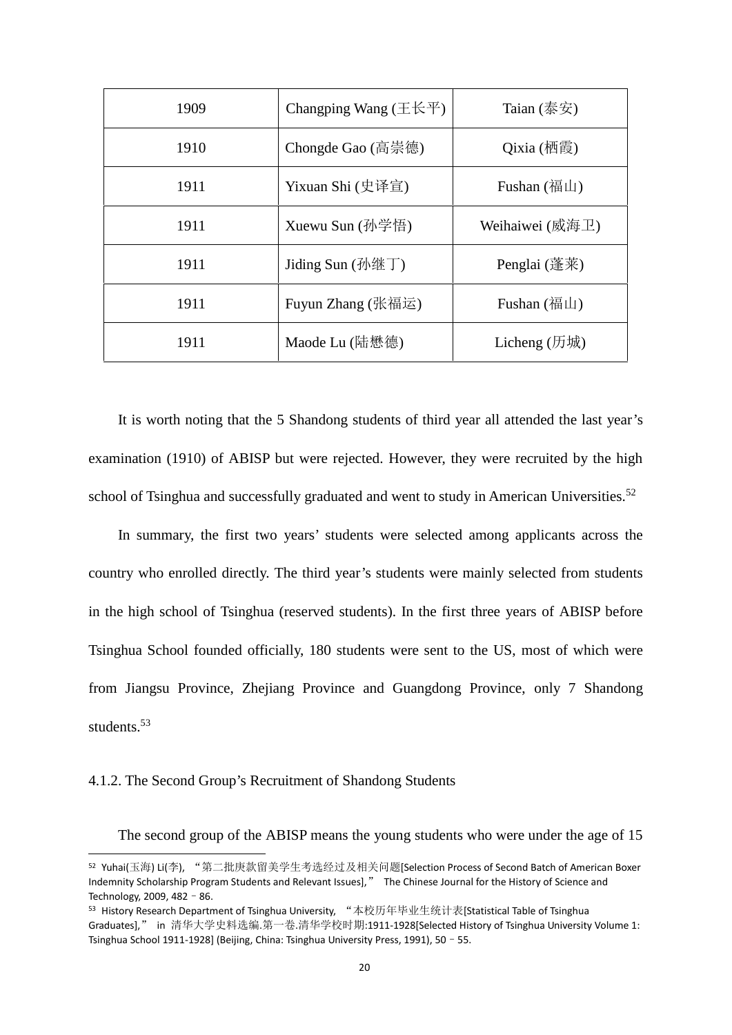| 1909 | Changping Wang (王长平) | Taian (泰安) |
|---|---|---|
| 1910 | Chongde Gao (高崇德) | Qixia (栖霞) |
| 1911 | Yixuan Shi (史译宣) | Fushan (福山) |
| 1911 | Xuewu Sun (孙学悟) | Weihaiwei (威海卫) |
| 1911 | Jiding Sun (孙继丁) | Penglai (蓬莱) |
| 1911 | Fuyun Zhang (张福运) | Fushan (福山) |
| 1911 | Maode Lu (陆懋德) | Licheng (历城) |

It is worth noting that the 5 Shandong students of third year all attended the last year's examination (1910) of ABISP but were rejected. However, they were recruited by the high school of Tsinghua and successfully graduated and went to study in American Universities.[52]

In summary, the first two years' students were selected among applicants across the country who enrolled directly. The third year's students were mainly selected from students in the high school of Tsinghua (reserved students). In the first three years of ABISP before Tsinghua School founded officially, 180 students were sent to the US, most of which were from Jiangsu Province, Zhejiang Province and Guangdong Province, only 7 Shandong students.[53]

4.1.2. The Second Group's Recruitment of Shandong Students

The second group of the ABISP means the young students who were under the age of 15

---

[52] Yuhai(玉海) Li(李), "第二批庚款留美学生考选经过及相关问题[Selection Process of Second Batch of American Boxer Indemnity Scholarship Program Students and Relevant Issues]," The Chinese Journal for the History of Science and Technology, 2009, 482–86.

[53] History Research Department of Tsinghua University, "本校历年毕业生统计表[Statistical Table of Tsinghua Graduates]," in 清华大学史料选编.第一卷.清华学校时期:1911-1928[Selected History of Tsinghua University Volume 1: Tsinghua School 1911-1928] (Beijing, China: Tsinghua University Press, 1991), 50–55.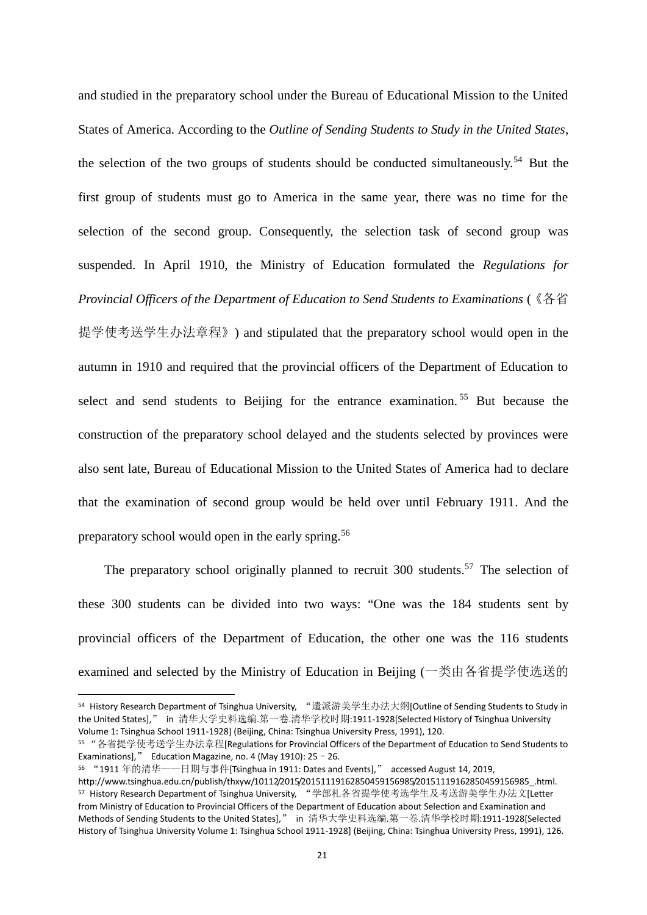and studied in the preparatory school under the Bureau of Educational Mission to the United States of America. According to the *Outline of Sending Students to Study in the United States*, the selection of the two groups of students should be conducted simultaneously.[54] But the first group of students must go to America in the same year, there was no time for the selection of the second group. Consequently, the selection task of second group was suspended. In April 1910, the Ministry of Education formulated the *Regulations for Provincial Officers of the Department of Education to Send Students to Examinations* (《各省提学使考送学生办法章程》) and stipulated that the preparatory school would open in the autumn in 1910 and required that the provincial officers of the Department of Education to select and send students to Beijing for the entrance examination.[55] But because the construction of the preparatory school delayed and the students selected by provinces were also sent late, Bureau of Educational Mission to the United States of America had to declare that the examination of second group would be held over until February 1911. And the preparatory school would open in the early spring.[56]

The preparatory school originally planned to recruit 300 students.[57] The selection of these 300 students can be divided into two ways: "One was the 184 students sent by provincial officers of the Department of Education, the other one was the 116 students examined and selected by the Ministry of Education in Beijing (一类由各省提学使选送的

---

[54] History Research Department of Tsinghua University, "遣派游美学生办法大纲[Outline of Sending Students to Study in the United States]," in 清华大学史料选编.第一卷.清华学校时期:1911-1928[Selected History of Tsinghua University Volume 1: Tsinghua School 1911-1928] (Beijing, China: Tsinghua University Press, 1991), 120.

[55] "各省提学使考送学生办法章程[Regulations for Provincial Officers of the Department of Education to Send Students to Examinations]," Education Magazine, no. 4 (May 1910): 25 - 26.

[56] "1911 年的清华——日期与事件[Tsinghua in 1911: Dates and Events]," accessed August 14, 2019, http://www.tsinghua.edu.cn/publish/thxyw/10112/2015/20151119162850459156985/20151119162850459156985_.html.

[57] History Research Department of Tsinghua University, "学部札各省提学使考选学生及考送游美学生办法文[Letter from Ministry of Education to Provincial Officers of the Department of Education about Selection and Examination and Methods of Sending Students to the United States]," in 清华大学史料选编.第一卷.清华学校时期:1911-1928[Selected History of Tsinghua University Volume 1: Tsinghua School 1911-1928] (Beijing, China: Tsinghua University Press, 1991), 126.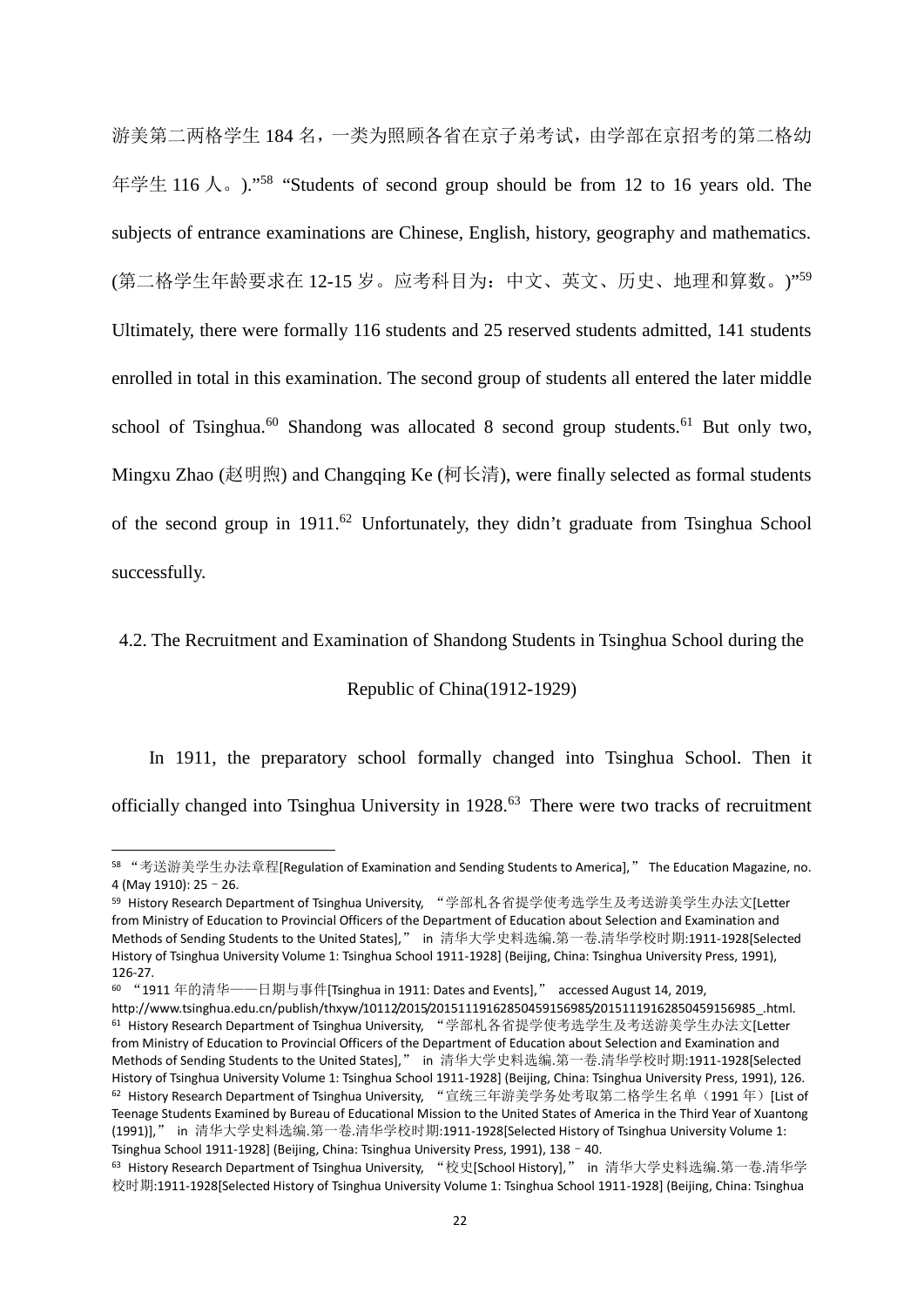游美第二两格学生 184 名，一类为照顾各省在京子弟考试，由学部在京招考的第二格幼年学生 116 人。)."[58] "Students of second group should be from 12 to 16 years old. The subjects of entrance examinations are Chinese, English, history, geography and mathematics. (第二格学生年龄要求在 12-15 岁。应考科目为：中文、英文、历史、地理和算数。)"[59] Ultimately, there were formally 116 students and 25 reserved students admitted, 141 students enrolled in total in this examination. The second group of students all entered the later middle school of Tsinghua.[60] Shandong was allocated 8 second group students.[61] But only two, Mingxu Zhao (赵明煦) and Changqing Ke (柯长清), were finally selected as formal students of the second group in 1911.[62] Unfortunately, they didn't graduate from Tsinghua School successfully.

## 4.2. The Recruitment and Examination of Shandong Students in Tsinghua School during the Republic of China(1912-1929)

In 1911, the preparatory school formally changed into Tsinghua School. Then it officially changed into Tsinghua University in 1928.[63] There were two tracks of recruitment

---

[58] "考送游美学生办法章程[Regulation of Examination and Sending Students to America]," The Education Magazine, no. 4 (May 1910): 25 - 26.

[59] History Research Department of Tsinghua University, "学部札各省提学使考选学生及考送游美学生办法文[Letter from Ministry of Education to Provincial Officers of the Department of Education about Selection and Examination and Methods of Sending Students to the United States]," in 清华大学史料选编.第一卷.清华学校时期:1911-1928[Selected History of Tsinghua University Volume 1: Tsinghua School 1911-1928] (Beijing, China: Tsinghua University Press, 1991), 126-27.

[60] "1911 年的清华——日期与事件[Tsinghua in 1911: Dates and Events]," accessed August 14, 2019, http://www.tsinghua.edu.cn/publish/thxyw/10112/2015/20151119162850459156985/20151119162850459156985_.html.

[61] History Research Department of Tsinghua University, "学部札各省提学使考选学生及考送游美学生办法文[Letter from Ministry of Education to Provincial Officers of the Department of Education about Selection and Examination and Methods of Sending Students to the United States]," in 清华大学史料选编.第一卷.清华学校时期:1911-1928[Selected History of Tsinghua University Volume 1: Tsinghua School 1911-1928] (Beijing, China: Tsinghua University Press, 1991), 126.

[62] History Research Department of Tsinghua University, "宣统三年游美学务处考取第二格学生名单（1991 年）[List of Teenage Students Examined by Bureau of Educational Mission to the United States of America in the Third Year of Xuantong (1991)]," in 清华大学史料选编.第一卷.清华学校时期:1911-1928[Selected History of Tsinghua University Volume 1: Tsinghua School 1911-1928] (Beijing, China: Tsinghua University Press, 1991), 138 - 40.

[63] History Research Department of Tsinghua University, "校史[School History]," in 清华大学史料选编.第一卷.清华学校时期:1911-1928[Selected History of Tsinghua University Volume 1: Tsinghua School 1911-1928] (Beijing, China: Tsinghua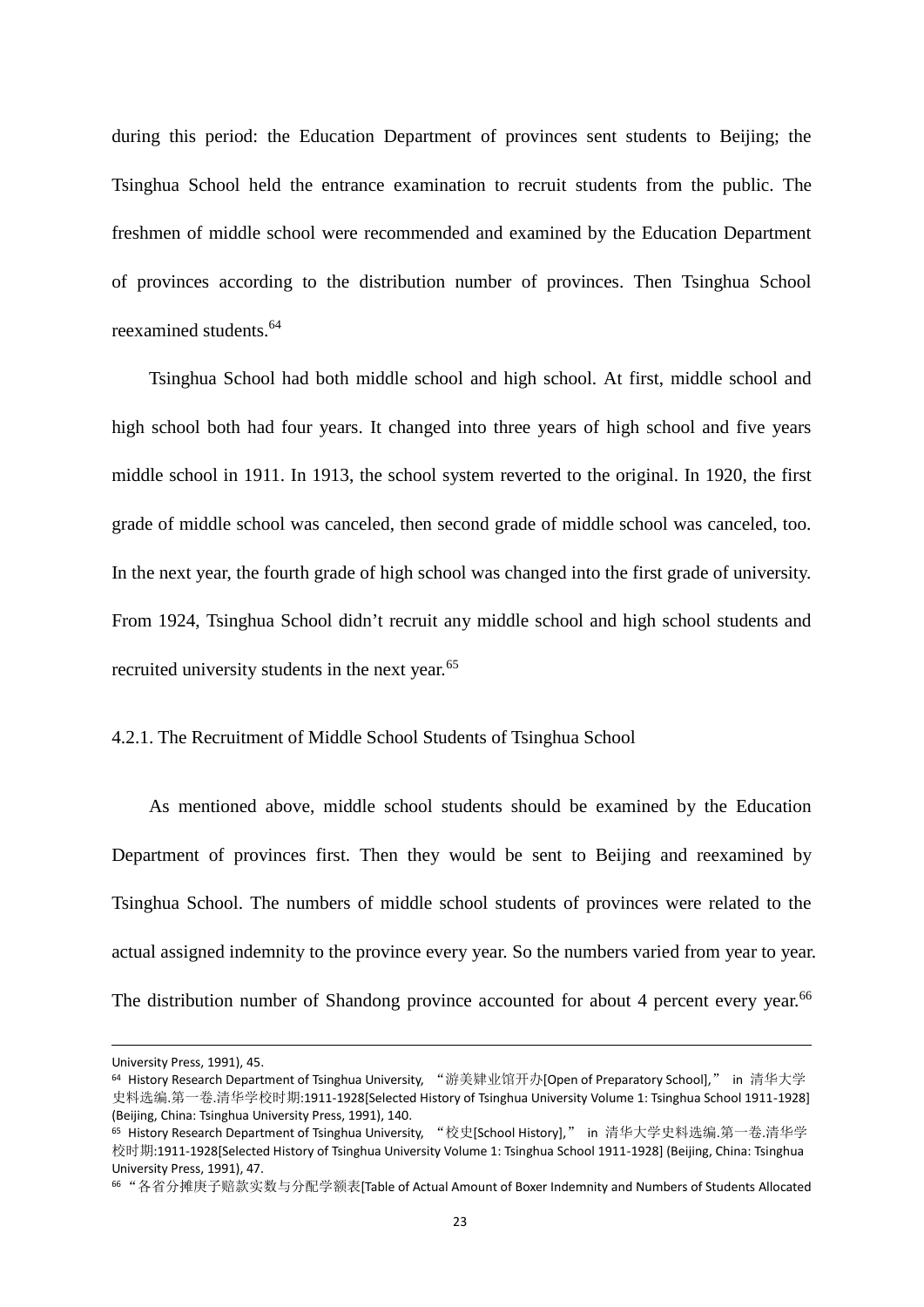during this period: the Education Department of provinces sent students to Beijing; the Tsinghua School held the entrance examination to recruit students from the public. The freshmen of middle school were recommended and examined by the Education Department of provinces according to the distribution number of provinces. Then Tsinghua School reexamined students.[64]

Tsinghua School had both middle school and high school. At first, middle school and high school both had four years. It changed into three years of high school and five years middle school in 1911. In 1913, the school system reverted to the original. In 1920, the first grade of middle school was canceled, then second grade of middle school was canceled, too. In the next year, the fourth grade of high school was changed into the first grade of university. From 1924, Tsinghua School didn't recruit any middle school and high school students and recruited university students in the next year.[65]

### 4.2.1. The Recruitment of Middle School Students of Tsinghua School

As mentioned above, middle school students should be examined by the Education Department of provinces first. Then they would be sent to Beijing and reexamined by Tsinghua School. The numbers of middle school students of provinces were related to the actual assigned indemnity to the province every year. So the numbers varied from year to year. The distribution number of Shandong province accounted for about 4 percent every year.[66]

---

University Press, 1991), 45.

64 History Research Department of Tsinghua University, "游美肄业馆开办[Open of Preparatory School]," in 清华大学史料选编.第一卷.清华学校时期:1911-1928[Selected History of Tsinghua University Volume 1: Tsinghua School 1911-1928] (Beijing, China: Tsinghua University Press, 1991), 140.

65 History Research Department of Tsinghua University, "校史[School History]," in 清华大学史料选编.第一卷.清华学校时期:1911-1928[Selected History of Tsinghua University Volume 1: Tsinghua School 1911-1928] (Beijing, China: Tsinghua University Press, 1991), 47.

66 "各省分摊庚子赔款实数与分配学额表[Table of Actual Amount of Boxer Indemnity and Numbers of Students Allocated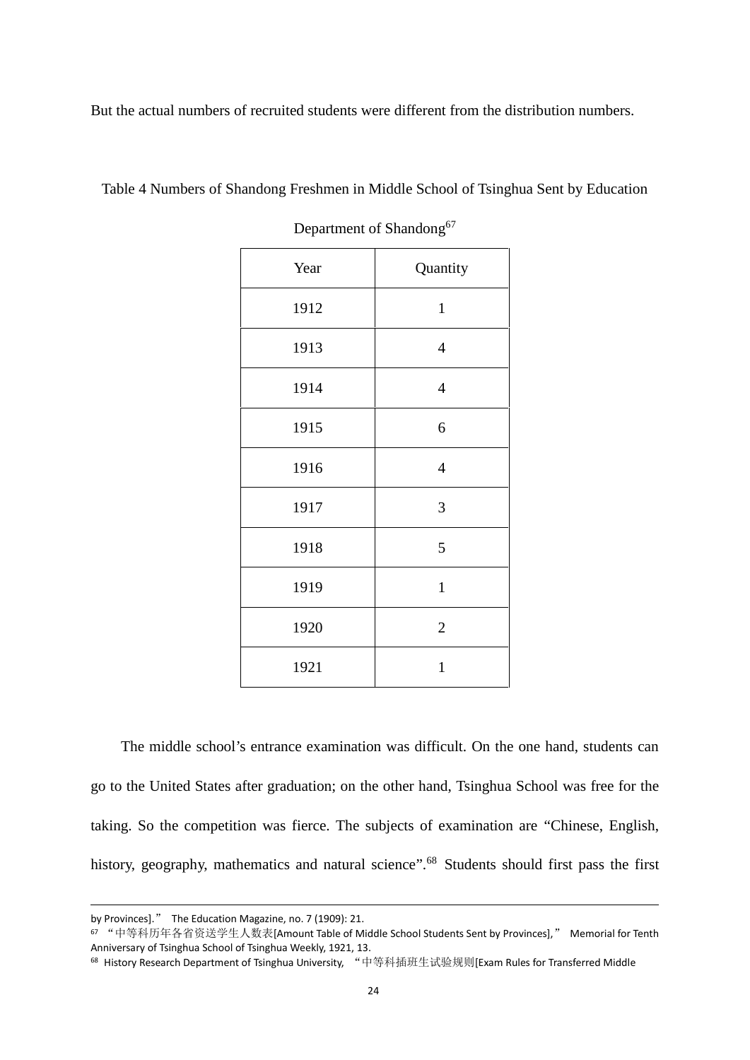But the actual numbers of recruited students were different from the distribution numbers.

Table 4 Numbers of Shandong Freshmen in Middle School of Tsinghua Sent by Education Department of Shandong[67]

| Year | Quantity |
|---|---|
| 1912 | 1 |
| 1913 | 4 |
| 1914 | 4 |
| 1915 | 6 |
| 1916 | 4 |
| 1917 | 3 |
| 1918 | 5 |
| 1919 | 1 |
| 1920 | 2 |
| 1921 | 1 |

The middle school's entrance examination was difficult. On the one hand, students can go to the United States after graduation; on the other hand, Tsinghua School was free for the taking. So the competition was fierce. The subjects of examination are "Chinese, English, history, geography, mathematics and natural science".[68] Students should first pass the first

---

by Provinces]." The Education Magazine, no. 7 (1909): 21.

[67] "中等科历年各省资送学生人数表[Amount Table of Middle School Students Sent by Provinces]," Memorial for Tenth Anniversary of Tsinghua School of Tsinghua Weekly, 1921, 13.

[68] History Research Department of Tsinghua University, "中等科插班生试验规则[Exam Rules for Transferred Middle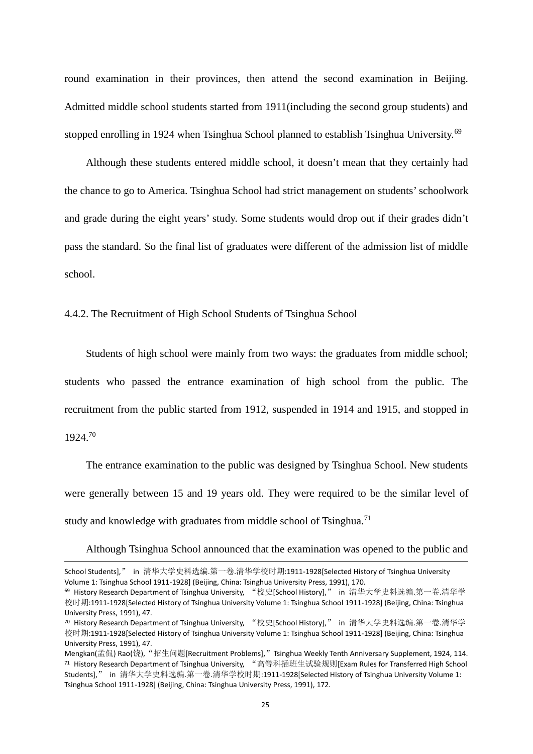round examination in their provinces, then attend the second examination in Beijing. Admitted middle school students started from 1911(including the second group students) and stopped enrolling in 1924 when Tsinghua School planned to establish Tsinghua University.[69]

Although these students entered middle school, it doesn't mean that they certainly had the chance to go to America. Tsinghua School had strict management on students' schoolwork and grade during the eight years' study. Some students would drop out if their grades didn't pass the standard. So the final list of graduates were different of the admission list of middle school.

4.4.2. The Recruitment of High School Students of Tsinghua School

Students of high school were mainly from two ways: the graduates from middle school; students who passed the entrance examination of high school from the public. The recruitment from the public started from 1912, suspended in 1914 and 1915, and stopped in 1924.[70]

The entrance examination to the public was designed by Tsinghua School. New students were generally between 15 and 19 years old. They were required to be the similar level of study and knowledge with graduates from middle school of Tsinghua.[71]

Although Tsinghua School announced that the examination was opened to the public and

---

School Students]," in 清华大学史料选编.第一卷.清华学校时期:1911-1928[Selected History of Tsinghua University Volume 1: Tsinghua School 1911-1928] (Beijing, China: Tsinghua University Press, 1991), 170.

[69] History Research Department of Tsinghua University, "校史[School History]," in 清华大学史料选编.第一卷.清华学校时期:1911-1928[Selected History of Tsinghua University Volume 1: Tsinghua School 1911-1928] (Beijing, China: Tsinghua University Press, 1991), 47.

[70] History Research Department of Tsinghua University, "校史[School History]," in 清华大学史料选编.第一卷.清华学校时期:1911-1928[Selected History of Tsinghua University Volume 1: Tsinghua School 1911-1928] (Beijing, China: Tsinghua University Press, 1991), 47.

Mengkan(孟侃) Rao(饶), "招生问题[Recruitment Problems]," Tsinghua Weekly Tenth Anniversary Supplement, 1924, 114.

[71] History Research Department of Tsinghua University, "高等科插班生试验规则[Exam Rules for Transferred High School Students]," in 清华大学史料选编.第一卷.清华学校时期:1911-1928[Selected History of Tsinghua University Volume 1: Tsinghua School 1911-1928] (Beijing, China: Tsinghua University Press, 1991), 172.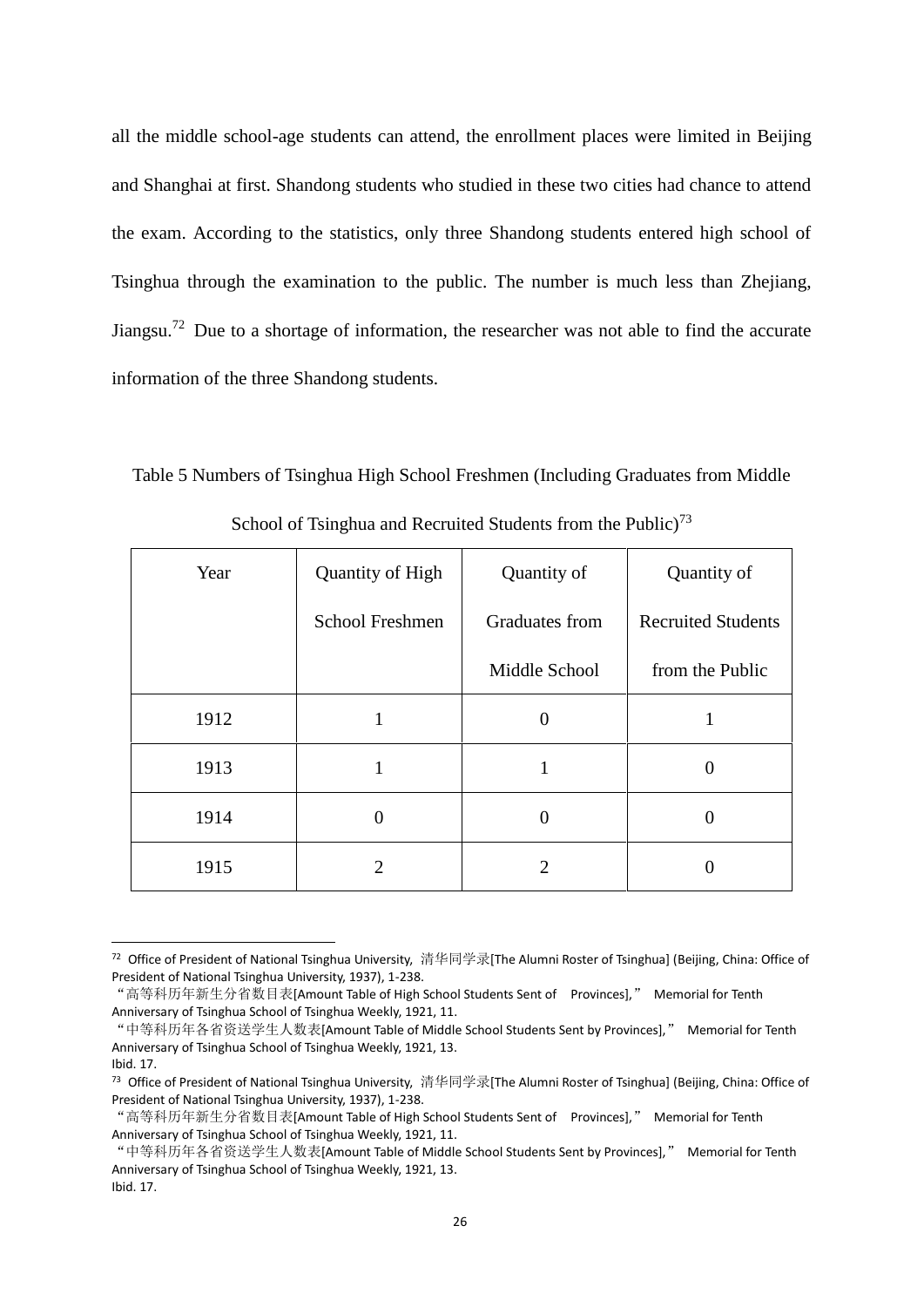all the middle school-age students can attend, the enrollment places were limited in Beijing and Shanghai at first. Shandong students who studied in these two cities had chance to attend the exam. According to the statistics, only three Shandong students entered high school of Tsinghua through the examination to the public. The number is much less than Zhejiang, Jiangsu.[72] Due to a shortage of information, the researcher was not able to find the accurate information of the three Shandong students.

Table 5 Numbers of Tsinghua High School Freshmen (Including Graduates from Middle School of Tsinghua and Recruited Students from the Public)[73]

| Year | Quantity of High School Freshmen | Quantity of Graduates from Middle School | Quantity of Recruited Students from the Public |
|---|---|---|---|
| 1912 | 1 | 0 | 1 |
| 1913 | 1 | 1 | 0 |
| 1914 | 0 | 0 | 0 |
| 1915 | 2 | 2 | 0 |

---

[72] Office of President of National Tsinghua University, 清华同学录[The Alumni Roster of Tsinghua] (Beijing, China: Office of President of National Tsinghua University, 1937), 1-238.
"高等科历年新生分省数目表[Amount Table of High School Students Sent of Provinces]," Memorial for Tenth Anniversary of Tsinghua School of Tsinghua Weekly, 1921, 11.
"中等科历年各省资送学生人数表[Amount Table of Middle School Students Sent by Provinces]," Memorial for Tenth Anniversary of Tsinghua School of Tsinghua Weekly, 1921, 13.
Ibid. 17.

[73] Office of President of National Tsinghua University, 清华同学录[The Alumni Roster of Tsinghua] (Beijing, China: Office of President of National Tsinghua University, 1937), 1-238.
"高等科历年新生分省数目表[Amount Table of High School Students Sent of Provinces]," Memorial for Tenth Anniversary of Tsinghua School of Tsinghua Weekly, 1921, 11.
"中等科历年各省资送学生人数表[Amount Table of Middle School Students Sent by Provinces]," Memorial for Tenth Anniversary of Tsinghua School of Tsinghua Weekly, 1921, 13.
Ibid. 17.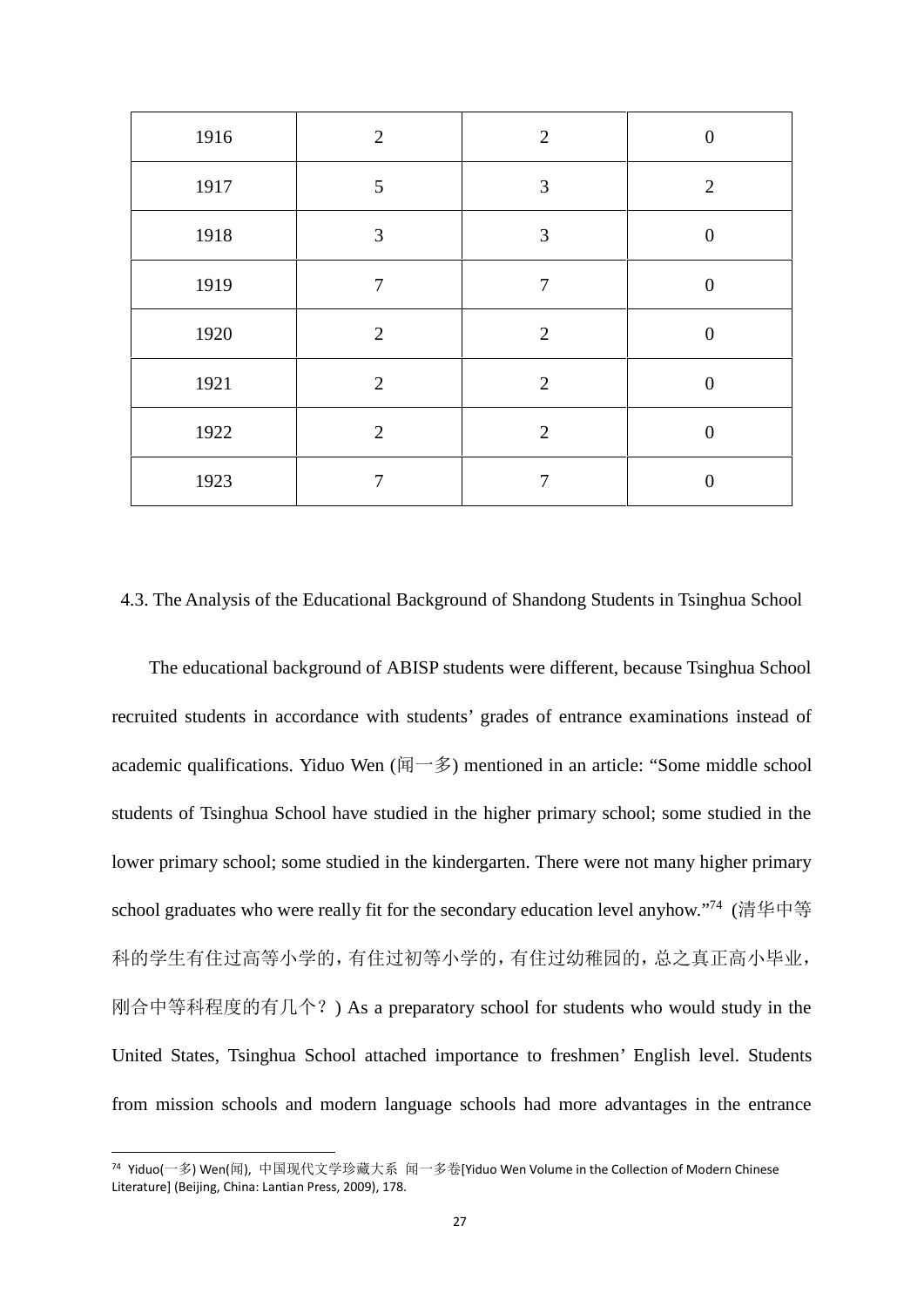| 1916 | 2 | 2 | 0 |
|---|---|---|---|
| 1917 | 5 | 3 | 2 |
| 1918 | 3 | 3 | 0 |
| 1919 | 7 | 7 | 0 |
| 1920 | 2 | 2 | 0 |
| 1921 | 2 | 2 | 0 |
| 1922 | 2 | 2 | 0 |
| 1923 | 7 | 7 | 0 |

### 4.3. The Analysis of the Educational Background of Shandong Students in Tsinghua School

The educational background of ABISP students were different, because Tsinghua School recruited students in accordance with students' grades of entrance examinations instead of academic qualifications. Yiduo Wen (闻一多) mentioned in an article: "Some middle school students of Tsinghua School have studied in the higher primary school; some studied in the lower primary school; some studied in the kindergarten. There were not many higher primary school graduates who were really fit for the secondary education level anyhow."[74] (清华中等科的学生有住过高等小学的，有住过初等小学的，有住过幼稚园的，总之真正高小毕业，刚合中等科程度的有几个？) As a preparatory school for students who would study in the United States, Tsinghua School attached importance to freshmen' English level. Students from mission schools and modern language schools had more advantages in the entrance

[74] Yiduo(一多) Wen(闻), 中国现代文学珍藏大系 闻一多卷[Yiduo Wen Volume in the Collection of Modern Chinese Literature] (Beijing, China: Lantian Press, 2009), 178.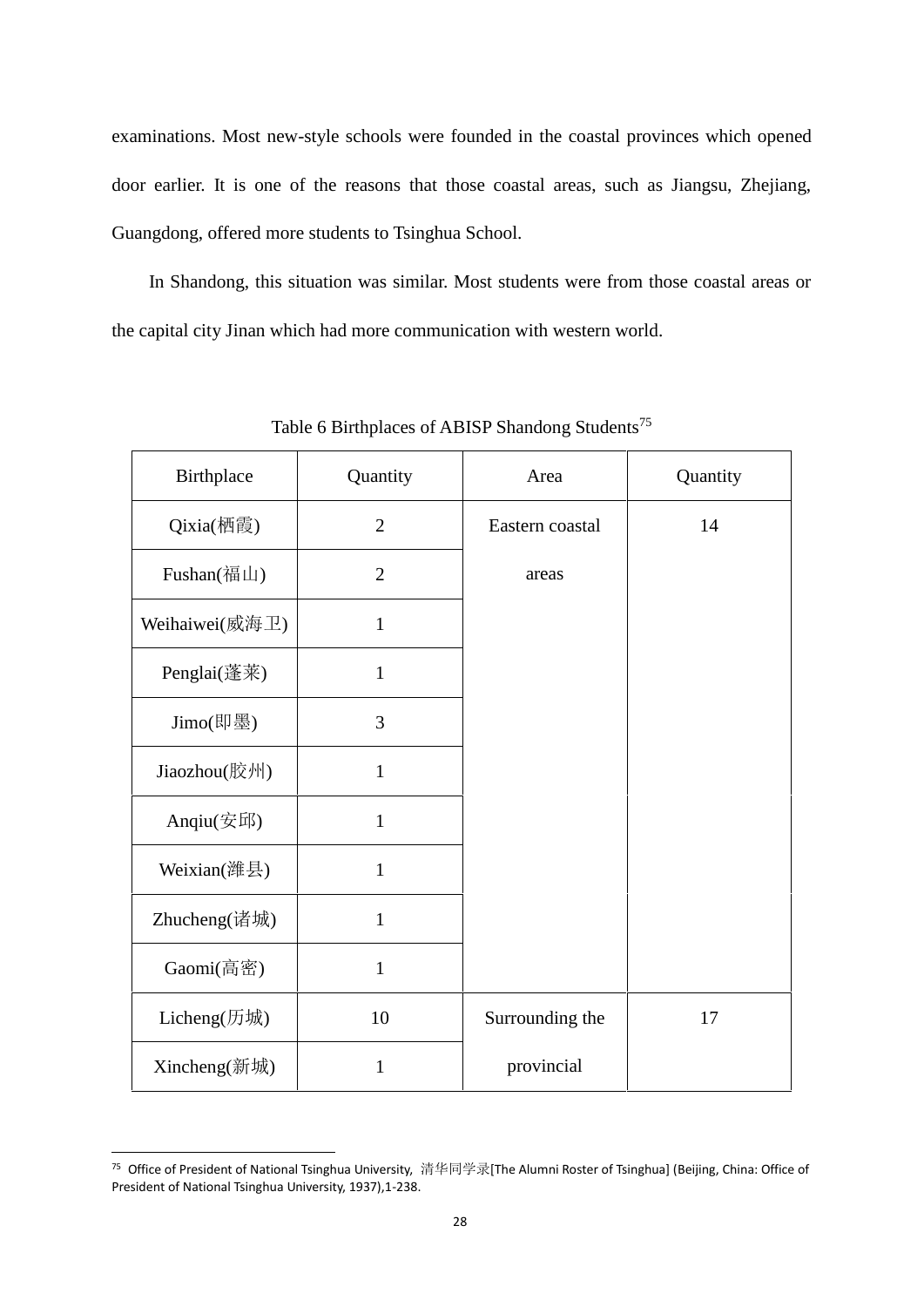examinations. Most new-style schools were founded in the coastal provinces which opened door earlier. It is one of the reasons that those coastal areas, such as Jiangsu, Zhejiang, Guangdong, offered more students to Tsinghua School.

In Shandong, this situation was similar. Most students were from those coastal areas or the capital city Jinan which had more communication with western world.

Table 6 Birthplaces of ABISP Shandong Students[75]

| Birthplace | Quantity | Area | Quantity |
|---|---|---|---|
| Qixia(栖霞) | 2 | Eastern coastal areas | 14 |
| Fushan(福山) | 2 | | |
| Weihaiwei(威海卫) | 1 | | |
| Penglai(蓬莱) | 1 | | |
| Jimo(即墨) | 3 | | |
| Jiaozhou(胶州) | 1 | | |
| Anqiu(安邱) | 1 | | |
| Weixian(潍县) | 1 | | |
| Zhucheng(诸城) | 1 | | |
| Gaomi(高密) | 1 | | |
| Licheng(历城) | 10 | Surrounding the provincial | 17 |
| Xincheng(新城) | 1 | | |

[75] Office of President of National Tsinghua University, 清华同学录[The Alumni Roster of Tsinghua] (Beijing, China: Office of President of National Tsinghua University, 1937),1-238.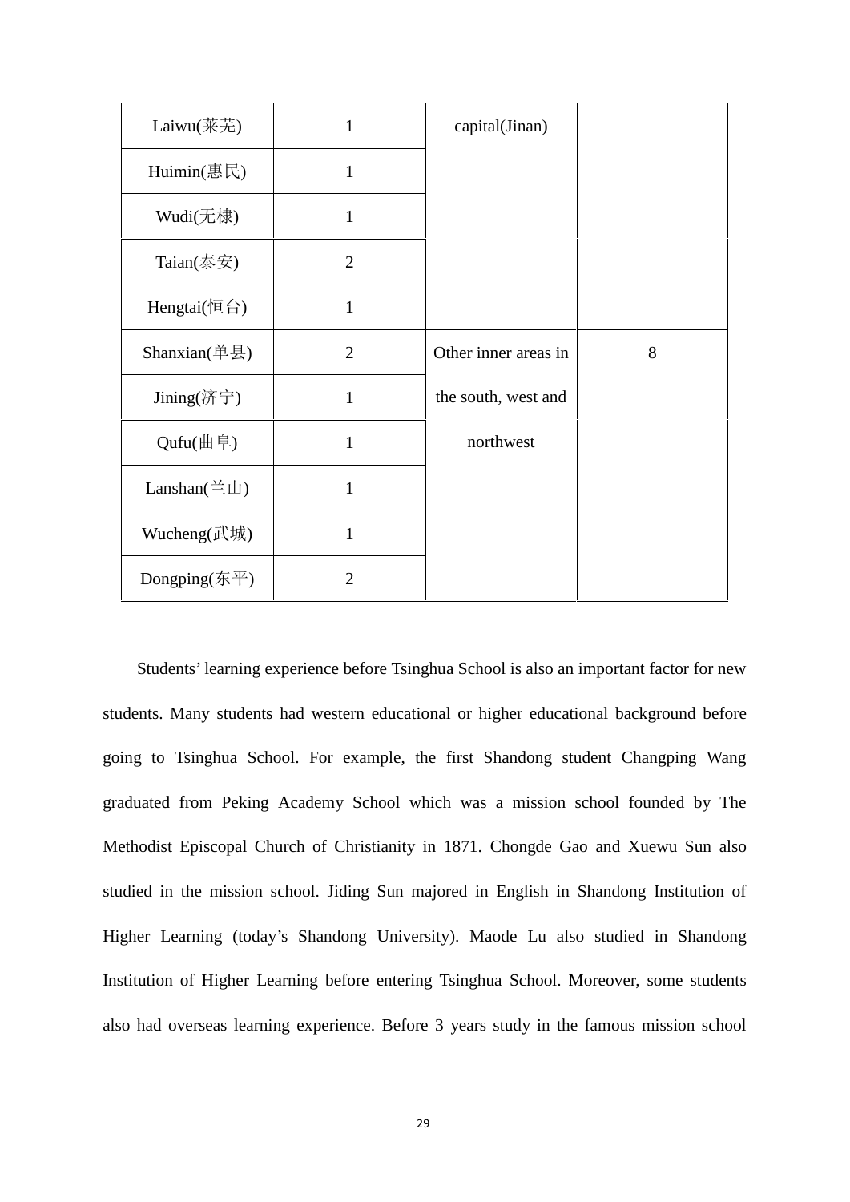| Laiwu(莱芜) | 1 | capital(Jinan) | |
| --- | --- | --- | --- |
| Huimin(惠民) | 1 | | |
| Wudi(无棣) | 1 | | |
| Taian(泰安) | 2 | | |
| Hengtai(恒台) | 1 | | |
| Shanxian(单县) | 2 | Other inner areas in the south, west and northwest | 8 |
| Jining(济宁) | 1 | | |
| Qufu(曲阜) | 1 | | |
| Lanshan(兰山) | 1 | | |
| Wucheng(武城) | 1 | | |
| Dongping(东平) | 2 | | |

Students' learning experience before Tsinghua School is also an important factor for new students. Many students had western educational or higher educational background before going to Tsinghua School. For example, the first Shandong student Changping Wang graduated from Peking Academy School which was a mission school founded by The Methodist Episcopal Church of Christianity in 1871. Chongde Gao and Xuewu Sun also studied in the mission school. Jiding Sun majored in English in Shandong Institution of Higher Learning (today's Shandong University). Maode Lu also studied in Shandong Institution of Higher Learning before entering Tsinghua School. Moreover, some students also had overseas learning experience. Before 3 years study in the famous mission school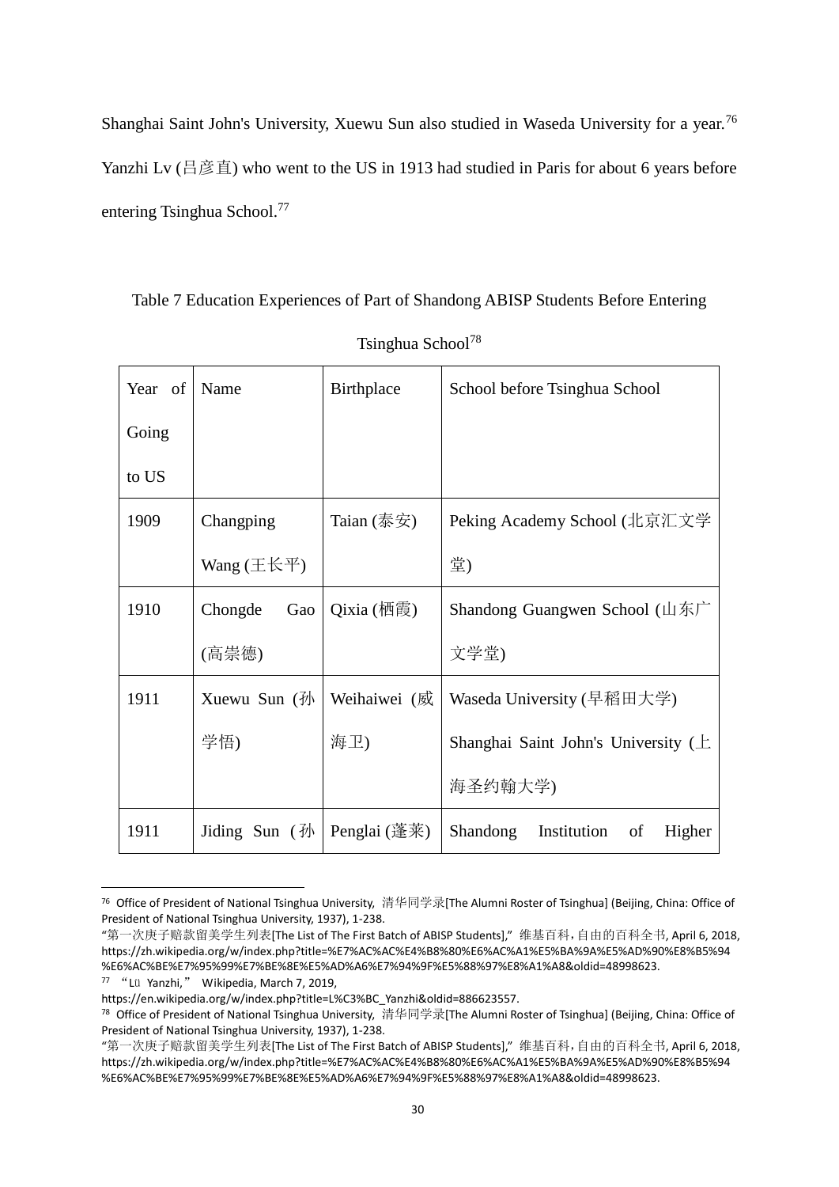Shanghai Saint John's University, Xuewu Sun also studied in Waseda University for a year.[76] Yanzhi Lv (吕彦直) who went to the US in 1913 had studied in Paris for about 6 years before entering Tsinghua School.[77]

Table 7 Education Experiences of Part of Shandong ABISP Students Before Entering Tsinghua School[78]

| Year of Going to US | Name | Birthplace | School before Tsinghua School |
|---|---|---|---|
| 1909 | Changping Wang (王长平) | Taian (泰安) | Peking Academy School (北京汇文学堂) |
| 1910 | Chongde Gao (高崇德) | Qixia (栖霞) | Shandong Guangwen School (山东广文学堂) |
| 1911 | Xuewu Sun (孙学悟) | Weihaiwei (威海卫) | Waseda University (早稻田大学) Shanghai Saint John's University (上海圣约翰大学) |
| 1911 | Jiding Sun (孙 | Penglai (蓬莱) | Shandong Institution of Higher |

[76] Office of President of National Tsinghua University, 清华同学录[The Alumni Roster of Tsinghua] (Beijing, China: Office of President of National Tsinghua University, 1937), 1-238.
"第一次庚子赔款留美学生列表[The List of The First Batch of ABISP Students]," 维基百科，自由的百科全书, April 6, 2018, https://zh.wikipedia.org/w/index.php?title=%E7%AC%AC%E4%B8%80%E6%AC%A1%E5%BA%9A%E5%AD%90%E8%B5%94%E6%AC%BE%E7%95%99%E7%BE%8E%E5%AD%A6%E7%94%9F%E5%88%97%E8%A1%A8&oldid=48998623.

[77] "Lü Yanzhi," Wikipedia, March 7, 2019, https://en.wikipedia.org/w/index.php?title=L%C3%BC_Yanzhi&oldid=886623557.

[78] Office of President of National Tsinghua University, 清华同学录[The Alumni Roster of Tsinghua] (Beijing, China: Office of President of National Tsinghua University, 1937), 1-238.
"第一次庚子赔款留美学生列表[The List of The First Batch of ABISP Students]," 维基百科，自由的百科全书, April 6, 2018, https://zh.wikipedia.org/w/index.php?title=%E7%AC%AC%E4%B8%80%E6%AC%A1%E5%BA%9A%E5%AD%90%E8%B5%94%E6%AC%BE%E7%95%99%E7%BE%8E%E5%AD%A6%E7%94%9F%E5%88%97%E8%A1%A8&oldid=48998623.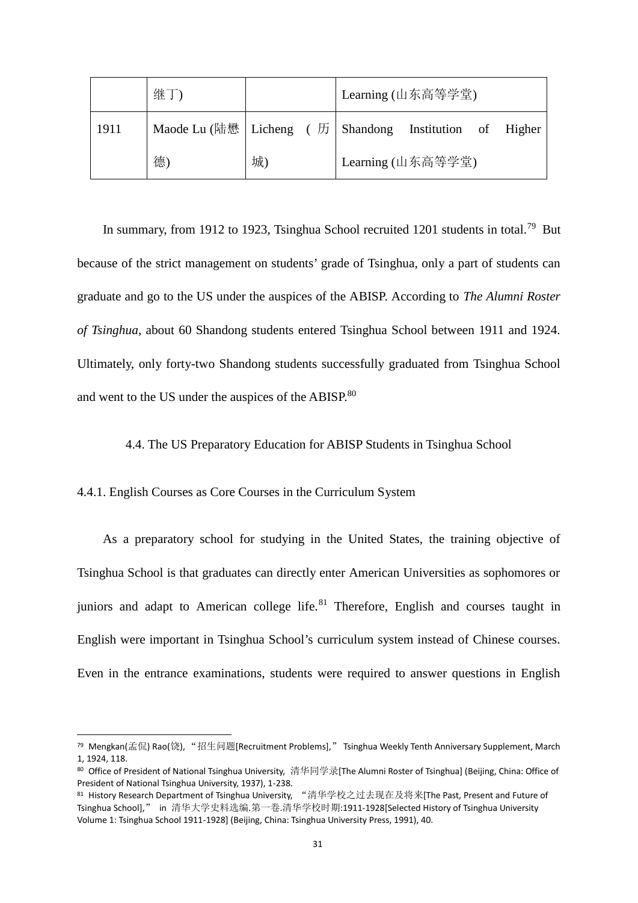| | 继丁) | | Learning (山东高等学堂) |
|---|---|---|---|
| 1911 | Maode Lu (陆懋德) | Licheng (历城) | Shandong Institution of Higher Learning (山东高等学堂) |

In summary, from 1912 to 1923, Tsinghua School recruited 1201 students in total.[79] But because of the strict management on students' grade of Tsinghua, only a part of students can graduate and go to the US under the auspices of the ABISP. According to *The Alumni Roster of Tsinghua*, about 60 Shandong students entered Tsinghua School between 1911 and 1924. Ultimately, only forty-two Shandong students successfully graduated from Tsinghua School and went to the US under the auspices of the ABISP.[80]

### 4.4. The US Preparatory Education for ABISP Students in Tsinghua School

#### 4.4.1. English Courses as Core Courses in the Curriculum System

As a preparatory school for studying in the United States, the training objective of Tsinghua School is that graduates can directly enter American Universities as sophomores or juniors and adapt to American college life.[81] Therefore, English and courses taught in English were important in Tsinghua School's curriculum system instead of Chinese courses. Even in the entrance examinations, students were required to answer questions in English

---

[79] Mengkan(孟侃) Rao(饶), "招生问题[Recruitment Problems]," Tsinghua Weekly Tenth Anniversary Supplement, March 1, 1924, 118.

[80] Office of President of National Tsinghua University, 清华同学录[The Alumni Roster of Tsinghua] (Beijing, China: Office of President of National Tsinghua University, 1937), 1-238.

[81] History Research Department of Tsinghua University, "清华学校之过去现在及将来[The Past, Present and Future of Tsinghua School]," in 清华大学史料选编.第一卷.清华学校时期:1911-1928[Selected History of Tsinghua University Volume 1: Tsinghua School 1911-1928] (Beijing, China: Tsinghua University Press, 1991), 40.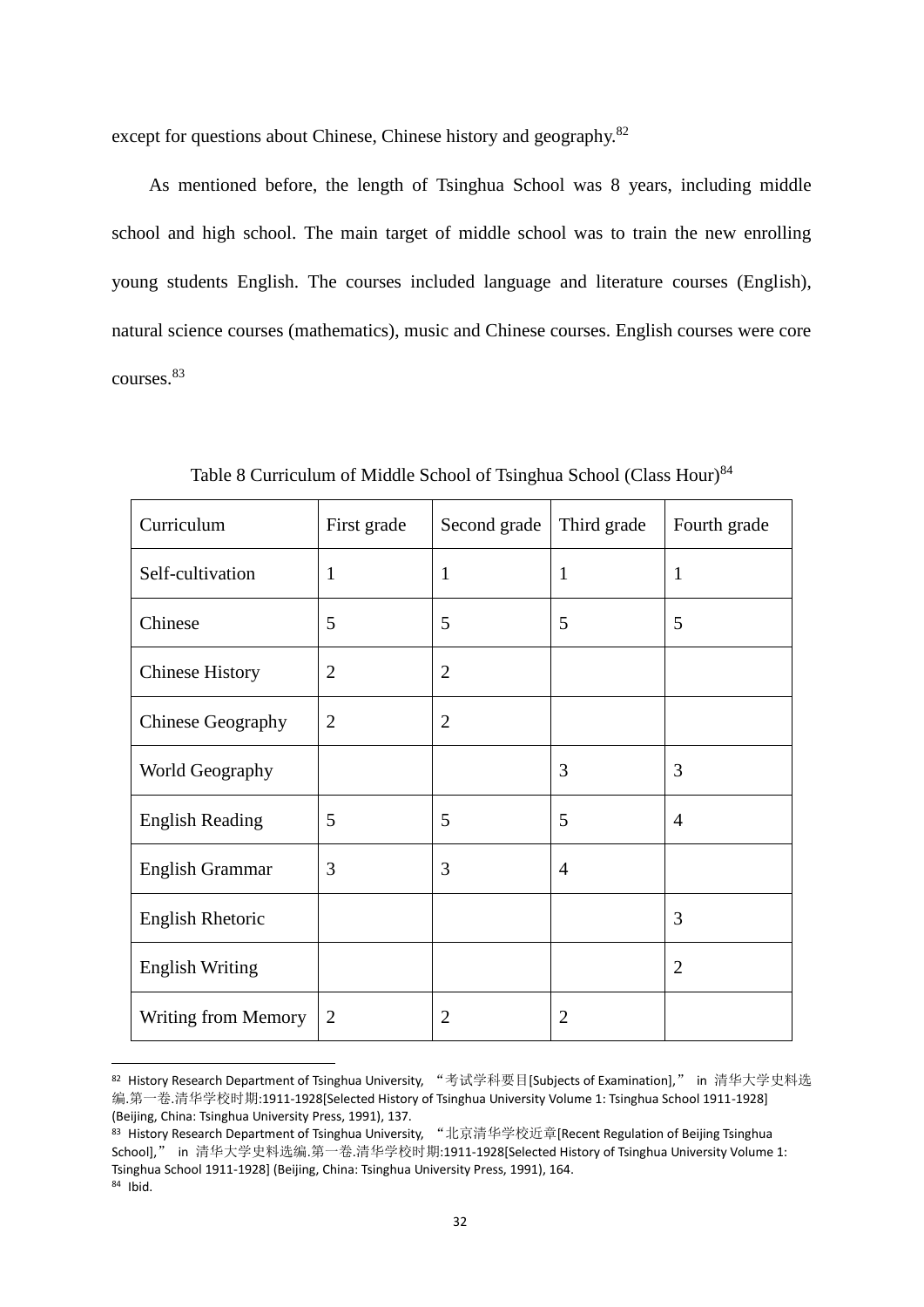except for questions about Chinese, Chinese history and geography.[82]

As mentioned before, the length of Tsinghua School was 8 years, including middle school and high school. The main target of middle school was to train the new enrolling young students English. The courses included language and literature courses (English), natural science courses (mathematics), music and Chinese courses. English courses were core courses.[83]

Table 8 Curriculum of Middle School of Tsinghua School (Class Hour)[84]

| Curriculum | First grade | Second grade | Third grade | Fourth grade |
|---|---|---|---|---|
| Self-cultivation | 1 | 1 | 1 | 1 |
| Chinese | 5 | 5 | 5 | 5 |
| Chinese History | 2 | 2 | | |
| Chinese Geography | 2 | 2 | | |
| World Geography | | | 3 | 3 |
| English Reading | 5 | 5 | 5 | 4 |
| English Grammar | 3 | 3 | 4 | |
| English Rhetoric | | | | 3 |
| English Writing | | | | 2 |
| Writing from Memory | 2 | 2 | 2 | |

[82] History Research Department of Tsinghua University, "考试学科要目[Subjects of Examination]," in 清华大学史料选编.第一卷.清华学校时期:1911-1928[Selected History of Tsinghua University Volume 1: Tsinghua School 1911-1928] (Beijing, China: Tsinghua University Press, 1991), 137.

[83] History Research Department of Tsinghua University, "北京清华学校近章[Recent Regulation of Beijing Tsinghua School]," in 清华大学史料选编.第一卷.清华学校时期:1911-1928[Selected History of Tsinghua University Volume 1: Tsinghua School 1911-1928] (Beijing, China: Tsinghua University Press, 1991), 164.

[84] Ibid.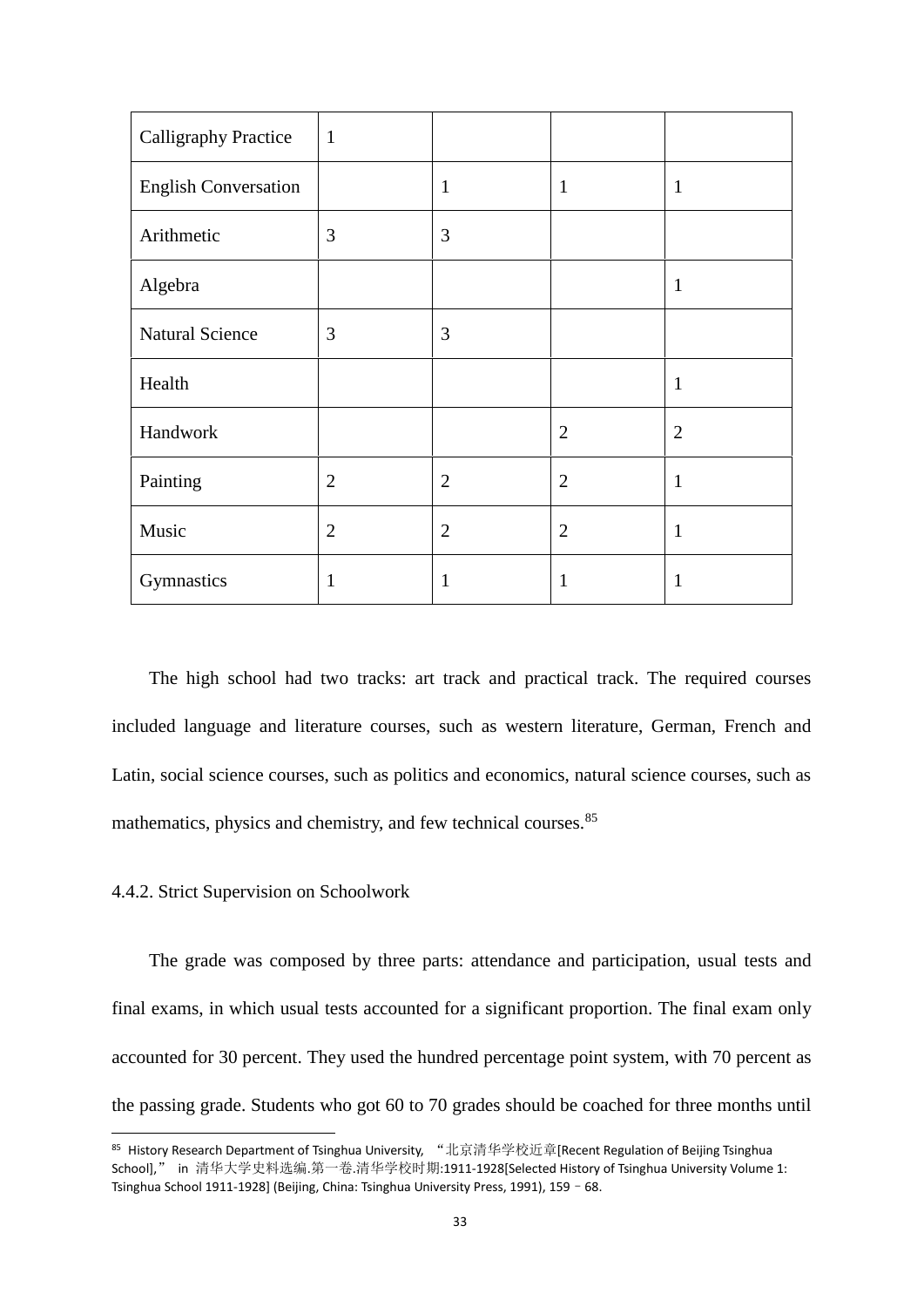| | | | | |
|---|---|---|---|---|
| Calligraphy Practice | 1 | | | |
| English Conversation | | 1 | 1 | 1 |
| Arithmetic | 3 | 3 | | |
| Algebra | | | | 1 |
| Natural Science | 3 | 3 | | |
| Health | | | | 1 |
| Handwork | | | 2 | 2 |
| Painting | 2 | 2 | 2 | 1 |
| Music | 2 | 2 | 2 | 1 |
| Gymnastics | 1 | 1 | 1 | 1 |

The high school had two tracks: art track and practical track. The required courses included language and literature courses, such as western literature, German, French and Latin, social science courses, such as politics and economics, natural science courses, such as mathematics, physics and chemistry, and few technical courses.[85]

4.4.2. Strict Supervision on Schoolwork

The grade was composed by three parts: attendance and participation, usual tests and final exams, in which usual tests accounted for a significant proportion. The final exam only accounted for 30 percent. They used the hundred percentage point system, with 70 percent as the passing grade. Students who got 60 to 70 grades should be coached for three months until

[85] History Research Department of Tsinghua University, "北京清华学校近章[Recent Regulation of Beijing Tsinghua School]," in 清华大学史料选编.第一卷.清华学校时期:1911-1928[Selected History of Tsinghua University Volume 1: Tsinghua School 1911-1928] (Beijing, China: Tsinghua University Press, 1991), 159–68.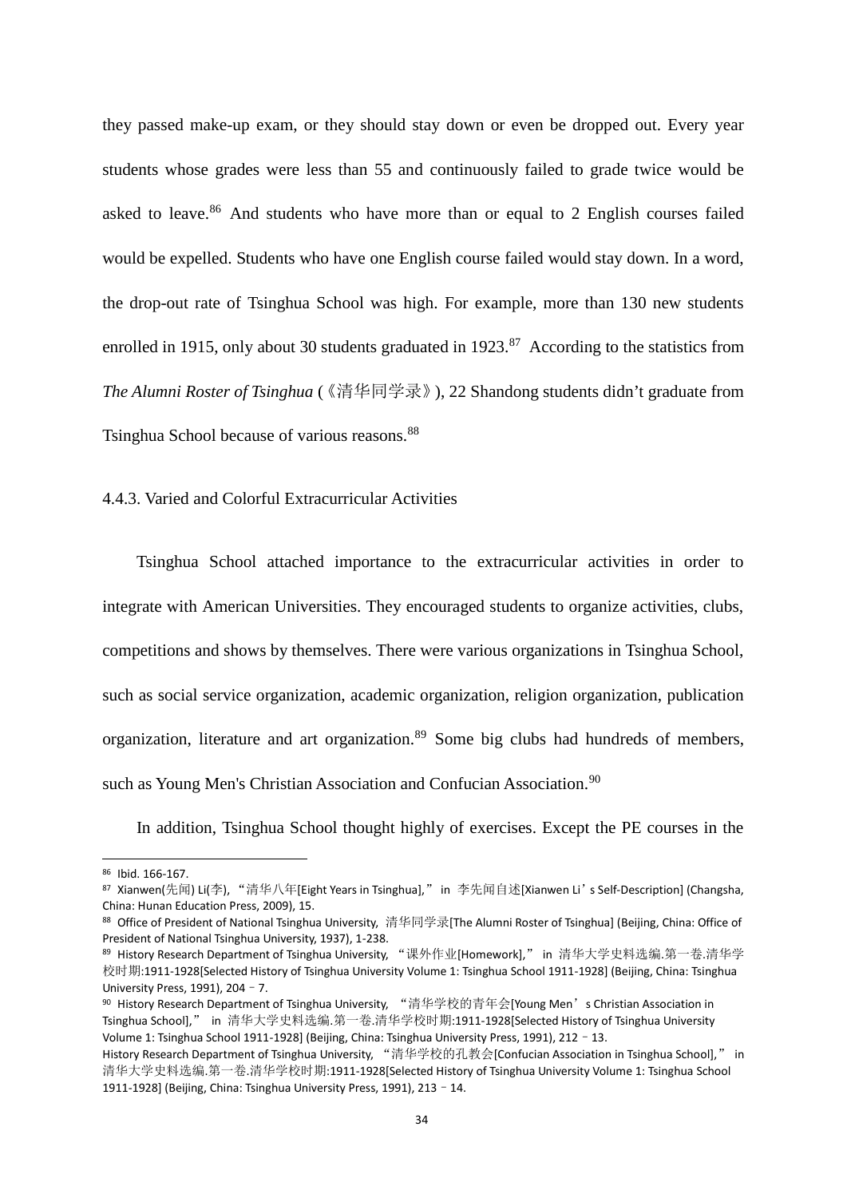they passed make-up exam, or they should stay down or even be dropped out. Every year students whose grades were less than 55 and continuously failed to grade twice would be asked to leave.[86] And students who have more than or equal to 2 English courses failed would be expelled. Students who have one English course failed would stay down. In a word, the drop-out rate of Tsinghua School was high. For example, more than 130 new students enrolled in 1915, only about 30 students graduated in 1923.[87] According to the statistics from *The Alumni Roster of Tsinghua* (《清华同学录》), 22 Shandong students didn't graduate from Tsinghua School because of various reasons.[88]

### 4.4.3. Varied and Colorful Extracurricular Activities

Tsinghua School attached importance to the extracurricular activities in order to integrate with American Universities. They encouraged students to organize activities, clubs, competitions and shows by themselves. There were various organizations in Tsinghua School, such as social service organization, academic organization, religion organization, publication organization, literature and art organization.[89] Some big clubs had hundreds of members, such as Young Men's Christian Association and Confucian Association.[90]

In addition, Tsinghua School thought highly of exercises. Except the PE courses in the

---

[86] Ibid. 166-167.

[87] Xianwen(先闻) Li(李), "清华八年[Eight Years in Tsinghua]," in 李先闻自述[Xianwen Li's Self-Description] (Changsha, China: Hunan Education Press, 2009), 15.

[88] Office of President of National Tsinghua University, 清华同学录[The Alumni Roster of Tsinghua] (Beijing, China: Office of President of National Tsinghua University, 1937), 1-238.

[89] History Research Department of Tsinghua University, "课外作业[Homework]," in 清华大学史料选编.第一卷.清华学校时期:1911-1928[Selected History of Tsinghua University Volume 1: Tsinghua School 1911-1928] (Beijing, China: Tsinghua University Press, 1991), 204–7.

[90] History Research Department of Tsinghua University, "清华学校的青年会[Young Men's Christian Association in Tsinghua School]," in 清华大学史料选编.第一卷.清华学校时期:1911-1928[Selected History of Tsinghua University Volume 1: Tsinghua School 1911-1928] (Beijing, China: Tsinghua University Press, 1991), 212–13.
History Research Department of Tsinghua University, "清华学校的孔教会[Confucian Association in Tsinghua School]," in 清华大学史料选编.第一卷.清华学校时期:1911-1928[Selected History of Tsinghua University Volume 1: Tsinghua School 1911-1928] (Beijing, China: Tsinghua University Press, 1991), 213–14.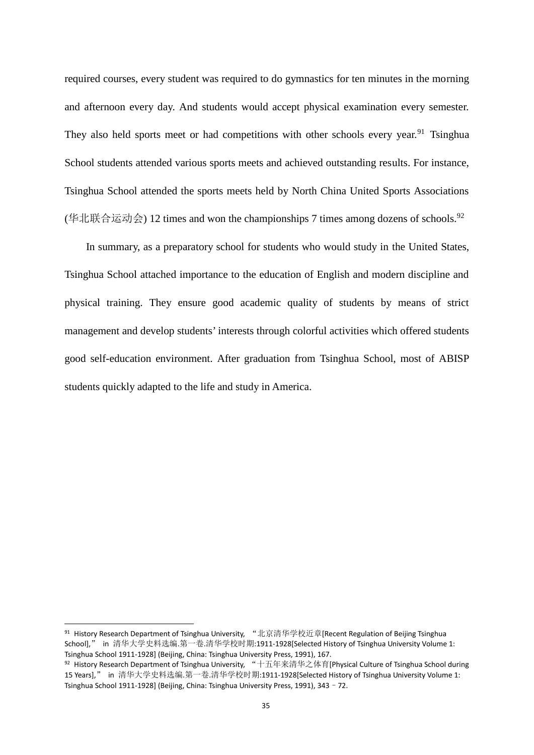required courses, every student was required to do gymnastics for ten minutes in the morning and afternoon every day. And students would accept physical examination every semester. They also held sports meet or had competitions with other schools every year.[91] Tsinghua School students attended various sports meets and achieved outstanding results. For instance, Tsinghua School attended the sports meets held by North China United Sports Associations (华北联合运动会) 12 times and won the championships 7 times among dozens of schools.[92]

In summary, as a preparatory school for students who would study in the United States, Tsinghua School attached importance to the education of English and modern discipline and physical training. They ensure good academic quality of students by means of strict management and develop students' interests through colorful activities which offered students good self-education environment. After graduation from Tsinghua School, most of ABISP students quickly adapted to the life and study in America.

---

[91] History Research Department of Tsinghua University, "北京清华学校近章[Recent Regulation of Beijing Tsinghua School]," in 清华大学史料选编.第一卷.清华学校时期:1911-1928[Selected History of Tsinghua University Volume 1: Tsinghua School 1911-1928] (Beijing, China: Tsinghua University Press, 1991), 167.

[92] History Research Department of Tsinghua University, "十五年来清华之体育[Physical Culture of Tsinghua School during 15 Years]," in 清华大学史料选编.第一卷.清华学校时期:1911-1928[Selected History of Tsinghua University Volume 1: Tsinghua School 1911-1928] (Beijing, China: Tsinghua University Press, 1991), 343 – 72.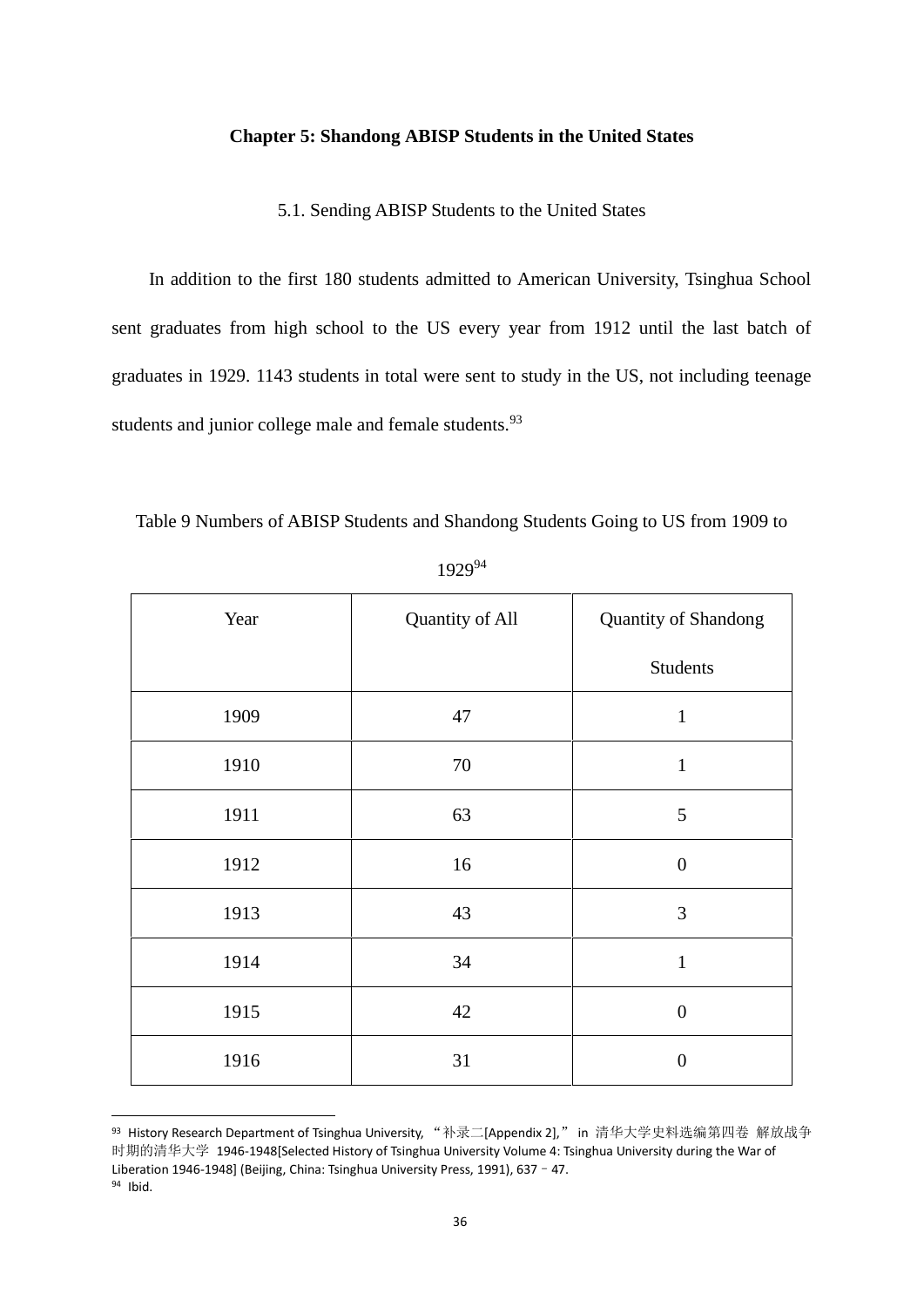## Chapter 5: Shandong ABISP Students in the United States

### 5.1. Sending ABISP Students to the United States

In addition to the first 180 students admitted to American University, Tsinghua School sent graduates from high school to the US every year from 1912 until the last batch of graduates in 1929. 1143 students in total were sent to study in the US, not including teenage students and junior college male and female students.[93]

Table 9 Numbers of ABISP Students and Shandong Students Going to US from 1909 to 1929[94]

| Year | Quantity of All | Quantity of Shandong Students |
|---|---|---|
| 1909 | 47 | 1 |
| 1910 | 70 | 1 |
| 1911 | 63 | 5 |
| 1912 | 16 | 0 |
| 1913 | 43 | 3 |
| 1914 | 34 | 1 |
| 1915 | 42 | 0 |
| 1916 | 31 | 0 |

[93] History Research Department of Tsinghua University, “补录二[Appendix 2],” in 清华大学史料选编第四卷 解放战争时期的清华大学 1946-1948[Selected History of Tsinghua University Volume 4: Tsinghua University during the War of Liberation 1946-1948] (Beijing, China: Tsinghua University Press, 1991), 637–47.

[94] Ibid.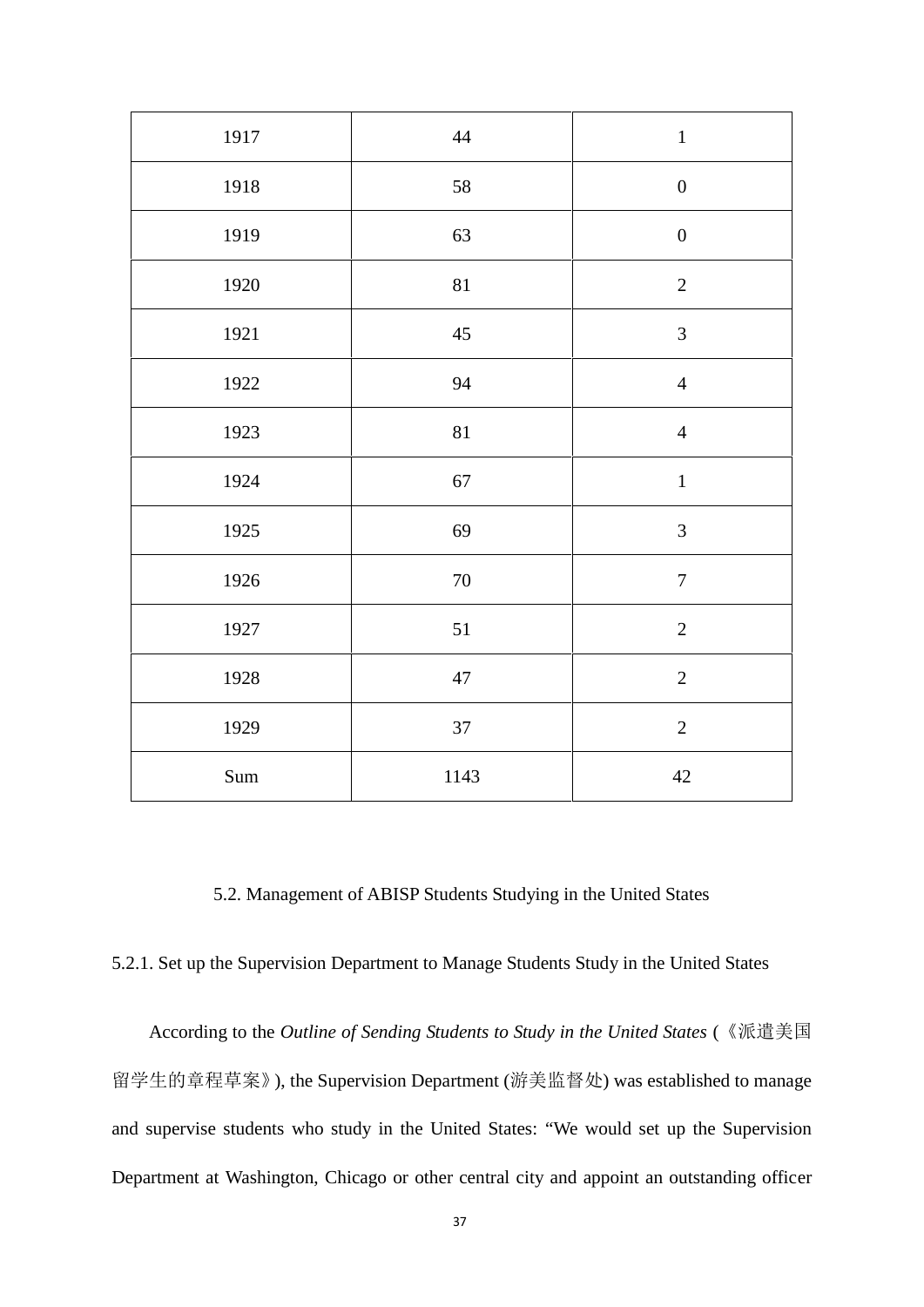| 1917 | 44 | 1 |
|---|---|---|
| 1918 | 58 | 0 |
| 1919 | 63 | 0 |
| 1920 | 81 | 2 |
| 1921 | 45 | 3 |
| 1922 | 94 | 4 |
| 1923 | 81 | 4 |
| 1924 | 67 | 1 |
| 1925 | 69 | 3 |
| 1926 | 70 | 7 |
| 1927 | 51 | 2 |
| 1928 | 47 | 2 |
| 1929 | 37 | 2 |
| Sum | 1143 | 42 |

## 5.2. Management of ABISP Students Studying in the United States

### 5.2.1. Set up the Supervision Department to Manage Students Study in the United States

According to the *Outline of Sending Students to Study in the United States* (《派遣美国留学生的章程草案》), the Supervision Department (游美监督处) was established to manage and supervise students who study in the United States: "We would set up the Supervision Department at Washington, Chicago or other central city and appoint an outstanding officer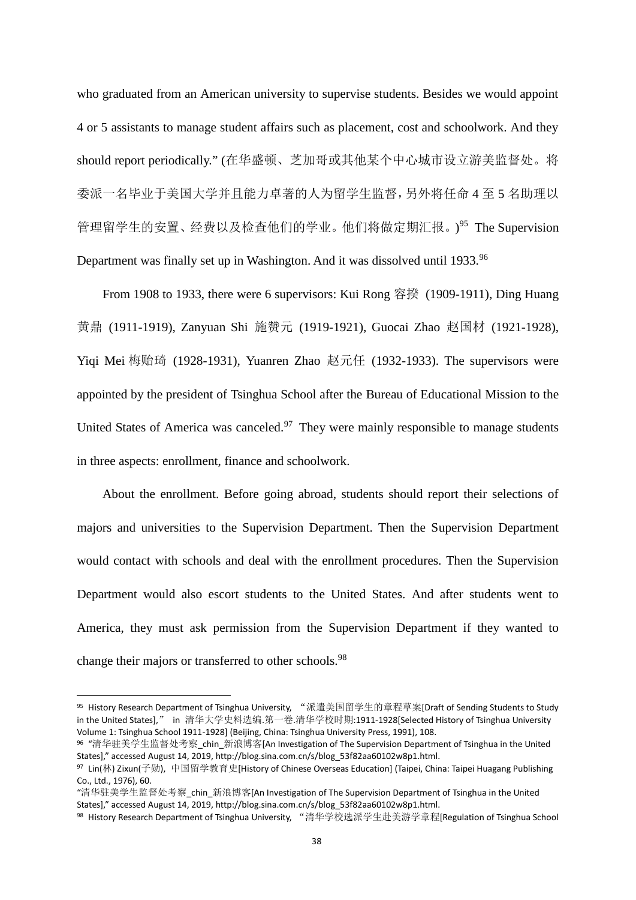who graduated from an American university to supervise students. Besides we would appoint 4 or 5 assistants to manage student affairs such as placement, cost and schoolwork. And they should report periodically." (在华盛顿、芝加哥或其他某个中心城市设立游美监督处。将委派一名毕业于美国大学并且能力卓著的人为留学生监督，另外将任命 4 至 5 名助理以管理留学生的安置、经费以及检查他们的学业。他们将做定期汇报。)[95] The Supervision Department was finally set up in Washington. And it was dissolved until 1933.[96]

From 1908 to 1933, there were 6 supervisors: Kui Rong 容揆 (1909-1911), Ding Huang 黄鼎 (1911-1919), Zanyuan Shi 施赞元 (1919-1921), Guocai Zhao 赵国材 (1921-1928), Yiqi Mei 梅贻琦 (1928-1931), Yuanren Zhao 赵元任 (1932-1933). The supervisors were appointed by the president of Tsinghua School after the Bureau of Educational Mission to the United States of America was canceled.[97] They were mainly responsible to manage students in three aspects: enrollment, finance and schoolwork.

About the enrollment. Before going abroad, students should report their selections of majors and universities to the Supervision Department. Then the Supervision Department would contact with schools and deal with the enrollment procedures. Then the Supervision Department would also escort students to the United States. And after students went to America, they must ask permission from the Supervision Department if they wanted to change their majors or transferred to other schools.[98]

---

[95] History Research Department of Tsinghua University, "派遣美国留学生的章程草案[Draft of Sending Students to Study in the United States]," in 清华大学史料选编.第一卷.清华学校时期:1911-1928[Selected History of Tsinghua University Volume 1: Tsinghua School 1911-1928] (Beijing, China: Tsinghua University Press, 1991), 108.

[96] "清华驻美学生监督处考察_chin_新浪博客[An Investigation of The Supervision Department of Tsinghua in the United States]," accessed August 14, 2019, http://blog.sina.com.cn/s/blog_53f82aa60102w8p1.html.

[97] Lin(林) Zixun(子勋), 中国留学教育史[History of Chinese Overseas Education] (Taipei, China: Taipei Huagang Publishing Co., Ltd., 1976), 60.

"清华驻美学生监督处考察_chin_新浪博客[An Investigation of The Supervision Department of Tsinghua in the United States]," accessed August 14, 2019, http://blog.sina.com.cn/s/blog_53f82aa60102w8p1.html.

[98] History Research Department of Tsinghua University, "清华学校选派学生赴美游学章程[Regulation of Tsinghua School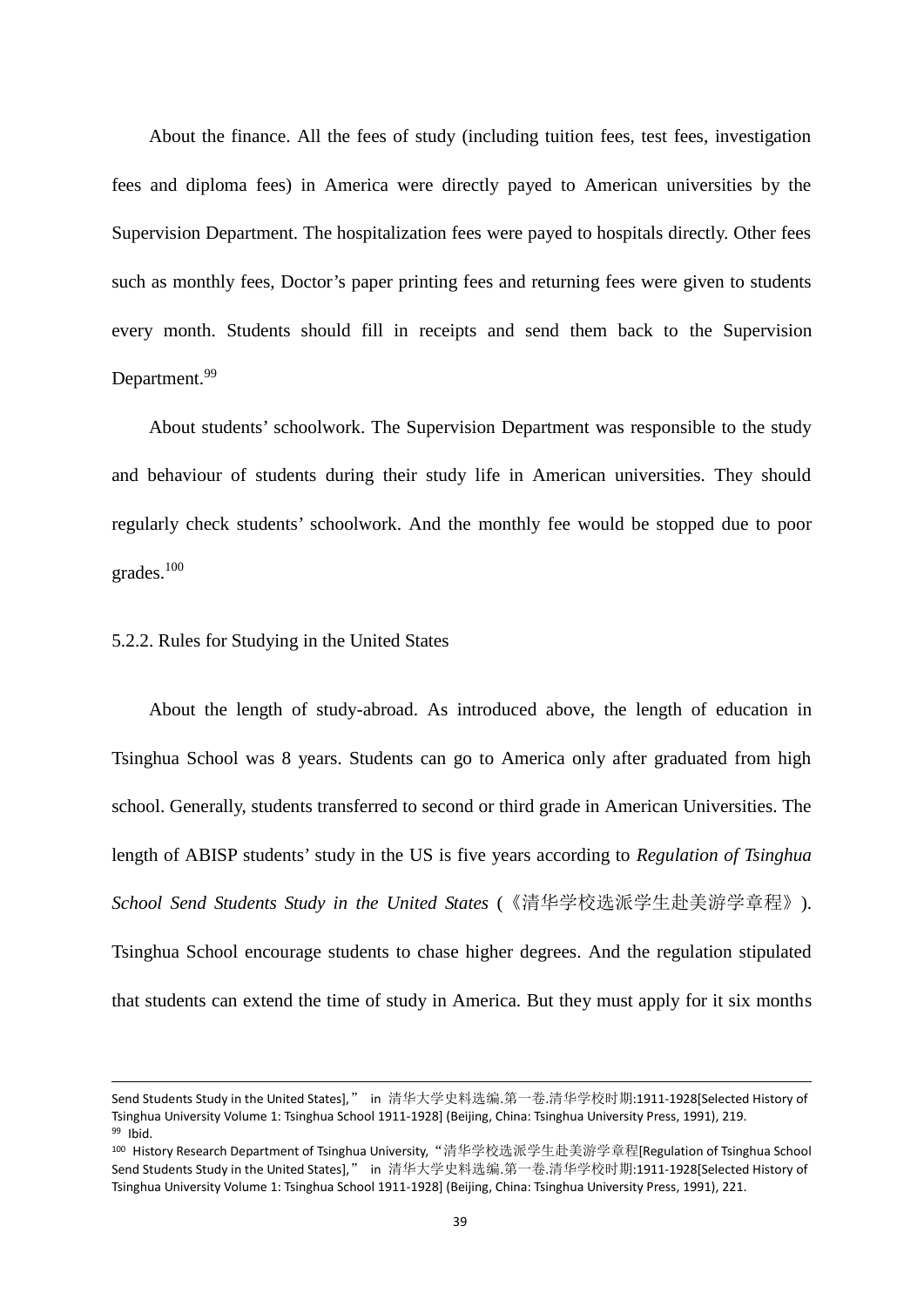About the finance. All the fees of study (including tuition fees, test fees, investigation fees and diploma fees) in America were directly payed to American universities by the Supervision Department. The hospitalization fees were payed to hospitals directly. Other fees such as monthly fees, Doctor's paper printing fees and returning fees were given to students every month. Students should fill in receipts and send them back to the Supervision Department.[99]

About students' schoolwork. The Supervision Department was responsible to the study and behaviour of students during their study life in American universities. They should regularly check students' schoolwork. And the monthly fee would be stopped due to poor grades.[100]

### 5.2.2. Rules for Studying in the United States

About the length of study-abroad. As introduced above, the length of education in Tsinghua School was 8 years. Students can go to America only after graduated from high school. Generally, students transferred to second or third grade in American Universities. The length of ABISP students' study in the US is five years according to *Regulation of Tsinghua School Send Students Study in the United States* (《清华学校选派学生赴美游学章程》). Tsinghua School encourage students to chase higher degrees. And the regulation stipulated that students can extend the time of study in America. But they must apply for it six months

---

Send Students Study in the United States]," in 清华大学史料选编.第一卷.清华学校时期:1911-1928[Selected History of Tsinghua University Volume 1: Tsinghua School 1911-1928] (Beijing, China: Tsinghua University Press, 1991), 219.

[99] Ibid.

[100] History Research Department of Tsinghua University, "清华学校选派学生赴美游学章程[Regulation of Tsinghua School Send Students Study in the United States]," in 清华大学史料选编.第一卷.清华学校时期:1911-1928[Selected History of Tsinghua University Volume 1: Tsinghua School 1911-1928] (Beijing, China: Tsinghua University Press, 1991), 221.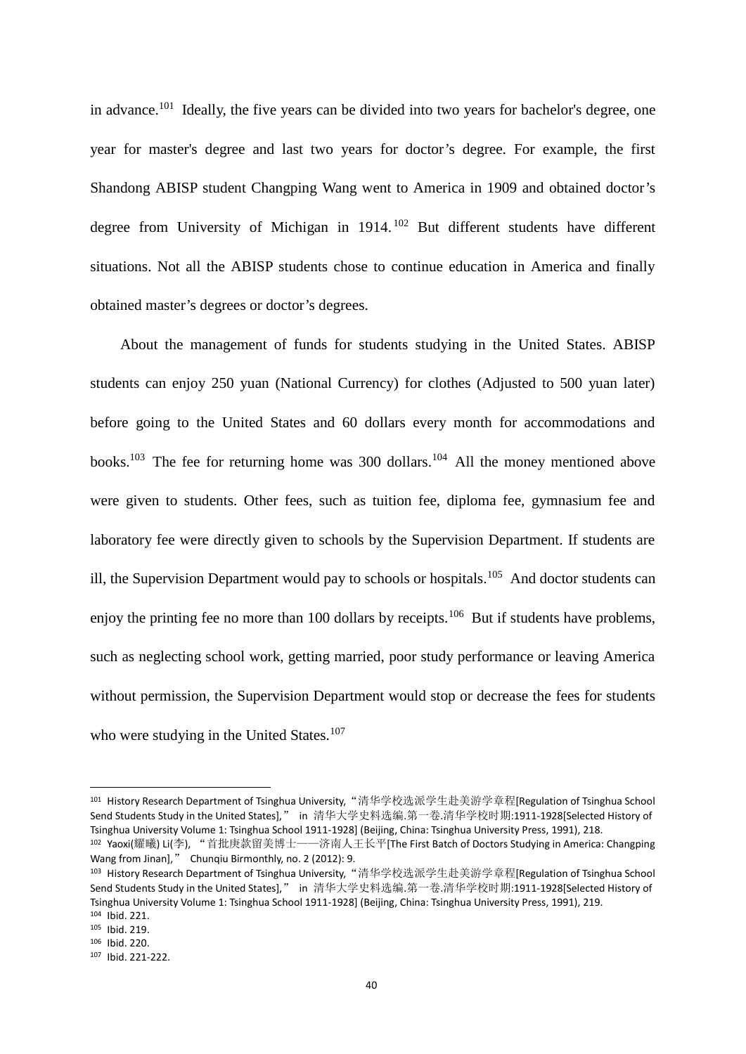in advance.[101] Ideally, the five years can be divided into two years for bachelor's degree, one year for master's degree and last two years for doctor's degree. For example, the first Shandong ABISP student Changping Wang went to America in 1909 and obtained doctor's degree from University of Michigan in 1914.[102] But different students have different situations. Not all the ABISP students chose to continue education in America and finally obtained master's degrees or doctor's degrees.

About the management of funds for students studying in the United States. ABISP students can enjoy 250 yuan (National Currency) for clothes (Adjusted to 500 yuan later) before going to the United States and 60 dollars every month for accommodations and books.[103] The fee for returning home was 300 dollars.[104] All the money mentioned above were given to students. Other fees, such as tuition fee, diploma fee, gymnasium fee and laboratory fee were directly given to schools by the Supervision Department. If students are ill, the Supervision Department would pay to schools or hospitals.[105] And doctor students can enjoy the printing fee no more than 100 dollars by receipts.[106] But if students have problems, such as neglecting school work, getting married, poor study performance or leaving America without permission, the Supervision Department would stop or decrease the fees for students who were studying in the United States.[107]

---

101 History Research Department of Tsinghua University, "清华学校选派学生赴美游学章程[Regulation of Tsinghua School Send Students Study in the United States]," in 清华大学史料选编.第一卷.清华学校时期:1911-1928[Selected History of Tsinghua University Volume 1: Tsinghua School 1911-1928] (Beijing, China: Tsinghua University Press, 1991), 218.

102 Yaoxi(耀曦) Li(李), "首批庚款留美博士——济南人王长平[The First Batch of Doctors Studying in America: Changping Wang from Jinan]," Chunqiu Birmonthly, no. 2 (2012): 9.

103 History Research Department of Tsinghua University, "清华学校选派学生赴美游学章程[Regulation of Tsinghua School Send Students Study in the United States]," in 清华大学史料选编.第一卷.清华学校时期:1911-1928[Selected History of Tsinghua University Volume 1: Tsinghua School 1911-1928] (Beijing, China: Tsinghua University Press, 1991), 219.

104 Ibid. 221.

105 Ibid. 219.

106 Ibid. 220.

107 Ibid. 221-222.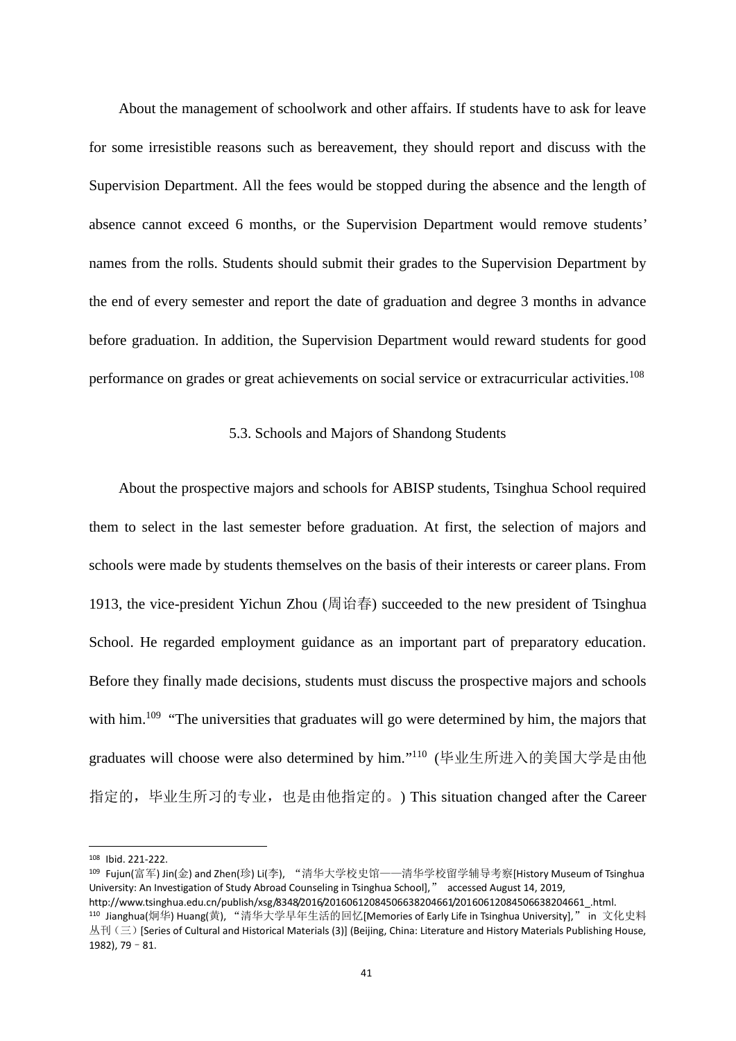About the management of schoolwork and other affairs. If students have to ask for leave for some irresistible reasons such as bereavement, they should report and discuss with the Supervision Department. All the fees would be stopped during the absence and the length of absence cannot exceed 6 months, or the Supervision Department would remove students' names from the rolls. Students should submit their grades to the Supervision Department by the end of every semester and report the date of graduation and degree 3 months in advance before graduation. In addition, the Supervision Department would reward students for good performance on grades or great achievements on social service or extracurricular activities.[108]

## 5.3. Schools and Majors of Shandong Students

About the prospective majors and schools for ABISP students, Tsinghua School required them to select in the last semester before graduation. At first, the selection of majors and schools were made by students themselves on the basis of their interests or career plans. From 1913, the vice-president Yichun Zhou (周诒春) succeeded to the new president of Tsinghua School. He regarded employment guidance as an important part of preparatory education. Before they finally made decisions, students must discuss the prospective majors and schools with him.[109] "The universities that graduates will go were determined by him, the majors that graduates will choose were also determined by him."[110] (毕业生所进入的美国大学是由他指定的，毕业生所习的专业，也是由他指定的。) This situation changed after the Career

---

[108] Ibid. 221-222.

[109] Fujun(富军) Jin(金) and Zhen(珍) Li(李), "清华大学校史馆——清华学校留学辅导考察[History Museum of Tsinghua University: An Investigation of Study Abroad Counseling in Tsinghua School]," accessed August 14, 2019, http://www.tsinghua.edu.cn/publish/xsg/8348/2016/20160612084506638204661/20160612084506638204661_.html.

[110] Jianghua(炯华) Huang(黄), "清华大学早年生活的回忆[Memories of Early Life in Tsinghua University]," in 文化史料丛刊（三）[Series of Cultural and Historical Materials (3)] (Beijing, China: Literature and History Materials Publishing House, 1982), 79－81.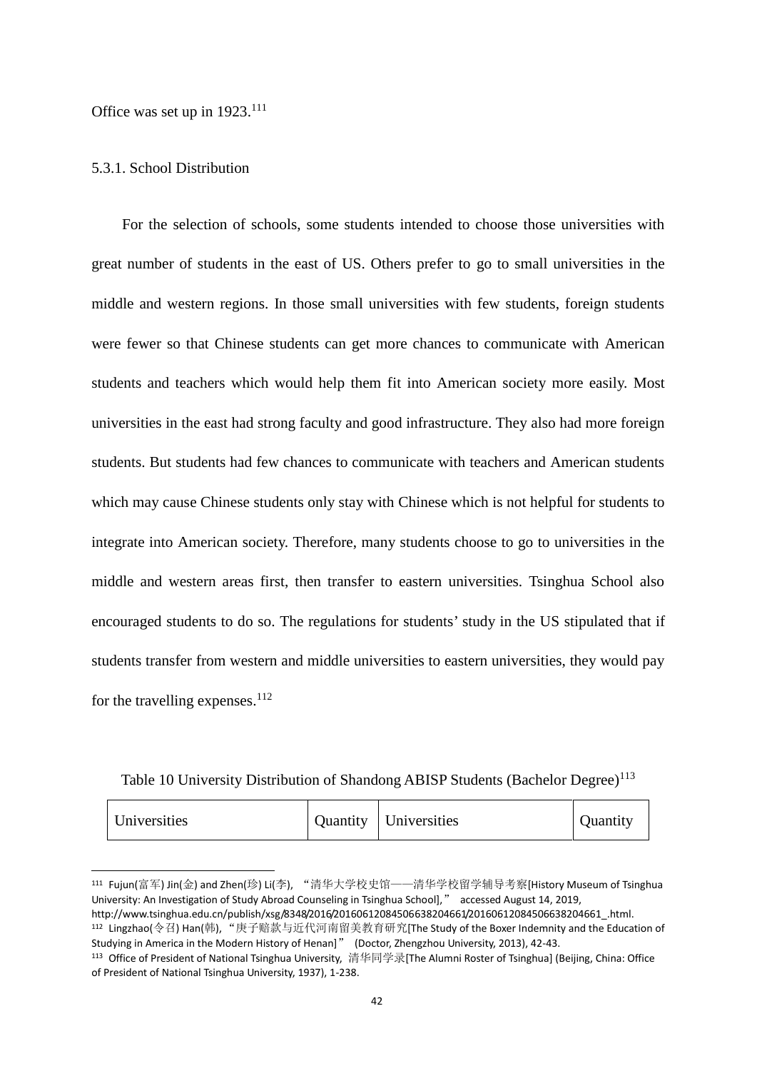Office was set up in 1923.[111]

### 5.3.1. School Distribution

For the selection of schools, some students intended to choose those universities with great number of students in the east of US. Others prefer to go to small universities in the middle and western regions. In those small universities with few students, foreign students were fewer so that Chinese students can get more chances to communicate with American students and teachers which would help them fit into American society more easily. Most universities in the east had strong faculty and good infrastructure. They also had more foreign students. But students had few chances to communicate with teachers and American students which may cause Chinese students only stay with Chinese which is not helpful for students to integrate into American society. Therefore, many students choose to go to universities in the middle and western areas first, then transfer to eastern universities. Tsinghua School also encouraged students to do so. The regulations for students' study in the US stipulated that if students transfer from western and middle universities to eastern universities, they would pay for the travelling expenses.[112]

Table 10 University Distribution of Shandong ABISP Students (Bachelor Degree)[113]

| Universities | Quantity | Universities | Quantity |
|---|---|---|---|

---

[111] Fujun(富军) Jin(金) and Zhen(珍) Li(李), "清华大学校史馆——清华学校留学辅导考察[History Museum of Tsinghua University: An Investigation of Study Abroad Counseling in Tsinghua School]," accessed August 14, 2019, http://www.tsinghua.edu.cn/publish/xsg/8348/2016/20160612084506638204661/20160612084506638204661_.html.

[112] Lingzhao(令召) Han(韩), "庚子赔款与近代河南留美教育研究[The Study of the Boxer Indemnity and the Education of Studying in America in the Modern History of Henan]" (Doctor, Zhengzhou University, 2013), 42-43.

[113] Office of President of National Tsinghua University, 清华同学录[The Alumni Roster of Tsinghua] (Beijing, China: Office of President of National Tsinghua University, 1937), 1-238.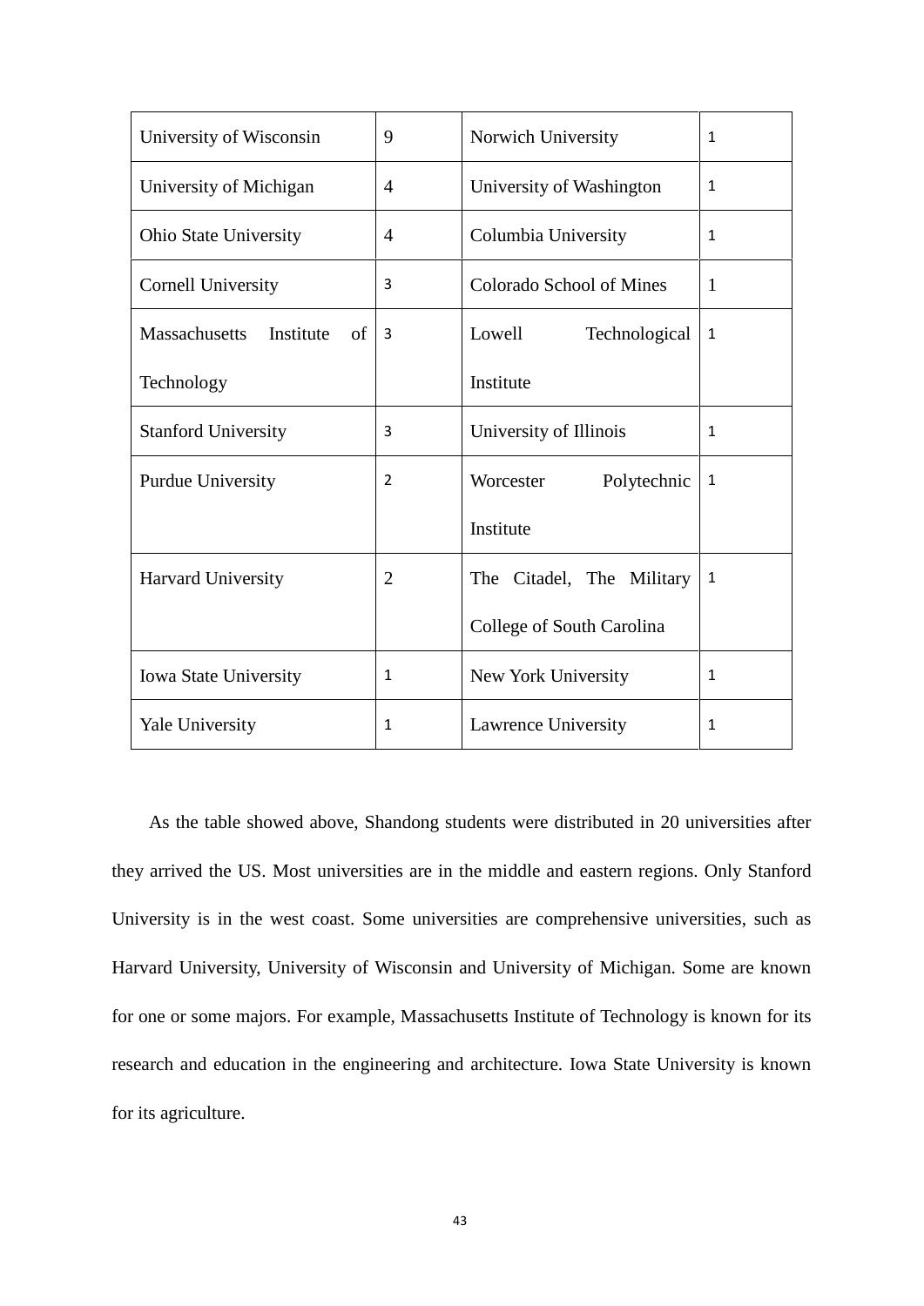| University of Wisconsin | 9 | Norwich University | 1 |
|---|---|---|---|
| University of Michigan | 4 | University of Washington | 1 |
| Ohio State University | 4 | Columbia University | 1 |
| Cornell University | 3 | Colorado School of Mines | 1 |
| Massachusetts Institute of Technology | 3 | Lowell Technological Institute | 1 |
| Stanford University | 3 | University of Illinois | 1 |
| Purdue University | 2 | Worcester Polytechnic Institute | 1 |
| Harvard University | 2 | The Citadel, The Military College of South Carolina | 1 |
| Iowa State University | 1 | New York University | 1 |
| Yale University | 1 | Lawrence University | 1 |

As the table showed above, Shandong students were distributed in 20 universities after they arrived the US. Most universities are in the middle and eastern regions. Only Stanford University is in the west coast. Some universities are comprehensive universities, such as Harvard University, University of Wisconsin and University of Michigan. Some are known for one or some majors. For example, Massachusetts Institute of Technology is known for its research and education in the engineering and architecture. Iowa State University is known for its agriculture.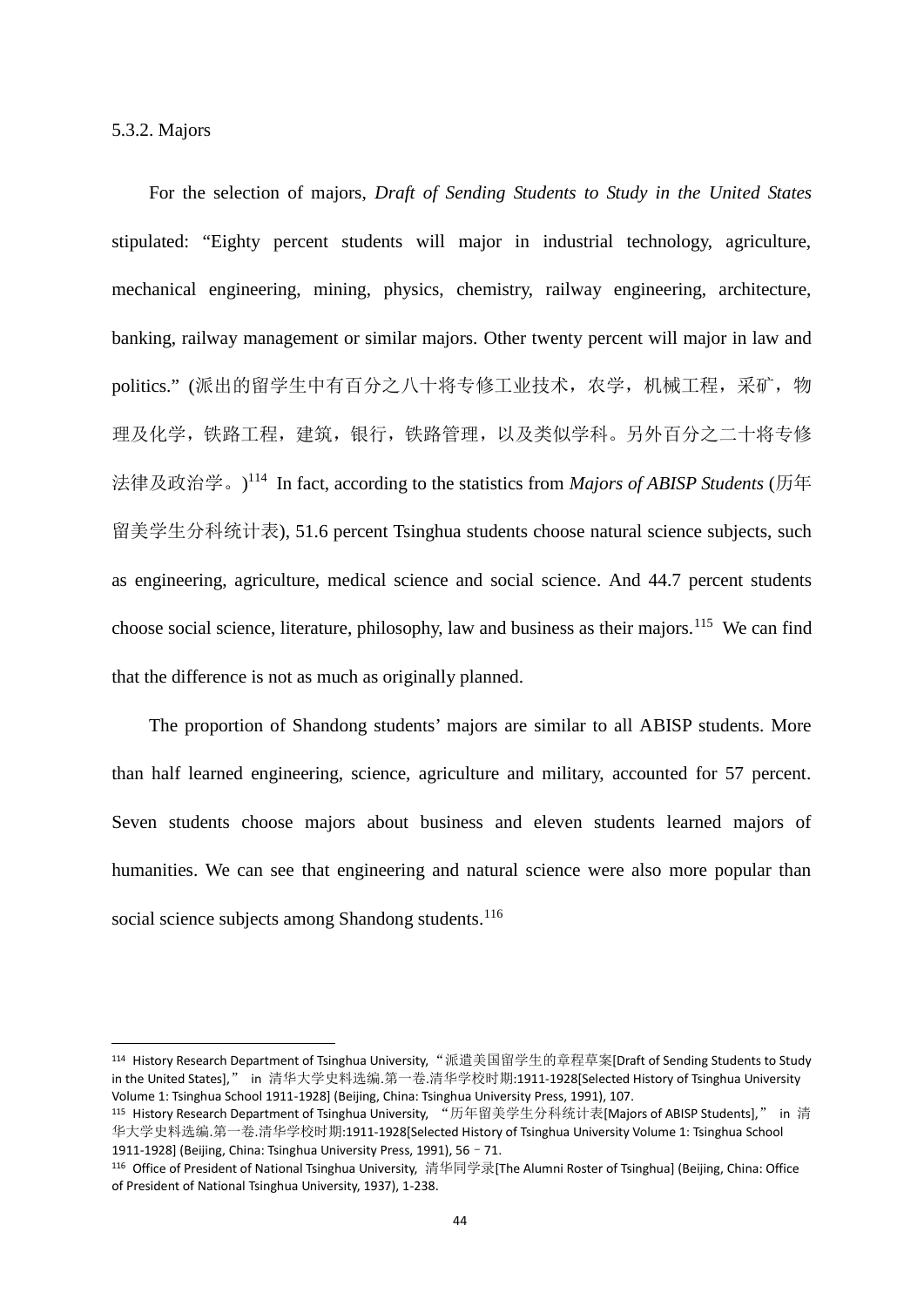5.3.2. Majors

For the selection of majors, *Draft of Sending Students to Study in the United States* stipulated: "Eighty percent students will major in industrial technology, agriculture, mechanical engineering, mining, physics, chemistry, railway engineering, architecture, banking, railway management or similar majors. Other twenty percent will major in law and politics." (派出的留学生中有百分之八十将专修工业技术，农学，机械工程，采矿，物理及化学，铁路工程，建筑，银行，铁路管理，以及类似学科。另外百分之二十将专修法律及政治学。)[114] In fact, according to the statistics from *Majors of ABISP Students* (历年留美学生分科统计表), 51.6 percent Tsinghua students choose natural science subjects, such as engineering, agriculture, medical science and social science. And 44.7 percent students choose social science, literature, philosophy, law and business as their majors.[115] We can find that the difference is not as much as originally planned.

The proportion of Shandong students' majors are similar to all ABISP students. More than half learned engineering, science, agriculture and military, accounted for 57 percent. Seven students choose majors about business and eleven students learned majors of humanities. We can see that engineering and natural science were also more popular than social science subjects among Shandong students.[116]

---

[114] History Research Department of Tsinghua University, "派遣美国留学生的章程草案[Draft of Sending Students to Study in the United States]," in 清华大学史料选编.第一卷.清华学校时期:1911-1928[Selected History of Tsinghua University Volume 1: Tsinghua School 1911-1928] (Beijing, China: Tsinghua University Press, 1991), 107.

[115] History Research Department of Tsinghua University, "历年留美学生分科统计表[Majors of ABISP Students]," in 清华大学史料选编.第一卷.清华学校时期:1911-1928[Selected History of Tsinghua University Volume 1: Tsinghua School 1911-1928] (Beijing, China: Tsinghua University Press, 1991), 56–71.

[116] Office of President of National Tsinghua University, 清华同学录[The Alumni Roster of Tsinghua] (Beijing, China: Office of President of National Tsinghua University, 1937), 1-238.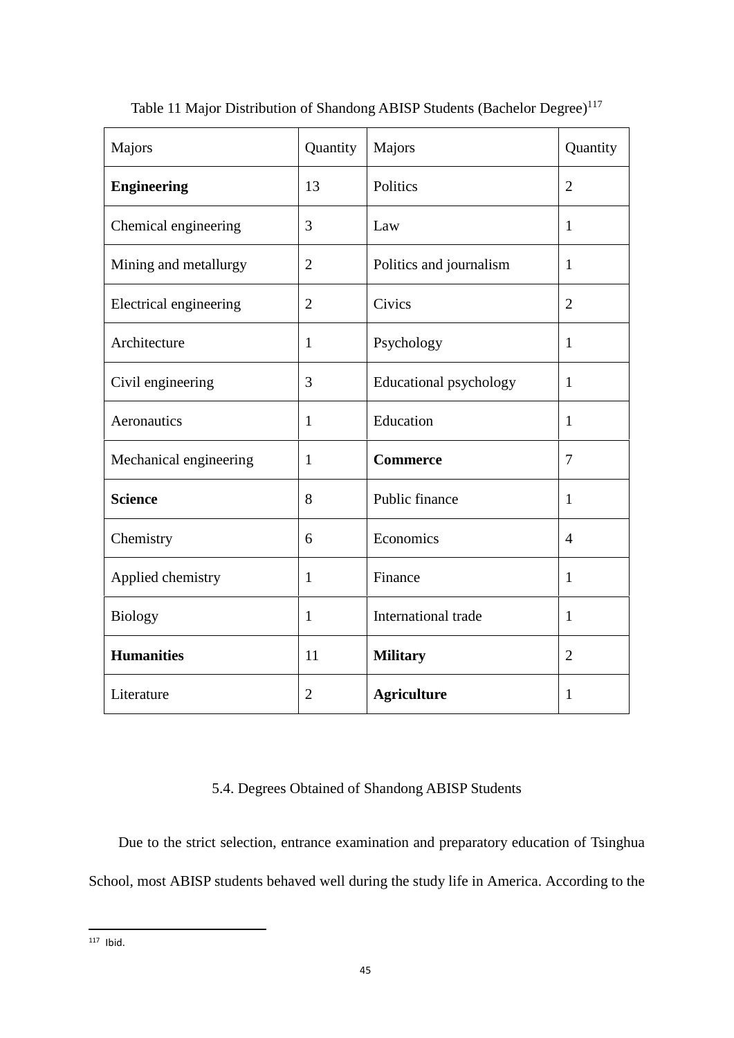Table 11 Major Distribution of Shandong ABISP Students (Bachelor Degree)[117]

| Majors | Quantity | Majors | Quantity |
|---|---|---|---|
| **Engineering** | 13 | Politics | 2 |
| Chemical engineering | 3 | Law | 1 |
| Mining and metallurgy | 2 | Politics and journalism | 1 |
| Electrical engineering | 2 | Civics | 2 |
| Architecture | 1 | Psychology | 1 |
| Civil engineering | 3 | Educational psychology | 1 |
| Aeronautics | 1 | Education | 1 |
| Mechanical engineering | 1 | **Commerce** | 7 |
| **Science** | 8 | Public finance | 1 |
| Chemistry | 6 | Economics | 4 |
| Applied chemistry | 1 | Finance | 1 |
| Biology | 1 | International trade | 1 |
| **Humanities** | 11 | **Military** | 2 |
| Literature | 2 | **Agriculture** | 1 |

## 5.4. Degrees Obtained of Shandong ABISP Students

Due to the strict selection, entrance examination and preparatory education of Tsinghua School, most ABISP students behaved well during the study life in America. According to the

[117] Ibid.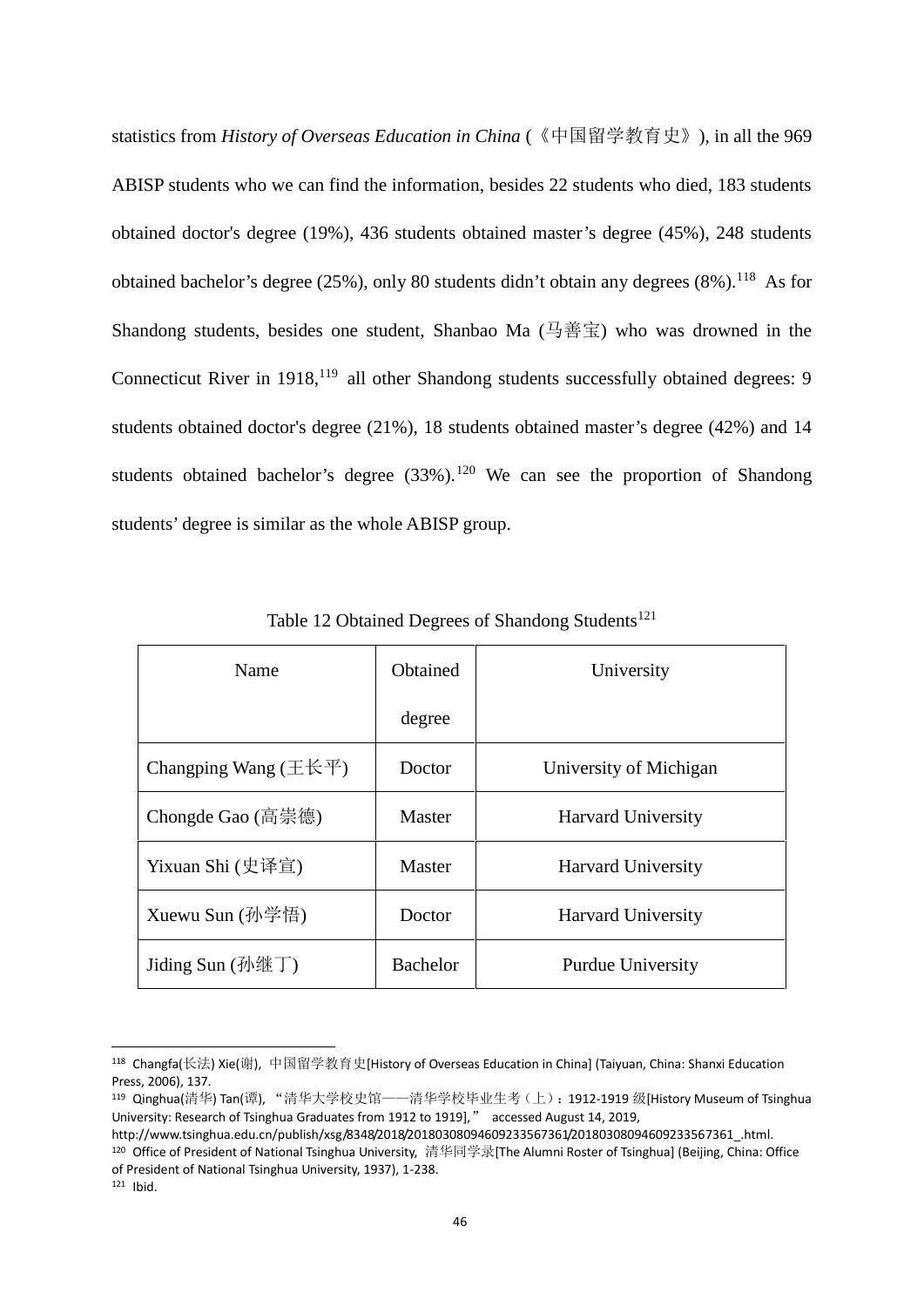statistics from *History of Overseas Education in China* (《中国留学教育史》), in all the 969 ABISP students who we can find the information, besides 22 students who died, 183 students obtained doctor's degree (19%), 436 students obtained master's degree (45%), 248 students obtained bachelor's degree (25%), only 80 students didn't obtain any degrees (8%).[118] As for Shandong students, besides one student, Shanbao Ma (马善宝) who was drowned in the Connecticut River in 1918,[119] all other Shandong students successfully obtained degrees: 9 students obtained doctor's degree (21%), 18 students obtained master's degree (42%) and 14 students obtained bachelor's degree (33%).[120] We can see the proportion of Shandong students' degree is similar as the whole ABISP group.

Table 12 Obtained Degrees of Shandong Students[121]

| Name | Obtained degree | University |
|---|---|---|
| Changping Wang (王长平) | Doctor | University of Michigan |
| Chongde Gao (高崇德) | Master | Harvard University |
| Yixuan Shi (史译宣) | Master | Harvard University |
| Xuewu Sun (孙学悟) | Doctor | Harvard University |
| Jiding Sun (孙继丁) | Bachelor | Purdue University |

---

[118] Changfa(长法) Xie(谢), 中国留学教育史[History of Overseas Education in China] (Taiyuan, China: Shanxi Education Press, 2006), 137.

[119] Qinghua(清华) Tan(谭), "清华大学校史馆——清华学校毕业生考（上）：1912-1919 级[History Museum of Tsinghua University: Research of Tsinghua Graduates from 1912 to 1919]," accessed August 14, 2019, http://www.tsinghua.edu.cn/publish/xsg/8348/2018/20180308094609233567361/20180308094609233567361_.html.

[120] Office of President of National Tsinghua University, 清华同学录[The Alumni Roster of Tsinghua] (Beijing, China: Office of President of National Tsinghua University, 1937), 1-238.

[121] Ibid.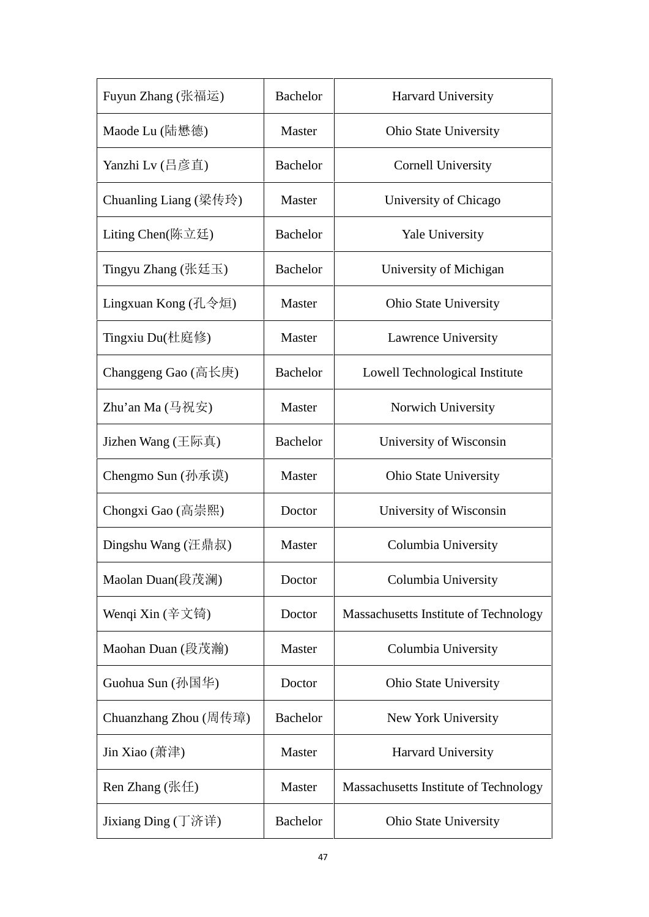| | | |
|---|---|---|
| Fuyun Zhang (张福运) | Bachelor | Harvard University |
| Maode Lu (陆懋德) | Master | Ohio State University |
| Yanzhi Lv (吕彦直) | Bachelor | Cornell University |
| Chuanling Liang (梁传玲) | Master | University of Chicago |
| Liting Chen(陈立廷) | Bachelor | Yale University |
| Tingyu Zhang (张廷玉) | Bachelor | University of Michigan |
| Lingxuan Kong (孔令烜) | Master | Ohio State University |
| Tingxiu Du(杜庭修) | Master | Lawrence University |
| Changgeng Gao (高长庚) | Bachelor | Lowell Technological Institute |
| Zhu'an Ma (马祝安) | Master | Norwich University |
| Jizhen Wang (王际真) | Bachelor | University of Wisconsin |
| Chengmo Sun (孙承谟) | Master | Ohio State University |
| Chongxi Gao (高崇熙) | Doctor | University of Wisconsin |
| Dingshu Wang (汪鼎叔) | Master | Columbia University |
| Maolan Duan(段茂澜) | Doctor | Columbia University |
| Wenqi Xin (辛文锜) | Doctor | Massachusetts Institute of Technology |
| Maohan Duan (段茂瀚) | Master | Columbia University |
| Guohua Sun (孙国华) | Doctor | Ohio State University |
| Chuanzhang Zhou (周传璋) | Bachelor | New York University |
| Jin Xiao (萧津) | Master | Harvard University |
| Ren Zhang (张任) | Master | Massachusetts Institute of Technology |
| Jixiang Ding (丁济详) | Bachelor | Ohio State University |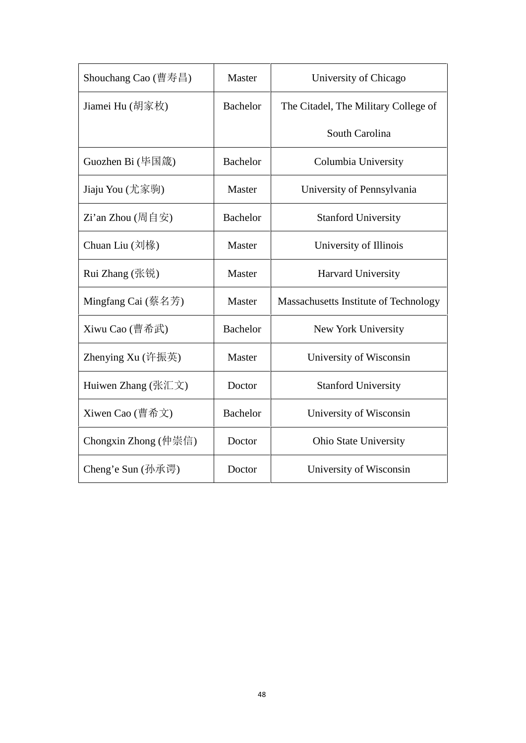| Shouchang Cao (曹寿昌) | Master | University of Chicago |
|---|---|---|
| Jiamei Hu (胡家枚) | Bachelor | The Citadel, The Military College of South Carolina |
| Guozhen Bi (毕国箴) | Bachelor | Columbia University |
| Jiaju You (尤家驹) | Master | University of Pennsylvania |
| Zi’an Zhou (周自安) | Bachelor | Stanford University |
| Chuan Liu (刘椽) | Master | University of Illinois |
| Rui Zhang (张锐) | Master | Harvard University |
| Mingfang Cai (蔡名芳) | Master | Massachusetts Institute of Technology |
| Xiwu Cao (曹希武) | Bachelor | New York University |
| Zhenying Xu (许振英) | Master | University of Wisconsin |
| Huiwen Zhang (张汇文) | Doctor | Stanford University |
| Xiwen Cao (曹希文) | Bachelor | University of Wisconsin |
| Chongxin Zhong (仲崇信) | Doctor | Ohio State University |
| Cheng’e Sun (孙承谔) | Doctor | University of Wisconsin |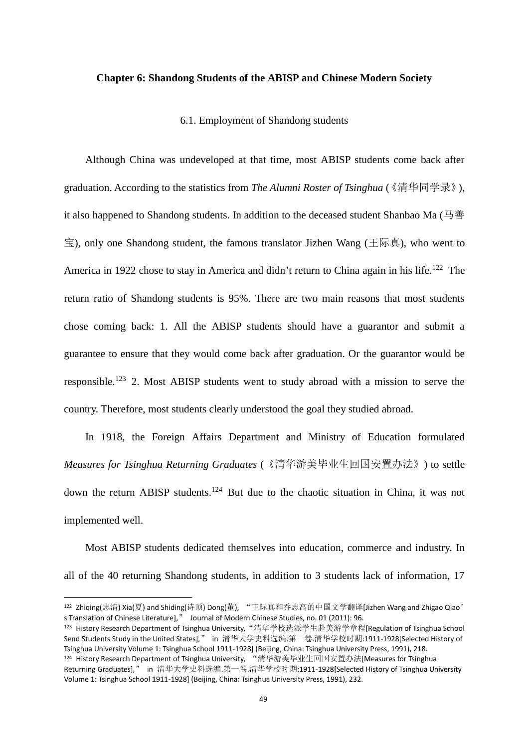**Chapter 6: Shandong Students of the ABISP and Chinese Modern Society**

6.1. Employment of Shandong students

Although China was undeveloped at that time, most ABISP students come back after graduation. According to the statistics from *The Alumni Roster of Tsinghua* (《清华同学录》), it also happened to Shandong students. In addition to the deceased student Shanbao Ma (马善宝), only one Shandong student, the famous translator Jizhen Wang (王际真), who went to America in 1922 chose to stay in America and didn't return to China again in his life.[122] The return ratio of Shandong students is 95%. There are two main reasons that most students chose coming back: 1. All the ABISP students should have a guarantor and submit a guarantee to ensure that they would come back after graduation. Or the guarantor would be responsible.[123] 2. Most ABISP students went to study abroad with a mission to serve the country. Therefore, most students clearly understood the goal they studied abroad.

In 1918, the Foreign Affairs Department and Ministry of Education formulated *Measures for Tsinghua Returning Graduates* (《清华游美毕业生回国安置办法》) to settle down the return ABISP students.[124] But due to the chaotic situation in China, it was not implemented well.

Most ABISP students dedicated themselves into education, commerce and industry. In all of the 40 returning Shandong students, in addition to 3 students lack of information, 17

---

[122] Zhiqing(志清) Xia(夏) and Shiding(诗顶) Dong(董), "王际真和乔志高的中国文学翻译[Jizhen Wang and Zhigao Qiao's Translation of Chinese Literature]," Journal of Modern Chinese Studies, no. 01 (2011): 96.

[123] History Research Department of Tsinghua University, "清华学校选派学生赴美游学章程[Regulation of Tsinghua School Send Students Study in the United States]," in 清华大学史料选编.第一卷.清华学校时期:1911-1928[Selected History of Tsinghua University Volume 1: Tsinghua School 1911-1928] (Beijing, China: Tsinghua University Press, 1991), 218.

[124] History Research Department of Tsinghua University, "清华游美毕业生回国安置办法[Measures for Tsinghua Returning Graduates]," in 清华大学史料选编.第一卷.清华学校时期:1911-1928[Selected History of Tsinghua University Volume 1: Tsinghua School 1911-1928] (Beijing, China: Tsinghua University Press, 1991), 232.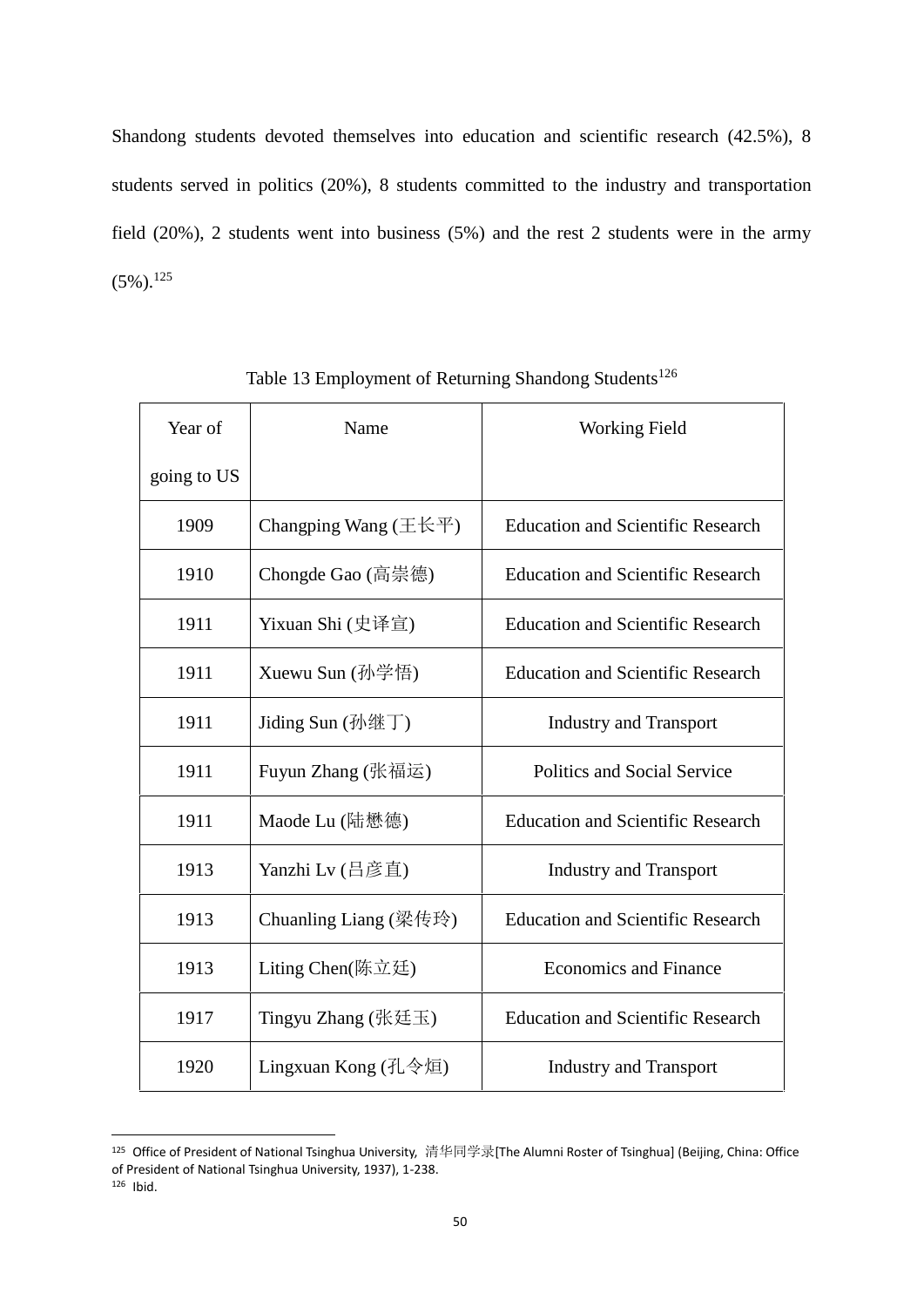Shandong students devoted themselves into education and scientific research (42.5%), 8 students served in politics (20%), 8 students committed to the industry and transportation field (20%), 2 students went into business (5%) and the rest 2 students were in the army (5%).[125]

Table 13 Employment of Returning Shandong Students[126]

| Year of going to US | Name | Working Field |
|---|---|---|
| 1909 | Changping Wang (王长平) | Education and Scientific Research |
| 1910 | Chongde Gao (高崇德) | Education and Scientific Research |
| 1911 | Yixuan Shi (史译宣) | Education and Scientific Research |
| 1911 | Xuewu Sun (孙学悟) | Education and Scientific Research |
| 1911 | Jiding Sun (孙继丁) | Industry and Transport |
| 1911 | Fuyun Zhang (张福运) | Politics and Social Service |
| 1911 | Maode Lu (陆懋德) | Education and Scientific Research |
| 1913 | Yanzhi Lv (吕彦直) | Industry and Transport |
| 1913 | Chuanling Liang (梁传玲) | Education and Scientific Research |
| 1913 | Liting Chen(陈立廷) | Economics and Finance |
| 1917 | Tingyu Zhang (张廷玉) | Education and Scientific Research |
| 1920 | Lingxuan Kong (孔令烜) | Industry and Transport |

[125] Office of President of National Tsinghua University, 清华同学录[The Alumni Roster of Tsinghua] (Beijing, China: Office of President of National Tsinghua University, 1937), 1-238.

[126] Ibid.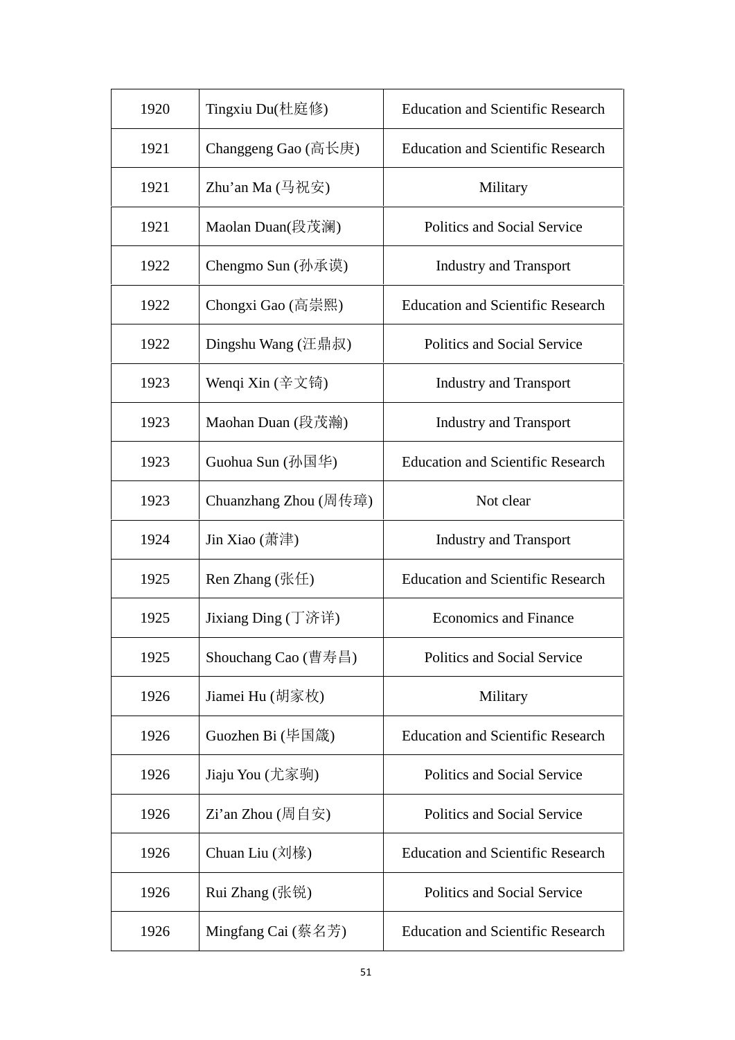| 1920 | Tingxiu Du(杜庭修) | Education and Scientific Research |
|---|---|---|
| 1921 | Changgeng Gao (高长庚) | Education and Scientific Research |
| 1921 | Zhu’an Ma (马祝安) | Military |
| 1921 | Maolan Duan(段茂澜) | Politics and Social Service |
| 1922 | Chengmo Sun (孙承谟) | Industry and Transport |
| 1922 | Chongxi Gao (高崇熙) | Education and Scientific Research |
| 1922 | Dingshu Wang (汪鼎叔) | Politics and Social Service |
| 1923 | Wenqi Xin (辛文锜) | Industry and Transport |
| 1923 | Maohan Duan (段茂瀚) | Industry and Transport |
| 1923 | Guohua Sun (孙国华) | Education and Scientific Research |
| 1923 | Chuanzhang Zhou (周传璋) | Not clear |
| 1924 | Jin Xiao (萧津) | Industry and Transport |
| 1925 | Ren Zhang (张任) | Education and Scientific Research |
| 1925 | Jixiang Ding (丁济详) | Economics and Finance |
| 1925 | Shouchang Cao (曹寿昌) | Politics and Social Service |
| 1926 | Jiamei Hu (胡家枚) | Military |
| 1926 | Guozhen Bi (毕国箴) | Education and Scientific Research |
| 1926 | Jiaju You (尤家驹) | Politics and Social Service |
| 1926 | Zi’an Zhou (周自安) | Politics and Social Service |
| 1926 | Chuan Liu (刘椽) | Education and Scientific Research |
| 1926 | Rui Zhang (张锐) | Politics and Social Service |
| 1926 | Mingfang Cai (蔡名芳) | Education and Scientific Research |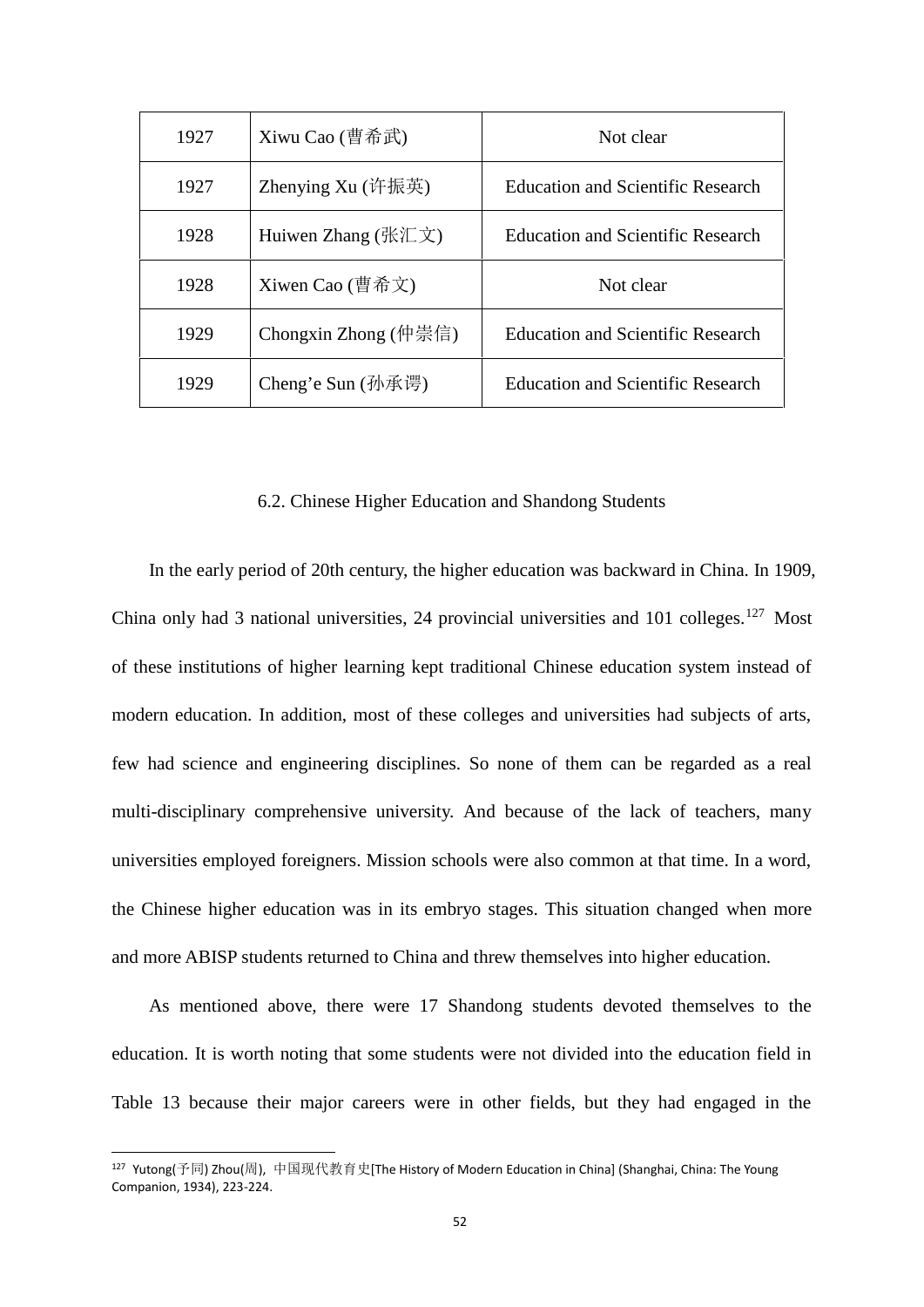| 1927 | Xiwu Cao (曹希武) | Not clear |
|---|---|---|
| 1927 | Zhenying Xu (许振英) | Education and Scientific Research |
| 1928 | Huiwen Zhang (张汇文) | Education and Scientific Research |
| 1928 | Xiwen Cao (曹希文) | Not clear |
| 1929 | Chongxin Zhong (仲崇信) | Education and Scientific Research |
| 1929 | Cheng'e Sun (孙承谔) | Education and Scientific Research |

### 6.2. Chinese Higher Education and Shandong Students

In the early period of 20th century, the higher education was backward in China. In 1909, China only had 3 national universities, 24 provincial universities and 101 colleges.[127] Most of these institutions of higher learning kept traditional Chinese education system instead of modern education. In addition, most of these colleges and universities had subjects of arts, few had science and engineering disciplines. So none of them can be regarded as a real multi-disciplinary comprehensive university. And because of the lack of teachers, many universities employed foreigners. Mission schools were also common at that time. In a word, the Chinese higher education was in its embryo stages. This situation changed when more and more ABISP students returned to China and threw themselves into higher education.

As mentioned above, there were 17 Shandong students devoted themselves to the education. It is worth noting that some students were not divided into the education field in Table 13 because their major careers were in other fields, but they had engaged in the

[127] Yutong(予同) Zhou(周), 中国现代教育史[The History of Modern Education in China] (Shanghai, China: The Young Companion, 1934), 223-224.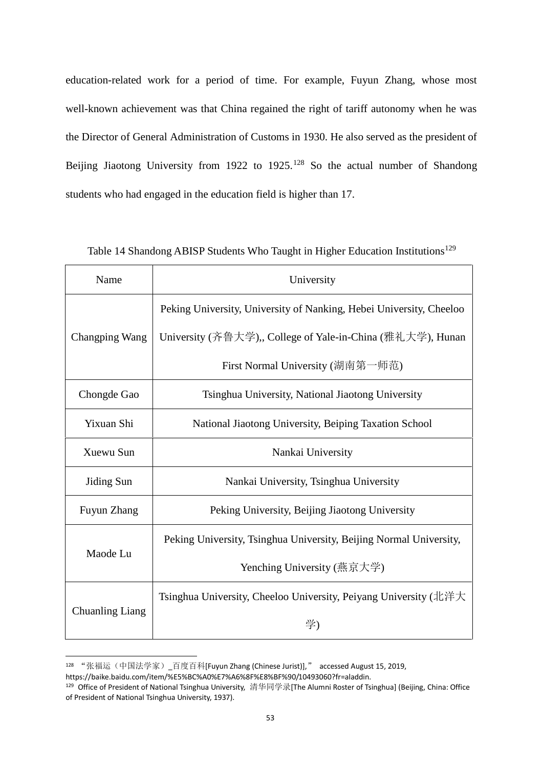education-related work for a period of time. For example, Fuyun Zhang, whose most well-known achievement was that China regained the right of tariff autonomy when he was the Director of General Administration of Customs in 1930. He also served as the president of Beijing Jiaotong University from 1922 to 1925.[128] So the actual number of Shandong students who had engaged in the education field is higher than 17.

Table 14 Shandong ABISP Students Who Taught in Higher Education Institutions[129]

| Name | University |
| --- | --- |
| Changping Wang | Peking University, University of Nanking, Hebei University, Cheeloo University (齐鲁大学),, College of Yale-in-China (雅礼大学), Hunan First Normal University (湖南第一师范) |
| Chongde Gao | Tsinghua University, National Jiaotong University |
| Yixuan Shi | National Jiaotong University, Beiping Taxation School |
| Xuewu Sun | Nankai University |
| Jiding Sun | Nankai University, Tsinghua University |
| Fuyun Zhang | Peking University, Beijing Jiaotong University |
| Maode Lu | Peking University, Tsinghua University, Beijing Normal University, Yenching University (燕京大学) |
| Chuanling Liang | Tsinghua University, Cheeloo University, Peiyang University (北洋大学) |

[128] "张福运（中国法学家）_百度百科[Fuyun Zhang (Chinese Jurist)]," accessed August 15, 2019, https://baike.baidu.com/item/%E5%BC%A0%E7%A6%8F%E8%BF%90/10493060?fr=aladdin.

[129] Office of President of National Tsinghua University, 清华同学录[The Alumni Roster of Tsinghua] (Beijing, China: Office of President of National Tsinghua University, 1937).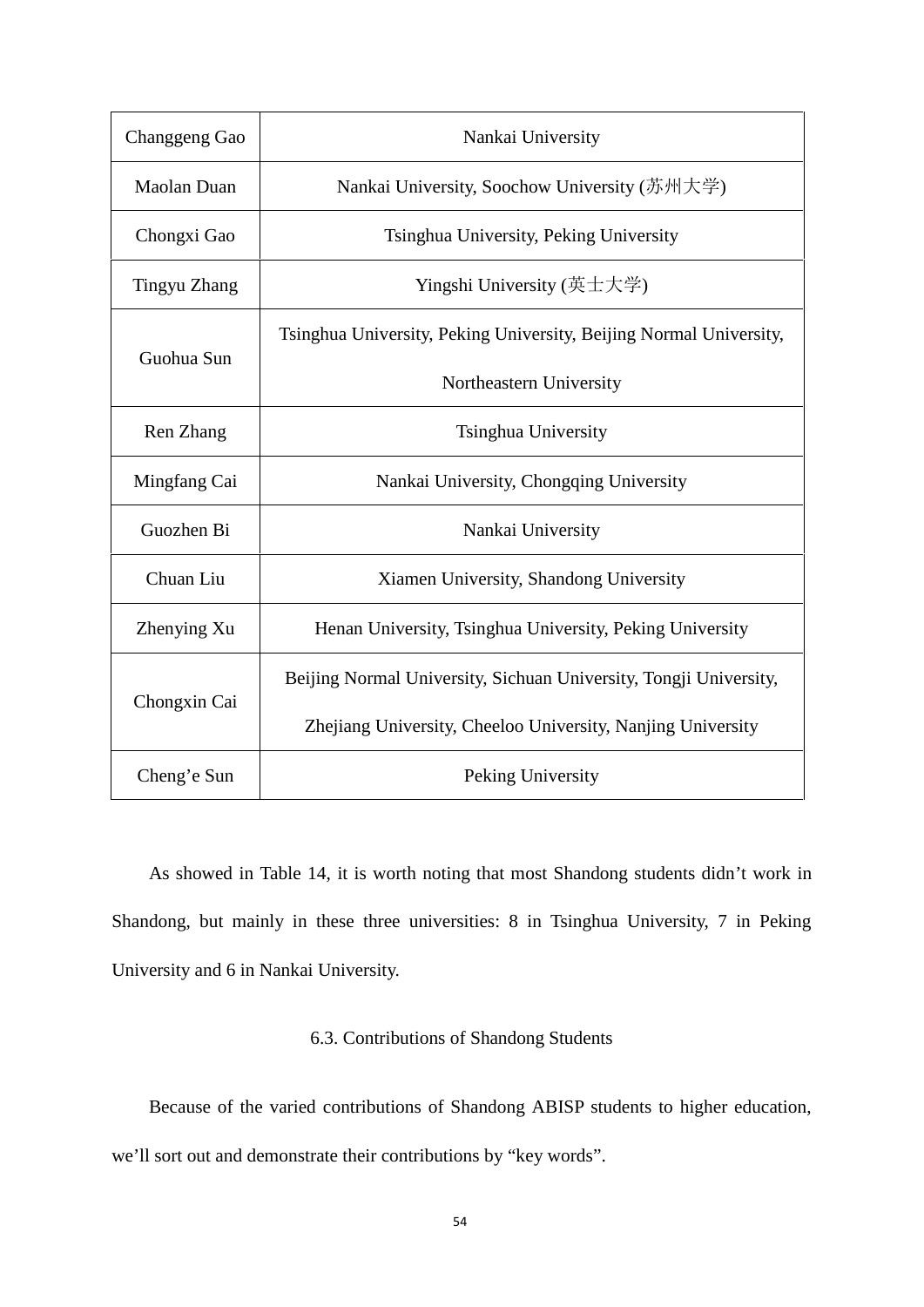| | |
|---|---|
| Changgeng Gao | Nankai University |
| Maolan Duan | Nankai University, Soochow University (苏州大学) |
| Chongxi Gao | Tsinghua University, Peking University |
| Tingyu Zhang | Yingshi University (英士大学) |
| Guohua Sun | Tsinghua University, Peking University, Beijing Normal University, Northeastern University |
| Ren Zhang | Tsinghua University |
| Mingfang Cai | Nankai University, Chongqing University |
| Guozhen Bi | Nankai University |
| Chuan Liu | Xiamen University, Shandong University |
| Zhenying Xu | Henan University, Tsinghua University, Peking University |
| Chongxin Cai | Beijing Normal University, Sichuan University, Tongji University, Zhejiang University, Cheeloo University, Nanjing University |
| Cheng'e Sun | Peking University |

As showed in Table 14, it is worth noting that most Shandong students didn't work in Shandong, but mainly in these three universities: 8 in Tsinghua University, 7 in Peking University and 6 in Nankai University.

### 6.3. Contributions of Shandong Students

Because of the varied contributions of Shandong ABISP students to higher education, we'll sort out and demonstrate their contributions by "key words".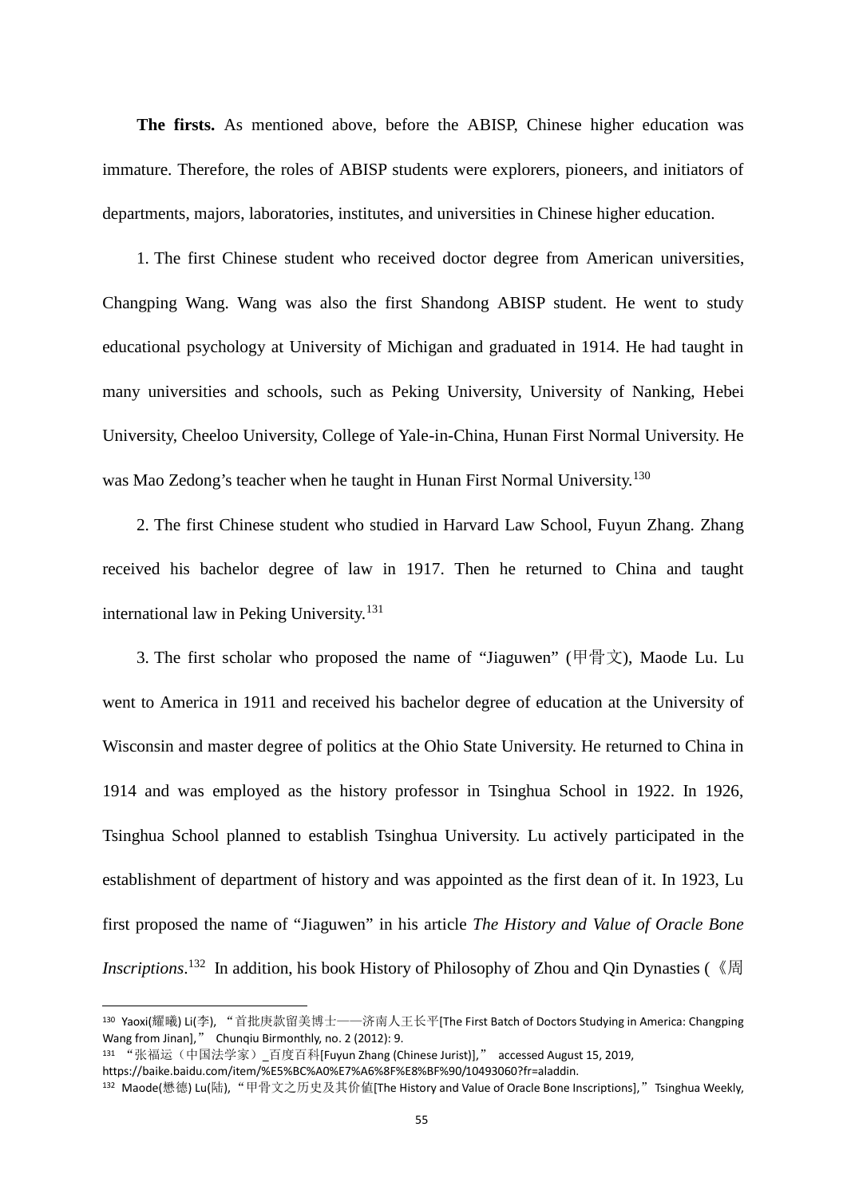**The firsts.** As mentioned above, before the ABISP, Chinese higher education was immature. Therefore, the roles of ABISP students were explorers, pioneers, and initiators of departments, majors, laboratories, institutes, and universities in Chinese higher education.

1. The first Chinese student who received doctor degree from American universities, Changping Wang. Wang was also the first Shandong ABISP student. He went to study educational psychology at University of Michigan and graduated in 1914. He had taught in many universities and schools, such as Peking University, University of Nanking, Hebei University, Cheeloo University, College of Yale-in-China, Hunan First Normal University. He was Mao Zedong's teacher when he taught in Hunan First Normal University.[130]

2. The first Chinese student who studied in Harvard Law School, Fuyun Zhang. Zhang received his bachelor degree of law in 1917. Then he returned to China and taught international law in Peking University.[131]

3. The first scholar who proposed the name of "Jiaguwen" (甲骨文), Maode Lu. Lu went to America in 1911 and received his bachelor degree of education at the University of Wisconsin and master degree of politics at the Ohio State University. He returned to China in 1914 and was employed as the history professor in Tsinghua School in 1922. In 1926, Tsinghua School planned to establish Tsinghua University. Lu actively participated in the establishment of department of history and was appointed as the first dean of it. In 1923, Lu first proposed the name of "Jiaguwen" in his article *The History and Value of Oracle Bone Inscriptions*.[132] In addition, his book History of Philosophy of Zhou and Qin Dynasties (《周

---

[130] Yaoxi(耀曦) Li(李), "首批庚款留美博士——济南人王长平[The First Batch of Doctors Studying in America: Changping Wang from Jinan]," Chunqiu Birmonthly, no. 2 (2012): 9.

[131] "张福运（中国法学家）_百度百科[Fuyun Zhang (Chinese Jurist)]," accessed August 15, 2019, https://baike.baidu.com/item/%E5%BC%A0%E7%A6%8F%E8%BF%90/10493060?fr=aladdin.

[132] Maode(懋德) Lu(陆), "甲骨文之历史及其价值[The History and Value of Oracle Bone Inscriptions]," Tsinghua Weekly,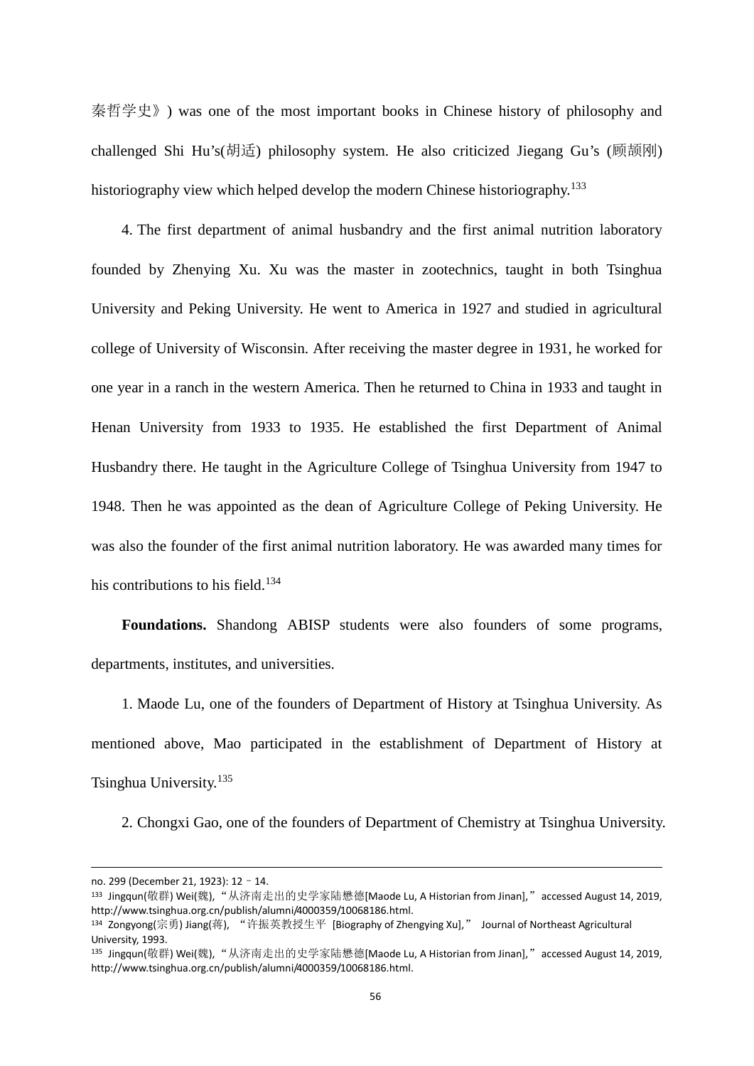秦哲学史》) was one of the most important books in Chinese history of philosophy and challenged Shi Hu's(胡适) philosophy system. He also criticized Jiegang Gu's (顾颉刚) historiography view which helped develop the modern Chinese historiography.[133]

4. The first department of animal husbandry and the first animal nutrition laboratory founded by Zhenying Xu. Xu was the master in zootechnics, taught in both Tsinghua University and Peking University. He went to America in 1927 and studied in agricultural college of University of Wisconsin. After receiving the master degree in 1931, he worked for one year in a ranch in the western America. Then he returned to China in 1933 and taught in Henan University from 1933 to 1935. He established the first Department of Animal Husbandry there. He taught in the Agriculture College of Tsinghua University from 1947 to 1948. Then he was appointed as the dean of Agriculture College of Peking University. He was also the founder of the first animal nutrition laboratory. He was awarded many times for his contributions to his field.[134]

**Foundations.** Shandong ABISP students were also founders of some programs, departments, institutes, and universities.

1. Maode Lu, one of the founders of Department of History at Tsinghua University. As mentioned above, Mao participated in the establishment of Department of History at Tsinghua University.[135]

2. Chongxi Gao, one of the founders of Department of Chemistry at Tsinghua University.

---

no. 299 (December 21, 1923): 12 – 14.

[133] Jingqun(敬群) Wei(魏), "从济南走出的史学家陆懋德[Maode Lu, A Historian from Jinan]," accessed August 14, 2019, http://www.tsinghua.org.cn/publish/alumni/4000359/10068186.html.

[134] Zongyong(宗勇) Jiang(蒋), "许振英教授生平 [Biography of Zhengying Xu]," Journal of Northeast Agricultural University, 1993.

[135] Jingqun(敬群) Wei(魏), "从济南走出的史学家陆懋德[Maode Lu, A Historian from Jinan]," accessed August 14, 2019, http://www.tsinghua.org.cn/publish/alumni/4000359/10068186.html.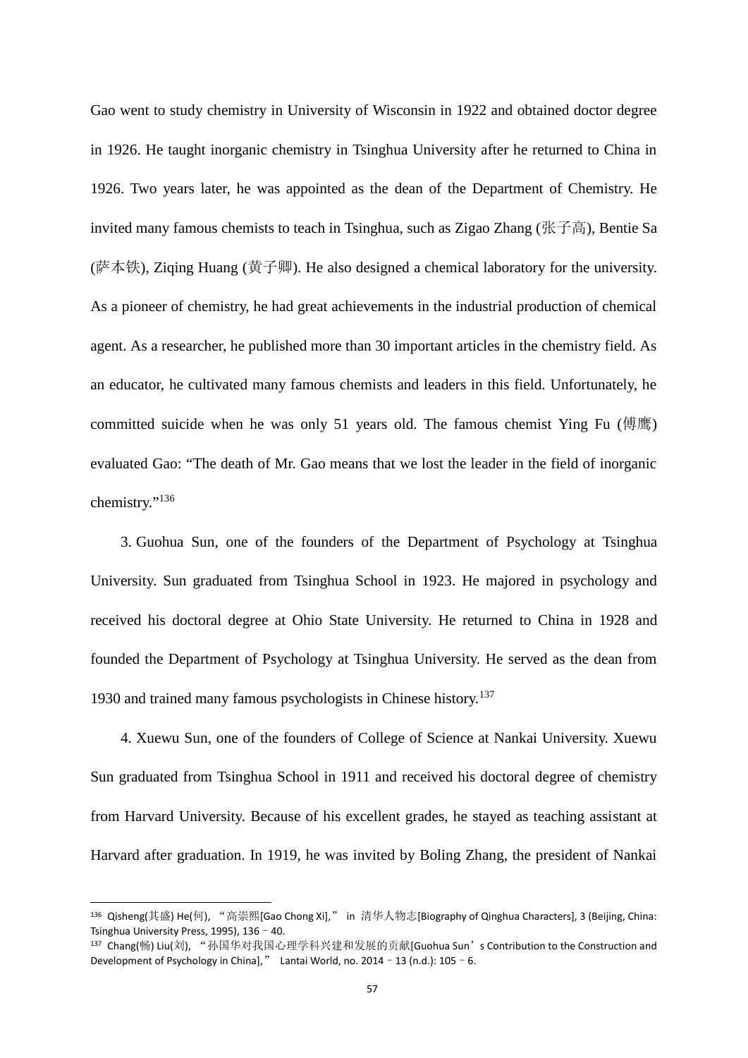Gao went to study chemistry in University of Wisconsin in 1922 and obtained doctor degree in 1926. He taught inorganic chemistry in Tsinghua University after he returned to China in 1926. Two years later, he was appointed as the dean of the Department of Chemistry. He invited many famous chemists to teach in Tsinghua, such as Zigao Zhang (张子高), Bentie Sa (萨本铁), Ziqing Huang (黄子卿). He also designed a chemical laboratory for the university. As a pioneer of chemistry, he had great achievements in the industrial production of chemical agent. As a researcher, he published more than 30 important articles in the chemistry field. As an educator, he cultivated many famous chemists and leaders in this field. Unfortunately, he committed suicide when he was only 51 years old. The famous chemist Ying Fu (傅鹰) evaluated Gao: "The death of Mr. Gao means that we lost the leader in the field of inorganic chemistry."[136]

3. Guohua Sun, one of the founders of the Department of Psychology at Tsinghua University. Sun graduated from Tsinghua School in 1923. He majored in psychology and received his doctoral degree at Ohio State University. He returned to China in 1928 and founded the Department of Psychology at Tsinghua University. He served as the dean from 1930 and trained many famous psychologists in Chinese history.[137]

4. Xuewu Sun, one of the founders of College of Science at Nankai University. Xuewu Sun graduated from Tsinghua School in 1911 and received his doctoral degree of chemistry from Harvard University. Because of his excellent grades, he stayed as teaching assistant at Harvard after graduation. In 1919, he was invited by Boling Zhang, the president of Nankai

---

[136] Qisheng(其盛) He(何), "高崇熙[Gao Chong Xi]," in 清华人物志[Biography of Qinghua Characters], 3 (Beijing, China: Tsinghua University Press, 1995), 136–40.

[137] Chang(畅) Liu(刘), "孙国华对我国心理学科兴建和发展的贡献[Guohua Sun's Contribution to the Construction and Development of Psychology in China]," Lantai World, no. 2014–13 (n.d.): 105–6.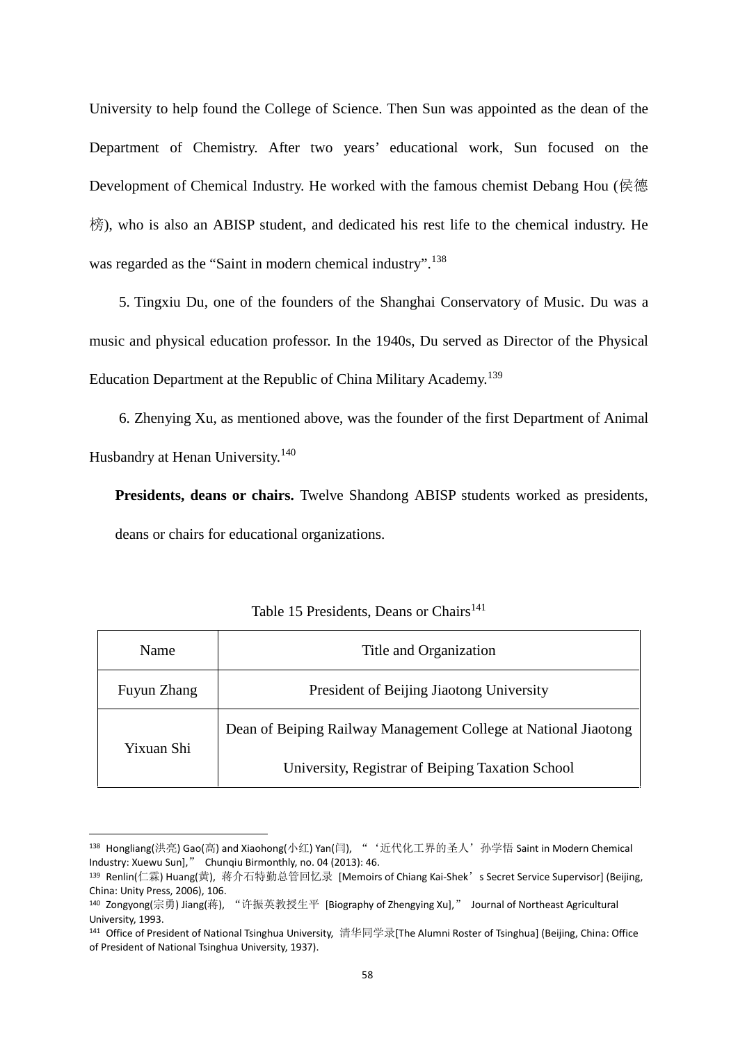University to help found the College of Science. Then Sun was appointed as the dean of the Department of Chemistry. After two years' educational work, Sun focused on the Development of Chemical Industry. He worked with the famous chemist Debang Hou (侯德榜), who is also an ABISP student, and dedicated his rest life to the chemical industry. He was regarded as the "Saint in modern chemical industry".[138]

5. Tingxiu Du, one of the founders of the Shanghai Conservatory of Music. Du was a music and physical education professor. In the 1940s, Du served as Director of the Physical Education Department at the Republic of China Military Academy.[139]

6. Zhenying Xu, as mentioned above, was the founder of the first Department of Animal Husbandry at Henan University.[140]

**Presidents, deans or chairs.** Twelve Shandong ABISP students worked as presidents, deans or chairs for educational organizations.

Table 15 Presidents, Deans or Chairs[141]

| Name | Title and Organization |
|---|---|
| Fuyun Zhang | President of Beijing Jiaotong University |
| Yixuan Shi | Dean of Beiping Railway Management College at National Jiaotong University, Registrar of Beiping Taxation School |

[138] Hongliang(洪亮) Gao(高) and Xiaohong(小红) Yan(闫), "'近代化工界的圣人' 孙学悟 Saint in Modern Chemical Industry: Xuewu Sun]," Chunqiu Birmonthly, no. 04 (2013): 46.

[139] Renlin(仁霖) Huang(黄), 蒋介石特勤总管回忆录 [Memoirs of Chiang Kai-Shek's Secret Service Supervisor] (Beijing, China: Unity Press, 2006), 106.

[140] Zongyong(宗勇) Jiang(蒋), "许振英教授生平 [Biography of Zhengying Xu]," Journal of Northeast Agricultural University, 1993.

[141] Office of President of National Tsinghua University, 清华同学录[The Alumni Roster of Tsinghua] (Beijing, China: Office of President of National Tsinghua University, 1937).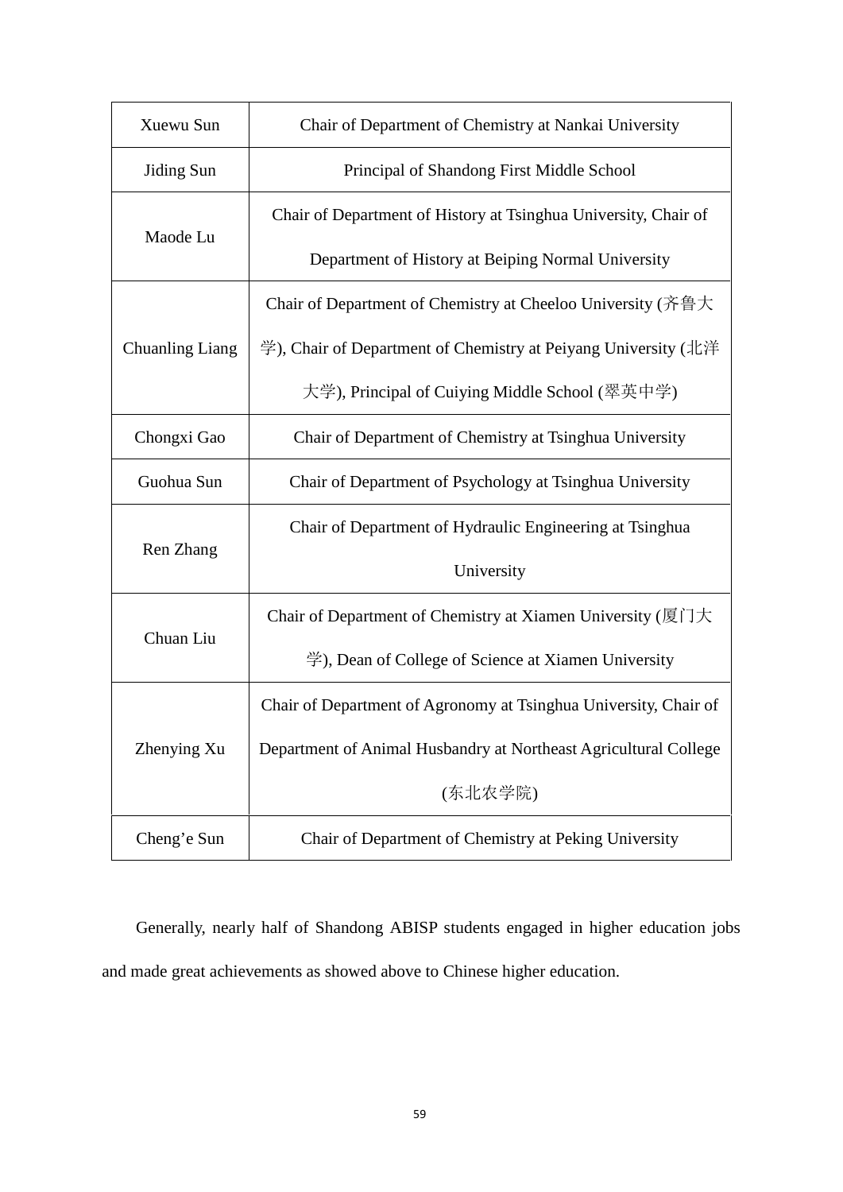| | |
|---|---|
| Xuewu Sun | Chair of Department of Chemistry at Nankai University |
| Jiding Sun | Principal of Shandong First Middle School |
| Maode Lu | Chair of Department of History at Tsinghua University, Chair of Department of History at Beiping Normal University |
| Chuanling Liang | Chair of Department of Chemistry at Cheeloo University (齐鲁大学), Chair of Department of Chemistry at Peiyang University (北洋大学), Principal of Cuiying Middle School (翠英中学) |
| Chongxi Gao | Chair of Department of Chemistry at Tsinghua University |
| Guohua Sun | Chair of Department of Psychology at Tsinghua University |
| Ren Zhang | Chair of Department of Hydraulic Engineering at Tsinghua University |
| Chuan Liu | Chair of Department of Chemistry at Xiamen University (厦门大学), Dean of College of Science at Xiamen University |
| Zhenying Xu | Chair of Department of Agronomy at Tsinghua University, Chair of Department of Animal Husbandry at Northeast Agricultural College (东北农学院) |
| Cheng'e Sun | Chair of Department of Chemistry at Peking University |

Generally, nearly half of Shandong ABISP students engaged in higher education jobs and made great achievements as showed above to Chinese higher education.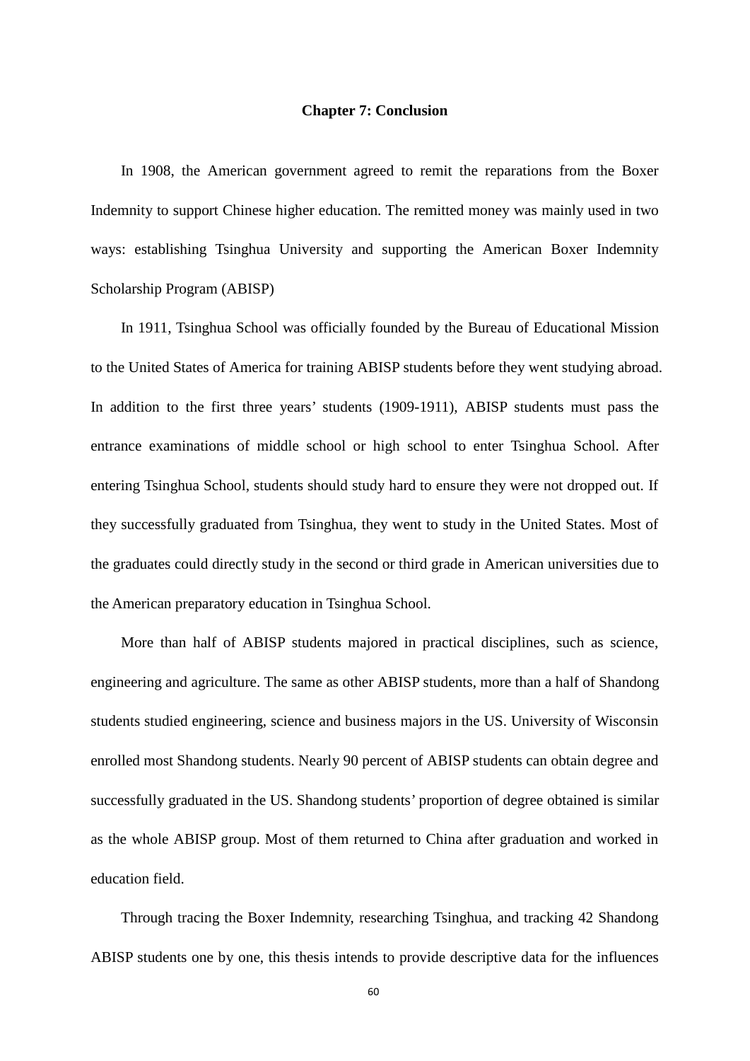# Chapter 7: Conclusion

In 1908, the American government agreed to remit the reparations from the Boxer Indemnity to support Chinese higher education. The remitted money was mainly used in two ways: establishing Tsinghua University and supporting the American Boxer Indemnity Scholarship Program (ABISP)

In 1911, Tsinghua School was officially founded by the Bureau of Educational Mission to the United States of America for training ABISP students before they went studying abroad. In addition to the first three years' students (1909-1911), ABISP students must pass the entrance examinations of middle school or high school to enter Tsinghua School. After entering Tsinghua School, students should study hard to ensure they were not dropped out. If they successfully graduated from Tsinghua, they went to study in the United States. Most of the graduates could directly study in the second or third grade in American universities due to the American preparatory education in Tsinghua School.

More than half of ABISP students majored in practical disciplines, such as science, engineering and agriculture. The same as other ABISP students, more than a half of Shandong students studied engineering, science and business majors in the US. University of Wisconsin enrolled most Shandong students. Nearly 90 percent of ABISP students can obtain degree and successfully graduated in the US. Shandong students' proportion of degree obtained is similar as the whole ABISP group. Most of them returned to China after graduation and worked in education field.

Through tracing the Boxer Indemnity, researching Tsinghua, and tracking 42 Shandong ABISP students one by one, this thesis intends to provide descriptive data for the influences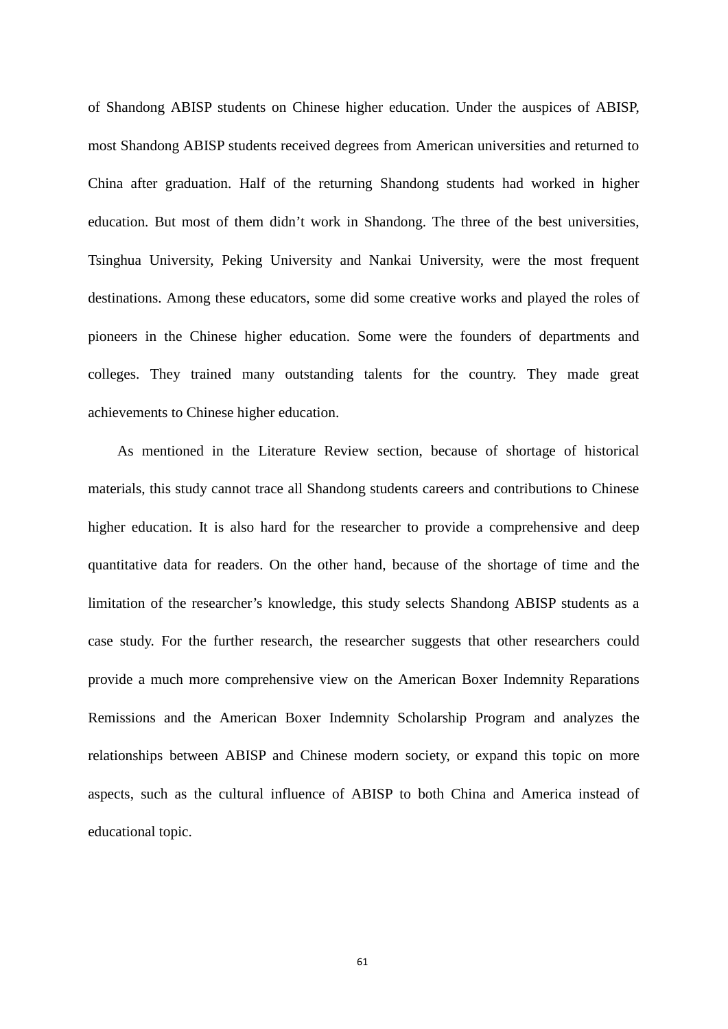of Shandong ABISP students on Chinese higher education. Under the auspices of ABISP, most Shandong ABISP students received degrees from American universities and returned to China after graduation. Half of the returning Shandong students had worked in higher education. But most of them didn't work in Shandong. The three of the best universities, Tsinghua University, Peking University and Nankai University, were the most frequent destinations. Among these educators, some did some creative works and played the roles of pioneers in the Chinese higher education. Some were the founders of departments and colleges. They trained many outstanding talents for the country. They made great achievements to Chinese higher education.

As mentioned in the Literature Review section, because of shortage of historical materials, this study cannot trace all Shandong students careers and contributions to Chinese higher education. It is also hard for the researcher to provide a comprehensive and deep quantitative data for readers. On the other hand, because of the shortage of time and the limitation of the researcher's knowledge, this study selects Shandong ABISP students as a case study. For the further research, the researcher suggests that other researchers could provide a much more comprehensive view on the American Boxer Indemnity Reparations Remissions and the American Boxer Indemnity Scholarship Program and analyzes the relationships between ABISP and Chinese modern society, or expand this topic on more aspects, such as the cultural influence of ABISP to both China and America instead of educational topic.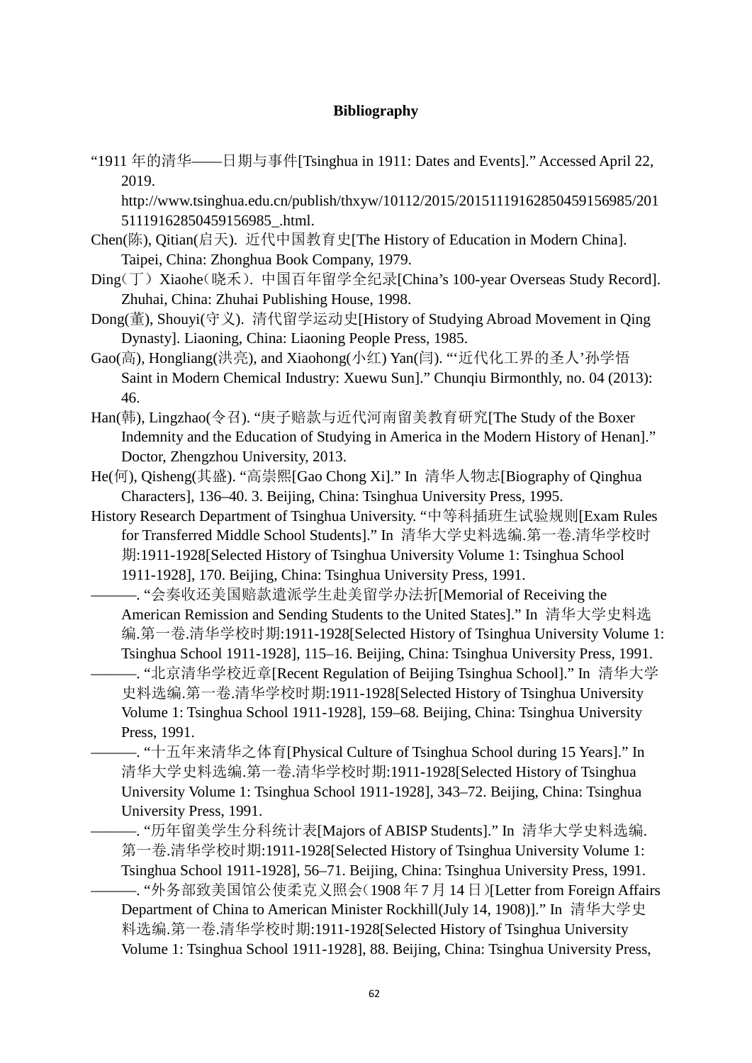**Bibliography**

“1911 年的清华——日期与事件[Tsinghua in 1911: Dates and Events].” Accessed April 22, 2019. http://www.tsinghua.edu.cn/publish/thxyw/10112/2015/20151119162850459156985/20151119162850459156985_.html.

Chen(陈), Qitian(启天). 近代中国教育史[The History of Education in Modern China]. Taipei, China: Zhonghua Book Company, 1979.

Ding（丁）Xiaohe（晓禾）. 中国百年留学全纪录[China’s 100-year Overseas Study Record]. Zhuhai, China: Zhuhai Publishing House, 1998.

Dong(董), Shouyi(守义). 清代留学运动史[History of Studying Abroad Movement in Qing Dynasty]. Liaoning, China: Liaoning People Press, 1985.

Gao(高), Hongliang(洪亮), and Xiaohong(小红) Yan(闫). “‘近代化工界的圣人’孙学悟 Saint in Modern Chemical Industry: Xuewu Sun].” Chunqiu Birmonthly, no. 04 (2013): 46.

Han(韩), Lingzhao(令召). “庚子赔款与近代河南留美教育研究[The Study of the Boxer Indemnity and the Education of Studying in America in the Modern History of Henan].” Doctor, Zhengzhou University, 2013.

He(何), Qisheng(其盛). “高崇熙[Gao Chong Xi].” In 清华人物志[Biography of Qinghua Characters], 136–40. 3. Beijing, China: Tsinghua University Press, 1995.

History Research Department of Tsinghua University. “中等科插班生试验规则[Exam Rules for Transferred Middle School Students].” In 清华大学史料选编.第一卷.清华学校时期:1911-1928[Selected History of Tsinghua University Volume 1: Tsinghua School 1911-1928], 170. Beijing, China: Tsinghua University Press, 1991.

———. “会奏收还美国赔款遣派学生赴美留学办法折[Memorial of Receiving the American Remission and Sending Students to the United States].” In 清华大学史料选编.第一卷.清华学校时期:1911-1928[Selected History of Tsinghua University Volume 1: Tsinghua School 1911-1928], 115–16. Beijing, China: Tsinghua University Press, 1991.

———. “北京清华学校近章[Recent Regulation of Beijing Tsinghua School].” In 清华大学史料选编.第一卷.清华学校时期:1911-1928[Selected History of Tsinghua University Volume 1: Tsinghua School 1911-1928], 159–68. Beijing, China: Tsinghua University Press, 1991.

———. “十五年来清华之体育[Physical Culture of Tsinghua School during 15 Years].” In 清华大学史料选编.第一卷.清华学校时期:1911-1928[Selected History of Tsinghua University Volume 1: Tsinghua School 1911-1928], 343–72. Beijing, China: Tsinghua University Press, 1991.

———. “历年留美学生分科统计表[Majors of ABISP Students].” In 清华大学史料选编.第一卷.清华学校时期:1911-1928[Selected History of Tsinghua University Volume 1: Tsinghua School 1911-1928], 56–71. Beijing, China: Tsinghua University Press, 1991.

———. “外务部致美国馆公使柔克义照会（1908 年 7 月 14 日）[Letter from Foreign Affairs Department of China to American Minister Rockhill(July 14, 1908)].” In 清华大学史料选编.第一卷.清华学校时期:1911-1928[Selected History of Tsinghua University Volume 1: Tsinghua School 1911-1928], 88. Beijing, China: Tsinghua University Press,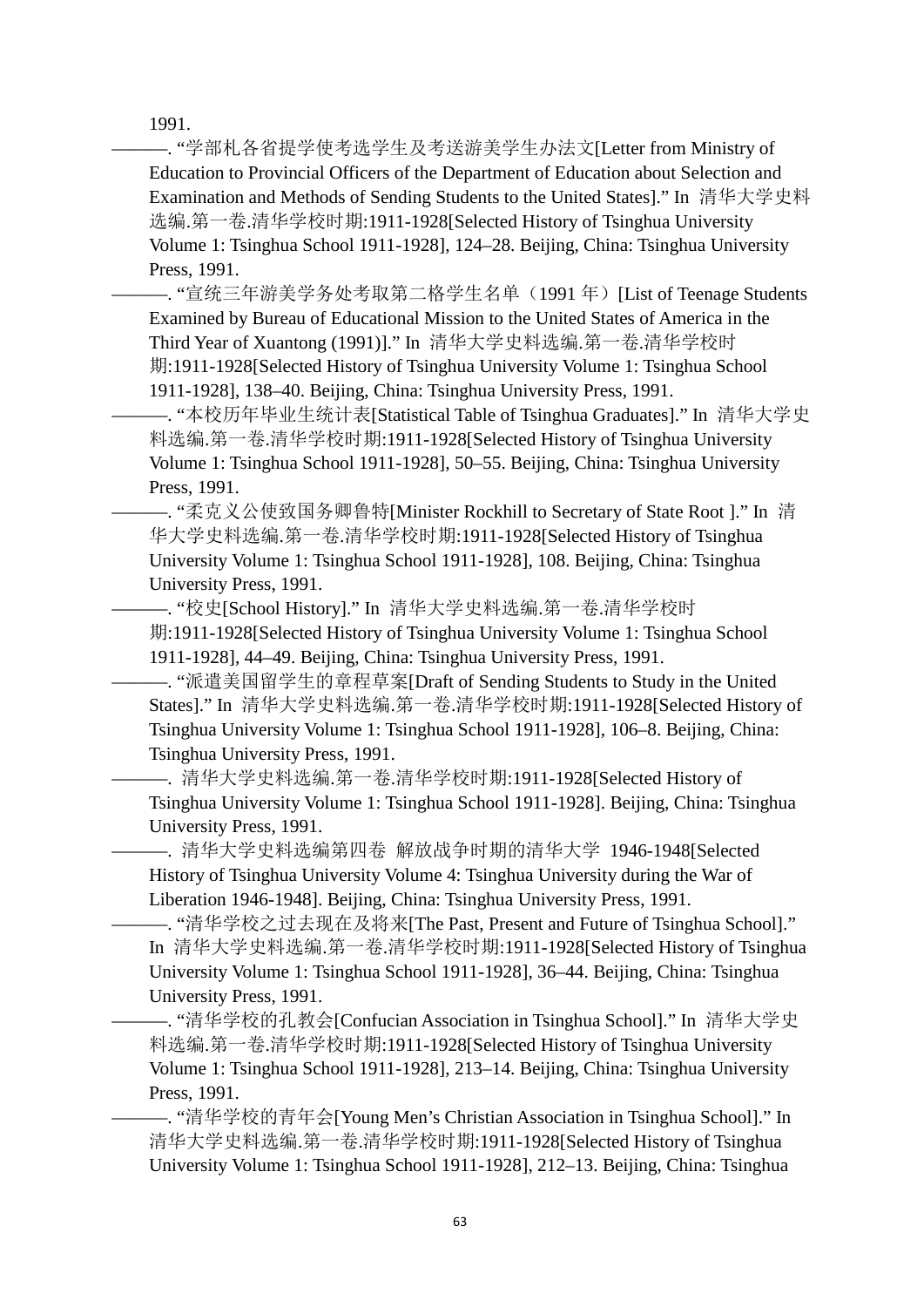1991.

———. "学部札各省提学使考选学生及考送游美学生办法文[Letter from Ministry of Education to Provincial Officers of the Department of Education about Selection and Examination and Methods of Sending Students to the United States]." In 清华大学史料选编.第一卷.清华学校时期:1911-1928[Selected History of Tsinghua University Volume 1: Tsinghua School 1911-1928], 124–28. Beijing, China: Tsinghua University Press, 1991.

———. "宣统三年游美学务处考取第二格学生名单（1991 年）[List of Teenage Students Examined by Bureau of Educational Mission to the United States of America in the Third Year of Xuantong (1991)]." In 清华大学史料选编.第一卷.清华学校时期:1911-1928[Selected History of Tsinghua University Volume 1: Tsinghua School 1911-1928], 138–40. Beijing, China: Tsinghua University Press, 1991.

———. "本校历年毕业生统计表[Statistical Table of Tsinghua Graduates]." In 清华大学史料选编.第一卷.清华学校时期:1911-1928[Selected History of Tsinghua University Volume 1: Tsinghua School 1911-1928], 50–55. Beijing, China: Tsinghua University Press, 1991.

———. "柔克义公使致国务卿鲁特[Minister Rockhill to Secretary of State Root ]." In 清华大学史料选编.第一卷.清华学校时期:1911-1928[Selected History of Tsinghua University Volume 1: Tsinghua School 1911-1928], 108. Beijing, China: Tsinghua University Press, 1991.

———. "校史[School History]." In 清华大学史料选编.第一卷.清华学校时期:1911-1928[Selected History of Tsinghua University Volume 1: Tsinghua School 1911-1928], 44–49. Beijing, China: Tsinghua University Press, 1991.

———. "派遣美国留学生的章程草案[Draft of Sending Students to Study in the United States]." In 清华大学史料选编.第一卷.清华学校时期:1911-1928[Selected History of Tsinghua University Volume 1: Tsinghua School 1911-1928], 106–8. Beijing, China: Tsinghua University Press, 1991.

———. 清华大学史料选编.第一卷.清华学校时期:1911-1928[Selected History of Tsinghua University Volume 1: Tsinghua School 1911-1928]. Beijing, China: Tsinghua University Press, 1991.

———. 清华大学史料选编第四卷 解放战争时期的清华大学 1946-1948[Selected History of Tsinghua University Volume 4: Tsinghua University during the War of Liberation 1946-1948]. Beijing, China: Tsinghua University Press, 1991.

———. "清华学校之过去现在及将来[The Past, Present and Future of Tsinghua School]." In 清华大学史料选编.第一卷.清华学校时期:1911-1928[Selected History of Tsinghua University Volume 1: Tsinghua School 1911-1928], 36–44. Beijing, China: Tsinghua University Press, 1991.

———. "清华学校的孔教会[Confucian Association in Tsinghua School]." In 清华大学史料选编.第一卷.清华学校时期:1911-1928[Selected History of Tsinghua University Volume 1: Tsinghua School 1911-1928], 213–14. Beijing, China: Tsinghua University Press, 1991.

———. "清华学校的青年会[Young Men's Christian Association in Tsinghua School]." In 清华大学史料选编.第一卷.清华学校时期:1911-1928[Selected History of Tsinghua University Volume 1: Tsinghua School 1911-1928], 212–13. Beijing, China: Tsinghua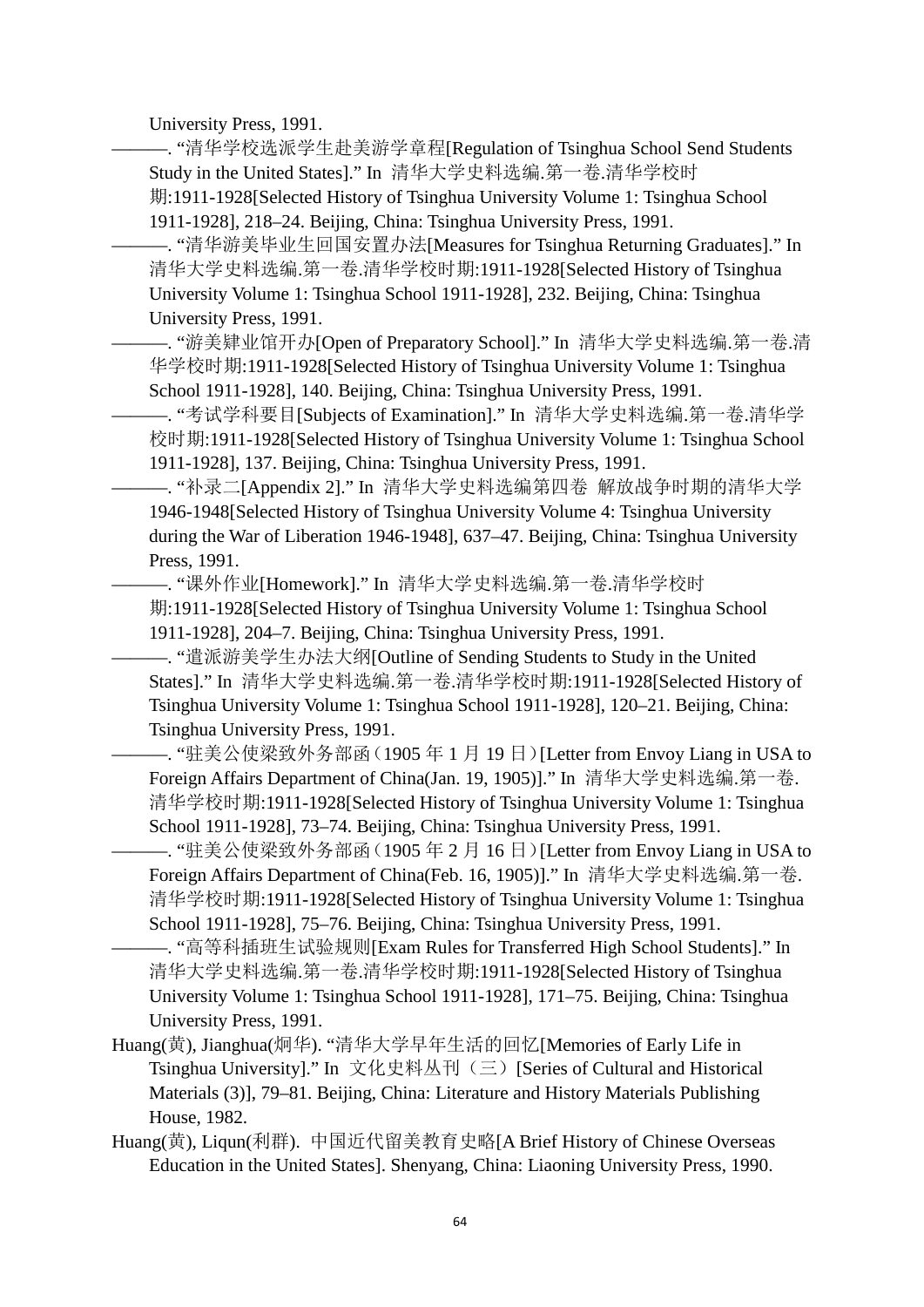University Press, 1991.

———. "清华学校选派学生赴美游学章程[Regulation of Tsinghua School Send Students Study in the United States]." In 清华大学史料选编.第一卷.清华学校时期:1911-1928[Selected History of Tsinghua University Volume 1: Tsinghua School 1911-1928], 218–24. Beijing, China: Tsinghua University Press, 1991.

———. "清华游美毕业生回国安置办法[Measures for Tsinghua Returning Graduates]." In 清华大学史料选编.第一卷.清华学校时期:1911-1928[Selected History of Tsinghua University Volume 1: Tsinghua School 1911-1928], 232. Beijing, China: Tsinghua University Press, 1991.

———. "游美肄业馆开办[Open of Preparatory School]." In 清华大学史料选编.第一卷.清华学校时期:1911-1928[Selected History of Tsinghua University Volume 1: Tsinghua School 1911-1928], 140. Beijing, China: Tsinghua University Press, 1991.

———. "考试学科要目[Subjects of Examination]." In 清华大学史料选编.第一卷.清华学校时期:1911-1928[Selected History of Tsinghua University Volume 1: Tsinghua School 1911-1928], 137. Beijing, China: Tsinghua University Press, 1991.

———. "补录二[Appendix 2]." In 清华大学史料选编第四卷 解放战争时期的清华大学 1946-1948[Selected History of Tsinghua University Volume 4: Tsinghua University during the War of Liberation 1946-1948], 637–47. Beijing, China: Tsinghua University Press, 1991.

———. "课外作业[Homework]." In 清华大学史料选编.第一卷.清华学校时期:1911-1928[Selected History of Tsinghua University Volume 1: Tsinghua School 1911-1928], 204–7. Beijing, China: Tsinghua University Press, 1991.

———. "遣派游美学生办法大纲[Outline of Sending Students to Study in the United States]." In 清华大学史料选编.第一卷.清华学校时期:1911-1928[Selected History of Tsinghua University Volume 1: Tsinghua School 1911-1928], 120–21. Beijing, China: Tsinghua University Press, 1991.

———. "驻美公使梁致外务部函(1905 年 1 月 19 日)[Letter from Envoy Liang in USA to Foreign Affairs Department of China(Jan. 19, 1905)]." In 清华大学史料选编.第一卷.清华学校时期:1911-1928[Selected History of Tsinghua University Volume 1: Tsinghua School 1911-1928], 73–74. Beijing, China: Tsinghua University Press, 1991.

———. "驻美公使梁致外务部函(1905 年 2 月 16 日)[Letter from Envoy Liang in USA to Foreign Affairs Department of China(Feb. 16, 1905)]." In 清华大学史料选编.第一卷.清华学校时期:1911-1928[Selected History of Tsinghua University Volume 1: Tsinghua School 1911-1928], 75–76. Beijing, China: Tsinghua University Press, 1991.

———. "高等科插班生试验规则[Exam Rules for Transferred High School Students]." In 清华大学史料选编.第一卷.清华学校时期:1911-1928[Selected History of Tsinghua University Volume 1: Tsinghua School 1911-1928], 171–75. Beijing, China: Tsinghua University Press, 1991.

Huang(黄), Jianghua(炯华). "清华大学早年生活的回忆[Memories of Early Life in Tsinghua University]." In 文化史料丛刊（三）[Series of Cultural and Historical Materials (3)], 79–81. Beijing, China: Literature and History Materials Publishing House, 1982.

Huang(黄), Liqun(利群). 中国近代留美教育史略[A Brief History of Chinese Overseas Education in the United States]. Shenyang, China: Liaoning University Press, 1990.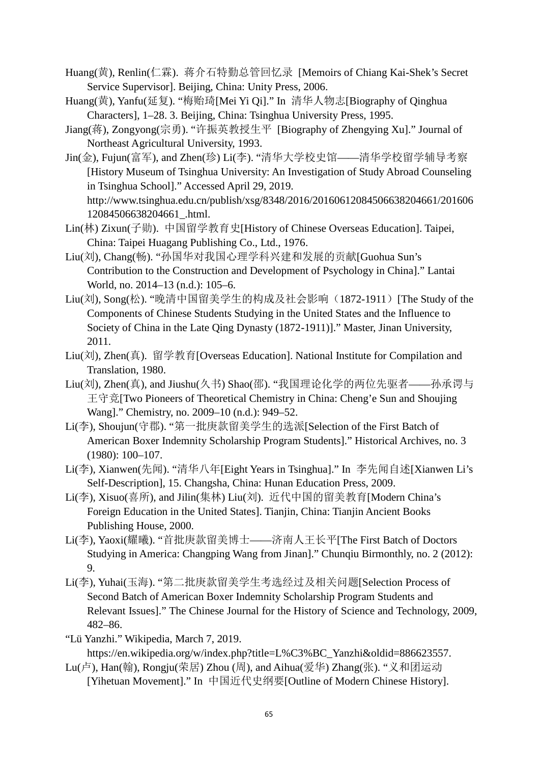Huang(黄), Renlin(仁霖). 蒋介石特勤总管回忆录 [Memoirs of Chiang Kai-Shek's Secret Service Supervisor]. Beijing, China: Unity Press, 2006.

Huang(黄), Yanfu(延复). "梅贻琦[Mei Yi Qi]." In 清华人物志[Biography of Qinghua Characters], 1–28. 3. Beijing, China: Tsinghua University Press, 1995.

Jiang(蒋), Zongyong(宗勇). "许振英教授生平 [Biography of Zhengying Xu]." Journal of Northeast Agricultural University, 1993.

Jin(金), Fujun(富军), and Zhen(珍) Li(李). "清华大学校史馆——清华学校留学辅导考察[History Museum of Tsinghua University: An Investigation of Study Abroad Counseling in Tsinghua School]." Accessed April 29, 2019. http://www.tsinghua.edu.cn/publish/xsg/8348/2016/20160612084506638204661/20160612084506638204661_.html.

Lin(林) Zixun(子勋). 中国留学教育史[History of Chinese Overseas Education]. Taipei, China: Taipei Huagang Publishing Co., Ltd., 1976.

Liu(刘), Chang(畅). "孙国华对我国心理学科兴建和发展的贡献[Guohua Sun's Contribution to the Construction and Development of Psychology in China]." Lantai World, no. 2014–13 (n.d.): 105–6.

Liu(刘), Song(松). "晚清中国留美学生的构成及社会影响（1872-1911）[The Study of the Components of Chinese Students Studying in the United States and the Influence to Society of China in the Late Qing Dynasty (1872-1911)]." Master, Jinan University, 2011.

Liu(刘), Zhen(真). 留学教育[Overseas Education]. National Institute for Compilation and Translation, 1980.

Liu(刘), Zhen(真), and Jiushu(久书) Shao(邵). "我国理论化学的两位先驱者——孙承谔与王守竞[Two Pioneers of Theoretical Chemistry in China: Cheng'e Sun and Shoujing Wang]." Chemistry, no. 2009–10 (n.d.): 949–52.

Li(李), Shoujun(守郡). "第一批庚款留美学生的选派[Selection of the First Batch of American Boxer Indemnity Scholarship Program Students]." Historical Archives, no. 3 (1980): 100–107.

Li(李), Xianwen(先闻). "清华八年[Eight Years in Tsinghua]." In 李先闻自述[Xianwen Li's Self-Description], 15. Changsha, China: Hunan Education Press, 2009.

Li(李), Xisuo(喜所), and Jilin(集林) Liu(刘). 近代中国的留美教育[Modern China's Foreign Education in the United States]. Tianjin, China: Tianjin Ancient Books Publishing House, 2000.

Li(李), Yaoxi(耀曦). "首批庚款留美博士——济南人王长平[The First Batch of Doctors Studying in America: Changping Wang from Jinan]." Chunqiu Birmonthly, no. 2 (2012): 9.

Li(李), Yuhai(玉海). "第二批庚款留美学生考选经过及相关问题[Selection Process of Second Batch of American Boxer Indemnity Scholarship Program Students and Relevant Issues]." The Chinese Journal for the History of Science and Technology, 2009, 482–86.

"Lü Yanzhi." Wikipedia, March 7, 2019. https://en.wikipedia.org/w/index.php?title=L%C3%BC_Yanzhi&oldid=886623557.

Lu(卢), Han(翰), Rongju(荣居) Zhou (周), and Aihua(爱华) Zhang(张). "义和团运动[Yihetuan Movement]." In 中国近代史纲要[Outline of Modern Chinese History].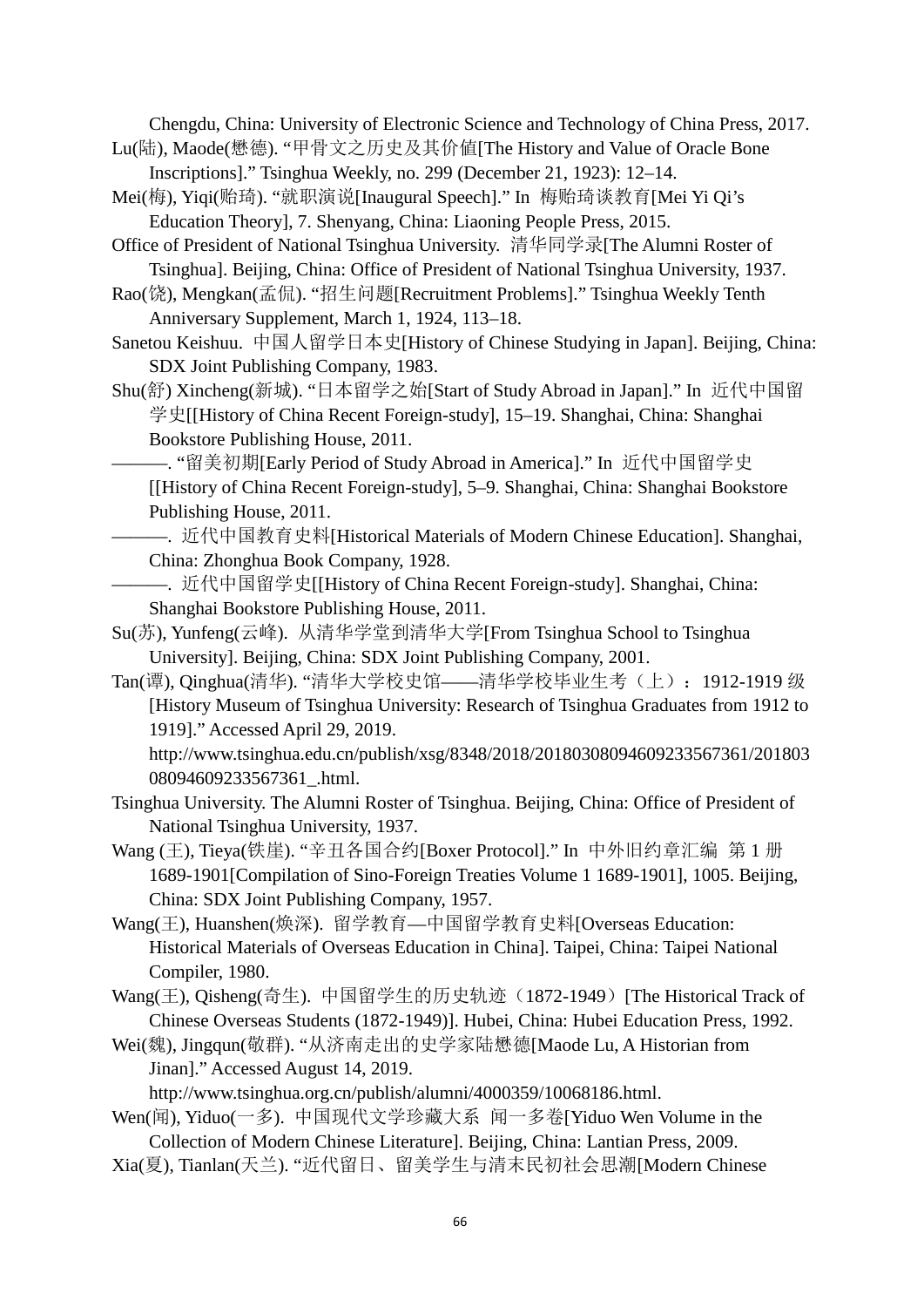Chengdu, China: University of Electronic Science and Technology of China Press, 2017.

Lu(陆), Maode(懋德). “甲骨文之历史及其价值[The History and Value of Oracle Bone Inscriptions].” Tsinghua Weekly, no. 299 (December 21, 1923): 12–14.

Mei(梅), Yiqi(贻琦). “就职演说[Inaugural Speech].” In 梅贻琦谈教育[Mei Yi Qi’s Education Theory], 7. Shenyang, China: Liaoning People Press, 2015.

Office of President of National Tsinghua University. 清华同学录[The Alumni Roster of Tsinghua]. Beijing, China: Office of President of National Tsinghua University, 1937.

Rao(饶), Mengkan(孟侃). “招生问题[Recruitment Problems].” Tsinghua Weekly Tenth Anniversary Supplement, March 1, 1924, 113–18.

Sanetou Keishuu. 中国人留学日本史[History of Chinese Studying in Japan]. Beijing, China: SDX Joint Publishing Company, 1983.

Shu(舒) Xincheng(新城). “日本留学之始[Start of Study Abroad in Japan].” In 近代中国留学史[[History of China Recent Foreign-study], 15–19. Shanghai, China: Shanghai Bookstore Publishing House, 2011.

———. “留美初期[Early Period of Study Abroad in America].” In 近代中国留学史[[History of China Recent Foreign-study], 5–9. Shanghai, China: Shanghai Bookstore Publishing House, 2011.

———. 近代中国教育史料[Historical Materials of Modern Chinese Education]. Shanghai, China: Zhonghua Book Company, 1928.

———. 近代中国留学史[[History of China Recent Foreign-study]. Shanghai, China: Shanghai Bookstore Publishing House, 2011.

Su(苏), Yunfeng(云峰). 从清华学堂到清华大学[From Tsinghua School to Tsinghua University]. Beijing, China: SDX Joint Publishing Company, 2001.

Tan(谭), Qinghua(清华). “清华大学校史馆——清华学校毕业生考（上）：1912-1919 级[History Museum of Tsinghua University: Research of Tsinghua Graduates from 1912 to 1919].” Accessed April 29, 2019. http://www.tsinghua.edu.cn/publish/xsg/8348/2018/20180308094609233567361/20180308094609233567361_.html.

Tsinghua University. The Alumni Roster of Tsinghua. Beijing, China: Office of President of National Tsinghua University, 1937.

Wang (王), Tieya(铁崖). “辛丑各国合约[Boxer Protocol].” In 中外旧约章汇编 第 1 册 1689-1901[Compilation of Sino-Foreign Treaties Volume 1 1689-1901], 1005. Beijing, China: SDX Joint Publishing Company, 1957.

Wang(王), Huanshen(焕深). 留学教育—中国留学教育史料[Overseas Education: Historical Materials of Overseas Education in China]. Taipei, China: Taipei National Compiler, 1980.

Wang(王), Qisheng(奇生). 中国留学生的历史轨迹（1872-1949）[The Historical Track of Chinese Overseas Students (1872-1949)]. Hubei, China: Hubei Education Press, 1992.

Wei(魏), Jingqun(敬群). “从济南走出的史学家陆懋德[Maode Lu, A Historian from Jinan].” Accessed August 14, 2019. http://www.tsinghua.org.cn/publish/alumni/4000359/10068186.html.

Wen(闻), Yiduo(一多). 中国现代文学珍藏大系 闻一多卷[Yiduo Wen Volume in the Collection of Modern Chinese Literature]. Beijing, China: Lantian Press, 2009.

Xia(夏), Tianlan(天兰). “近代留日、留美学生与清末民初社会思潮[Modern Chinese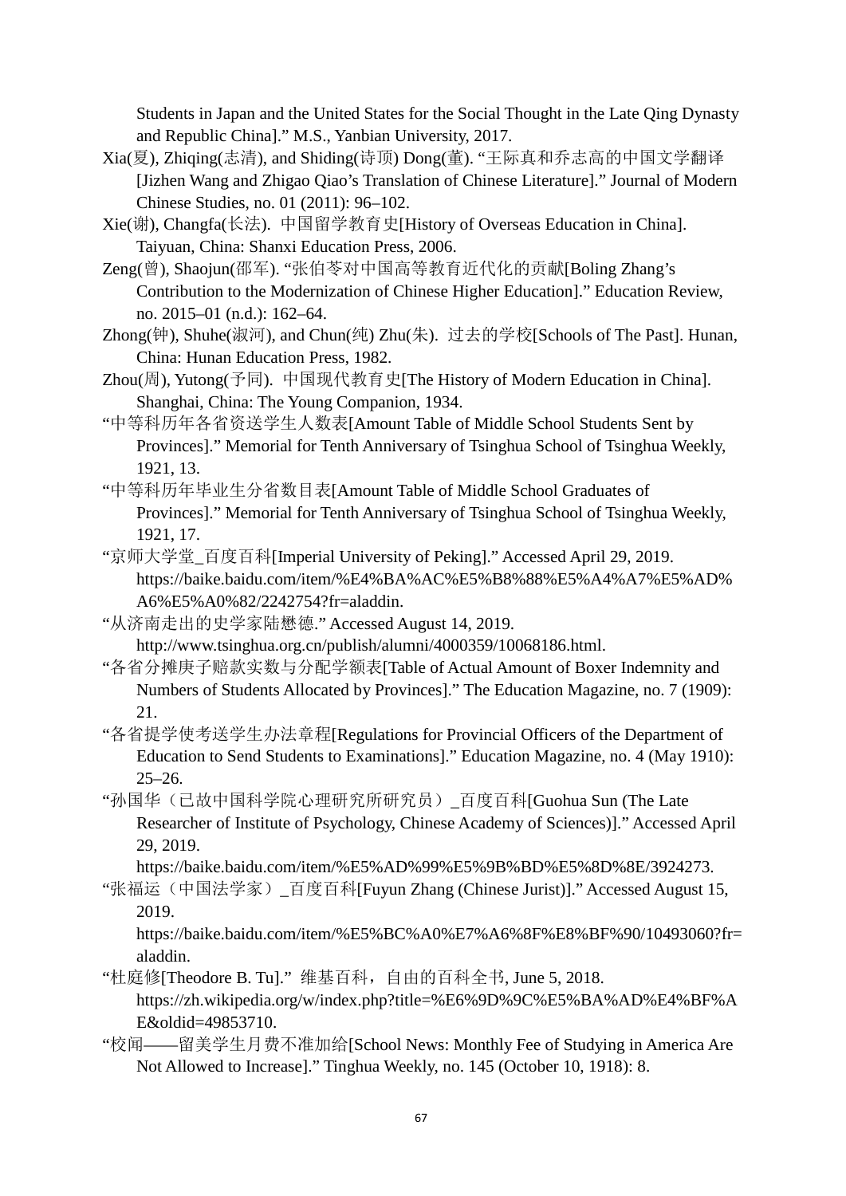Students in Japan and the United States for the Social Thought in the Late Qing Dynasty and Republic China]." M.S., Yanbian University, 2017.

Xia(夏), Zhiqing(志清), and Shiding(诗顶) Dong(董). "王际真和乔志高的中国文学翻译[Jizhen Wang and Zhigao Qiao's Translation of Chinese Literature]." Journal of Modern Chinese Studies, no. 01 (2011): 96–102.

Xie(谢), Changfa(长法). 中国留学教育史[History of Overseas Education in China]. Taiyuan, China: Shanxi Education Press, 2006.

Zeng(曾), Shaojun(邵军). "张伯苓对中国高等教育近代化的贡献[Boling Zhang's Contribution to the Modernization of Chinese Higher Education]." Education Review, no. 2015–01 (n.d.): 162–64.

Zhong(钟), Shuhe(淑河), and Chun(纯) Zhu(朱). 过去的学校[Schools of The Past]. Hunan, China: Hunan Education Press, 1982.

Zhou(周), Yutong(予同). 中国现代教育史[The History of Modern Education in China]. Shanghai, China: The Young Companion, 1934.

"中等科历年各省资送学生人数表[Amount Table of Middle School Students Sent by Provinces]." Memorial for Tenth Anniversary of Tsinghua School of Tsinghua Weekly, 1921, 13.

"中等科历年毕业生分省数目表[Amount Table of Middle School Graduates of Provinces]." Memorial for Tenth Anniversary of Tsinghua School of Tsinghua Weekly, 1921, 17.

"京师大学堂_百度百科[Imperial University of Peking]." Accessed April 29, 2019. https://baike.baidu.com/item/%E4%BA%AC%E5%B8%88%E5%A4%A7%E5%AD%A6%E5%A0%82/2242754?fr=aladdin.

"从济南走出的史学家陆懋德." Accessed August 14, 2019. http://www.tsinghua.org.cn/publish/alumni/4000359/10068186.html.

"各省分摊庚子赔款实数与分配学额表[Table of Actual Amount of Boxer Indemnity and Numbers of Students Allocated by Provinces]." The Education Magazine, no. 7 (1909): 21.

"各省提学使考送学生办法章程[Regulations for Provincial Officers of the Department of Education to Send Students to Examinations]." Education Magazine, no. 4 (May 1910): 25–26.

"孙国华（已故中国科学院心理研究所研究员）_百度百科[Guohua Sun (The Late Researcher of Institute of Psychology, Chinese Academy of Sciences)]." Accessed April 29, 2019. https://baike.baidu.com/item/%E5%AD%99%E5%9B%BD%E5%8D%8E/3924273.

"张福运（中国法学家）_百度百科[Fuyun Zhang (Chinese Jurist)]." Accessed August 15, 2019. https://baike.baidu.com/item/%E5%BC%A0%E7%A6%8F%E8%BF%90/10493060?fr=aladdin.

"杜庭修[Theodore B. Tu]." 维基百科，自由的百科全书, June 5, 2018. https://zh.wikipedia.org/w/index.php?title=%E6%9D%9C%E5%BA%AD%E4%BF%AE&oldid=49853710.

"校闻——留美学生月费不准加给[School News: Monthly Fee of Studying in America Are Not Allowed to Increase]." Tinghua Weekly, no. 145 (October 10, 1918): 8.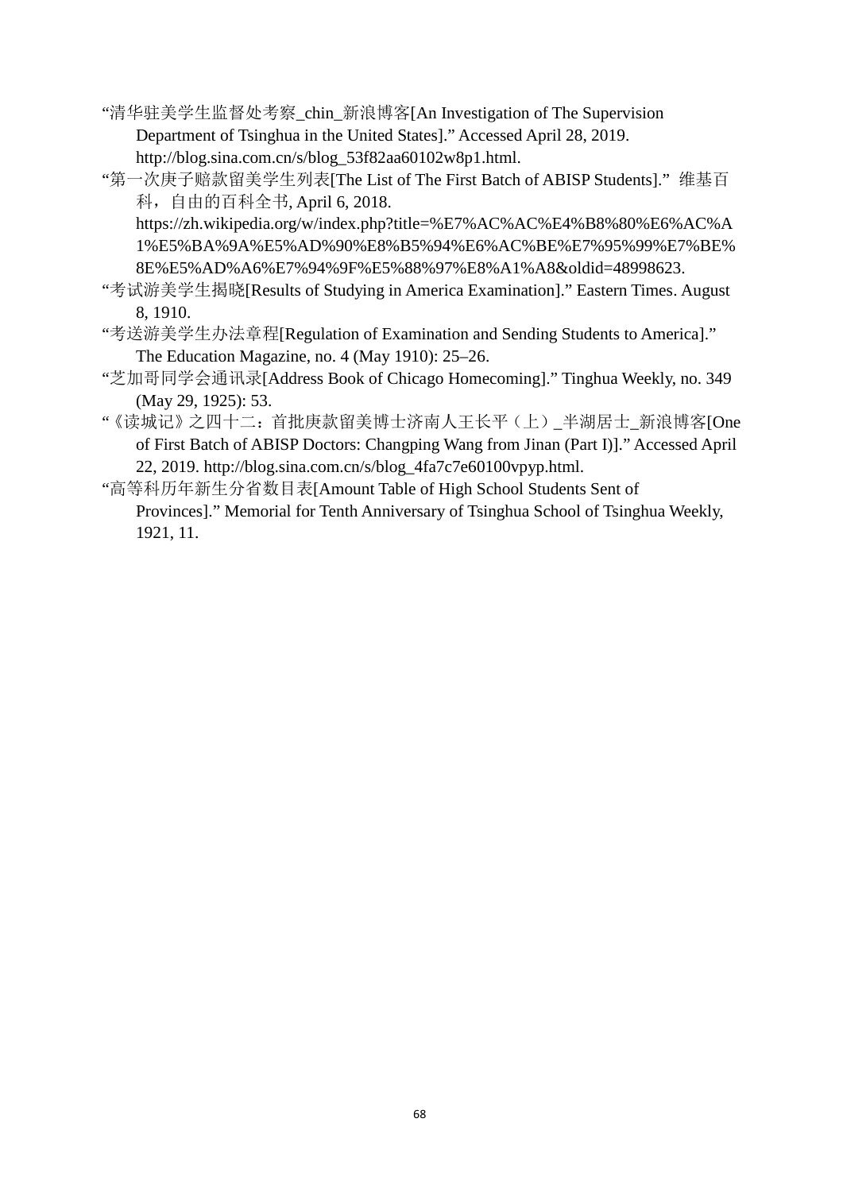"清华驻美学生监督处考察_chin_新浪博客[An Investigation of The Supervision Department of Tsinghua in the United States]." Accessed April 28, 2019. http://blog.sina.com.cn/s/blog_53f82aa60102w8p1.html.

"第一次庚子赔款留美学生列表[The List of The First Batch of ABISP Students]." 维基百科，自由的百科全书, April 6, 2018. https://zh.wikipedia.org/w/index.php?title=%E7%AC%AC%E4%B8%80%E6%AC%A1%E5%BA%9A%E5%AD%90%E8%B5%94%E6%AC%BE%E7%95%99%E7%BE%8E%E5%AD%A6%E7%94%9F%E5%88%97%E8%A1%A8&oldid=48998623.

"考试游美学生揭晓[Results of Studying in America Examination]." Eastern Times. August 8, 1910.

"考送游美学生办法章程[Regulation of Examination and Sending Students to America]." The Education Magazine, no. 4 (May 1910): 25–26.

"芝加哥同学会通讯录[Address Book of Chicago Homecoming]." Tinghua Weekly, no. 349 (May 29, 1925): 53.

"《读城记》之四十二：首批庚款留美博士济南人王长平（上）_半湖居士_新浪博客[One of First Batch of ABISP Doctors: Changping Wang from Jinan (Part I)]." Accessed April 22, 2019. http://blog.sina.com.cn/s/blog_4fa7c7e60100vpyp.html.

"高等科历年新生分省数目表[Amount Table of High School Students Sent of Provinces]." Memorial for Tenth Anniversary of Tsinghua School of Tsinghua Weekly, 1921, 11.